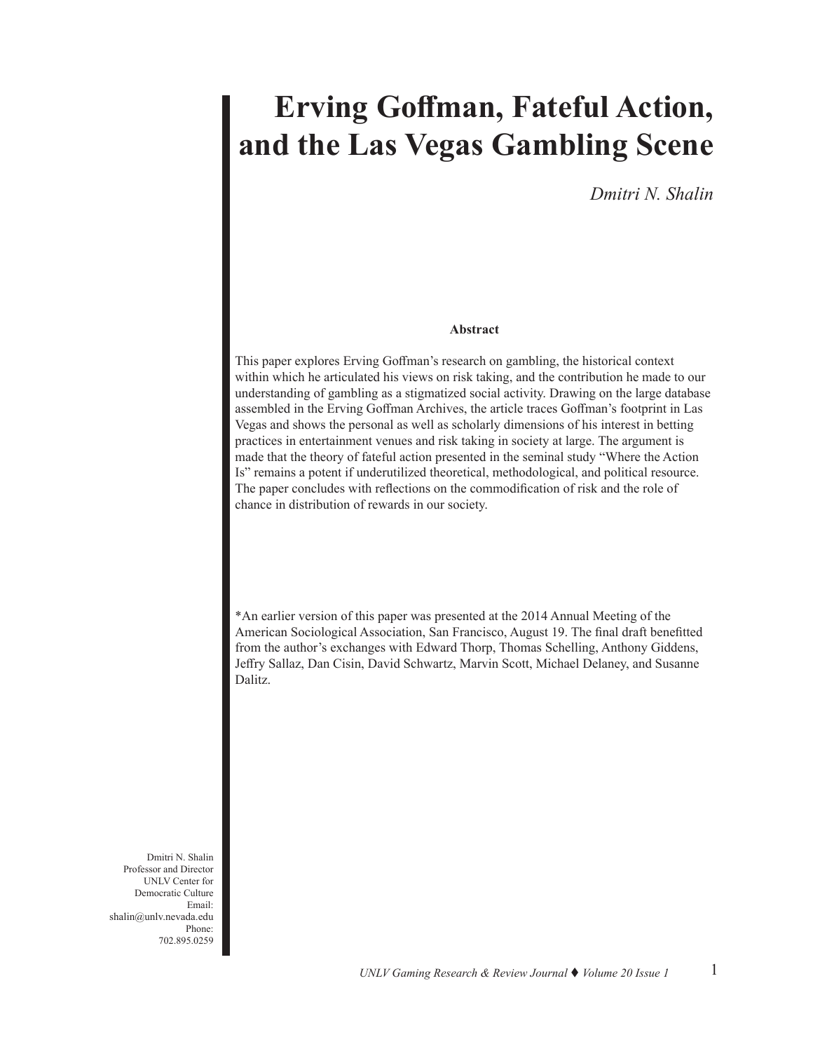# Erving Goffman, Fateful Action, and the Las Vegas Gambling Scene

*Dmitri N. Shalin*

**Abstract**

This paper explores Erving Goffman's research on gambling, the historical context within which he articulated his views on risk taking, and the contribution he made to our understanding of gambling as a stigmatized social activity. Drawing on the large database assembled in the Erving Goffman Archives, the article traces Goffman's footprint in Las Vegas and shows the personal as well as scholarly dimensions of his interest in betting practices in entertainment venues and risk taking in society at large. The argument is made that the theory of fateful action presented in the seminal study "Where the Action Is" remains a potent if underutilized theoretical, methodological, and political resource. The paper concludes with reflections on the commodification of risk and the role of chance in distribution of rewards in our society.

*An earlier version of this paper was presented at the 2014 Annual Meeting of the American Sociological Association, San Francisco, August 19. The final draft benefitted from the author's exchanges with Edward Thorp, Thomas Schelling, Anthony Giddens, Jeffry Sallaz, Dan Cisin, David Schwartz, Marvin Scott, Michael Delaney, and Susanne Dalitz.

Dmitri N. Shalin
Professor and Director
UNLV Center for
Democratic Culture
Email:
shalin@unlv.nevada.edu
Phone:
702.895.0259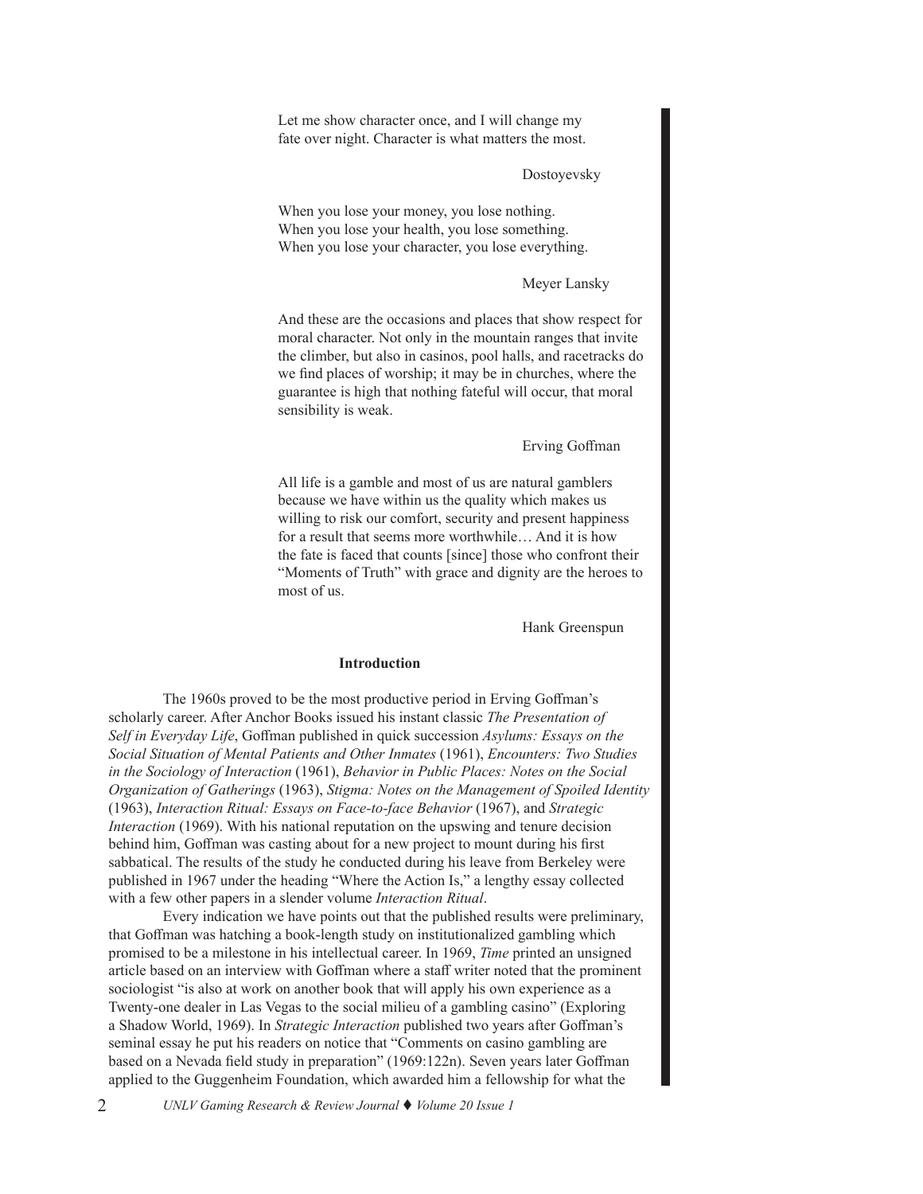> Let me show character once, and I will change my fate over night. Character is what matters the most.
>
> Dostoyevsky

> When you lose your money, you lose nothing.
> When you lose your health, you lose something.
> When you lose your character, you lose everything.
>
> Meyer Lansky

> And these are the occasions and places that show respect for moral character. Not only in the mountain ranges that invite the climber, but also in casinos, pool halls, and racetracks do we find places of worship; it may be in churches, where the guarantee is high that nothing fateful will occur, that moral sensibility is weak.
>
> Erving Goffman

> All life is a gamble and most of us are natural gamblers because we have within us the quality which makes us willing to risk our comfort, security and present happiness for a result that seems more worthwhile… And it is how the fate is faced that counts [since] those who confront their "Moments of Truth" with grace and dignity are the heroes to most of us.
>
> Hank Greenspun

## Introduction

The 1960s proved to be the most productive period in Erving Goffman's scholarly career. After Anchor Books issued his instant classic *The Presentation of Self in Everyday Life*, Goffman published in quick succession *Asylums: Essays on the Social Situation of Mental Patients and Other Inmates* (1961), *Encounters: Two Studies in the Sociology of Interaction* (1961), *Behavior in Public Places: Notes on the Social Organization of Gatherings* (1963), *Stigma: Notes on the Management of Spoiled Identity* (1963), *Interaction Ritual: Essays on Face-to-face Behavior* (1967), and *Strategic Interaction* (1969). With his national reputation on the upswing and tenure decision behind him, Goffman was casting about for a new project to mount during his first sabbatical. The results of the study he conducted during his leave from Berkeley were published in 1967 under the heading "Where the Action Is," a lengthy essay collected with a few other papers in a slender volume *Interaction Ritual*.

Every indication we have points out that the published results were preliminary, that Goffman was hatching a book-length study on institutionalized gambling which promised to be a milestone in his intellectual career. In 1969, *Time* printed an unsigned article based on an interview with Goffman where a staff writer noted that the prominent sociologist "is also at work on another book that will apply his own experience as a Twenty-one dealer in Las Vegas to the social milieu of a gambling casino" (Exploring a Shadow World, 1969). In *Strategic Interaction* published two years after Goffman's seminal essay he put his readers on notice that "Comments on casino gambling are based on a Nevada field study in preparation" (1969:122n). Seven years later Goffman applied to the Guggenheim Foundation, which awarded him a fellowship for what the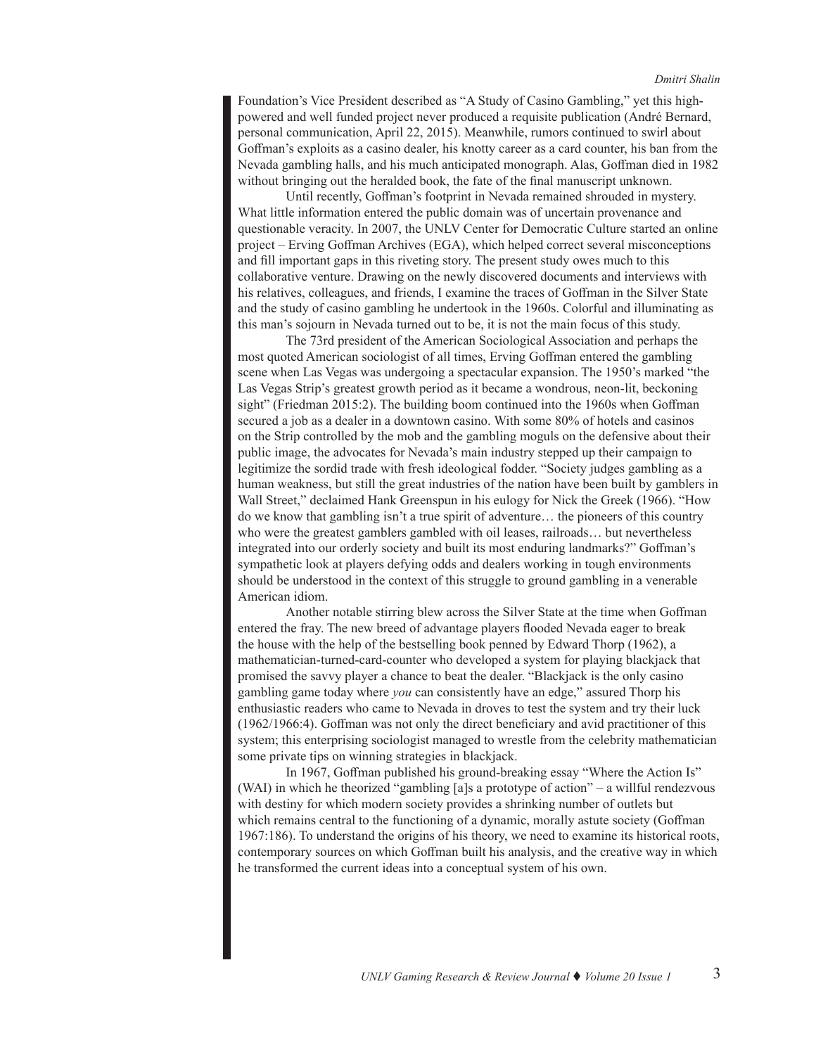Foundation's Vice President described as "A Study of Casino Gambling," yet this high-powered and well funded project never produced a requisite publication (André Bernard, personal communication, April 22, 2015). Meanwhile, rumors continued to swirl about Goffman's exploits as a casino dealer, his knotty career as a card counter, his ban from the Nevada gambling halls, and his much anticipated monograph. Alas, Goffman died in 1982 without bringing out the heralded book, the fate of the final manuscript unknown.

Until recently, Goffman's footprint in Nevada remained shrouded in mystery. What little information entered the public domain was of uncertain provenance and questionable veracity. In 2007, the UNLV Center for Democratic Culture started an online project – Erving Goffman Archives (EGA), which helped correct several misconceptions and fill important gaps in this riveting story. The present study owes much to this collaborative venture. Drawing on the newly discovered documents and interviews with his relatives, colleagues, and friends, I examine the traces of Goffman in the Silver State and the study of casino gambling he undertook in the 1960s. Colorful and illuminating as this man's sojourn in Nevada turned out to be, it is not the main focus of this study.

The 73rd president of the American Sociological Association and perhaps the most quoted American sociologist of all times, Erving Goffman entered the gambling scene when Las Vegas was undergoing a spectacular expansion. The 1950's marked "the Las Vegas Strip's greatest growth period as it became a wondrous, neon-lit, beckoning sight" (Friedman 2015:2). The building boom continued into the 1960s when Goffman secured a job as a dealer in a downtown casino. With some 80% of hotels and casinos on the Strip controlled by the mob and the gambling moguls on the defensive about their public image, the advocates for Nevada's main industry stepped up their campaign to legitimize the sordid trade with fresh ideological fodder. "Society judges gambling as a human weakness, but still the great industries of the nation have been built by gamblers in Wall Street," declaimed Hank Greenspun in his eulogy for Nick the Greek (1966). "How do we know that gambling isn't a true spirit of adventure… the pioneers of this country who were the greatest gamblers gambled with oil leases, railroads… but nevertheless integrated into our orderly society and built its most enduring landmarks?" Goffman's sympathetic look at players defying odds and dealers working in tough environments should be understood in the context of this struggle to ground gambling in a venerable American idiom.

Another notable stirring blew across the Silver State at the time when Goffman entered the fray. The new breed of advantage players flooded Nevada eager to break the house with the help of the bestselling book penned by Edward Thorp (1962), a mathematician-turned-card-counter who developed a system for playing blackjack that promised the savvy player a chance to beat the dealer. "Blackjack is the only casino gambling game today where *you* can consistently have an edge," assured Thorp his enthusiastic readers who came to Nevada in droves to test the system and try their luck (1962/1966:4). Goffman was not only the direct beneficiary and avid practitioner of this system; this enterprising sociologist managed to wrestle from the celebrity mathematician some private tips on winning strategies in blackjack.

In 1967, Goffman published his ground-breaking essay "Where the Action Is" (WAI) in which he theorized "gambling [a]s a prototype of action" – a willful rendezvous with destiny for which modern society provides a shrinking number of outlets but which remains central to the functioning of a dynamic, morally astute society (Goffman 1967:186). To understand the origins of his theory, we need to examine its historical roots, contemporary sources on which Goffman built his analysis, and the creative way in which he transformed the current ideas into a conceptual system of his own.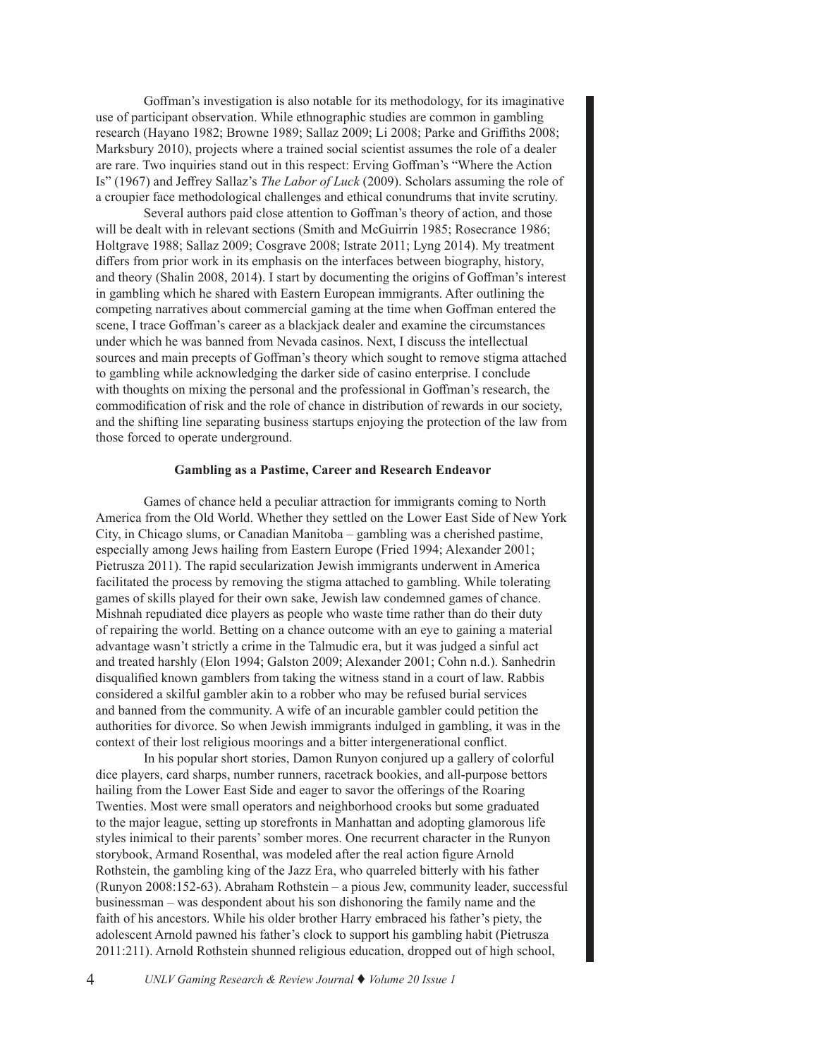Goffman's investigation is also notable for its methodology, for its imaginative use of participant observation. While ethnographic studies are common in gambling research (Hayano 1982; Browne 1989; Sallaz 2009; Li 2008; Parke and Griffiths 2008; Marksbury 2010), projects where a trained social scientist assumes the role of a dealer are rare. Two inquiries stand out in this respect: Erving Goffman's "Where the Action Is" (1967) and Jeffrey Sallaz's *The Labor of Luck* (2009). Scholars assuming the role of a croupier face methodological challenges and ethical conundrums that invite scrutiny.

Several authors paid close attention to Goffman's theory of action, and those will be dealt with in relevant sections (Smith and McGuirrin 1985; Rosecrance 1986; Holtgrave 1988; Sallaz 2009; Cosgrave 2008; Istrate 2011; Lyng 2014). My treatment differs from prior work in its emphasis on the interfaces between biography, history, and theory (Shalin 2008, 2014). I start by documenting the origins of Goffman's interest in gambling which he shared with Eastern European immigrants. After outlining the competing narratives about commercial gaming at the time when Goffman entered the scene, I trace Goffman's career as a blackjack dealer and examine the circumstances under which he was banned from Nevada casinos. Next, I discuss the intellectual sources and main precepts of Goffman's theory which sought to remove stigma attached to gambling while acknowledging the darker side of casino enterprise. I conclude with thoughts on mixing the personal and the professional in Goffman's research, the commodification of risk and the role of chance in distribution of rewards in our society, and the shifting line separating business startups enjoying the protection of the law from those forced to operate underground.

## Gambling as a Pastime, Career and Research Endeavor

Games of chance held a peculiar attraction for immigrants coming to North America from the Old World. Whether they settled on the Lower East Side of New York City, in Chicago slums, or Canadian Manitoba – gambling was a cherished pastime, especially among Jews hailing from Eastern Europe (Fried 1994; Alexander 2001; Pietrusza 2011). The rapid secularization Jewish immigrants underwent in America facilitated the process by removing the stigma attached to gambling. While tolerating games of skills played for their own sake, Jewish law condemned games of chance. Mishnah repudiated dice players as people who waste time rather than do their duty of repairing the world. Betting on a chance outcome with an eye to gaining a material advantage wasn't strictly a crime in the Talmudic era, but it was judged a sinful act and treated harshly (Elon 1994; Galston 2009; Alexander 2001; Cohn n.d.). Sanhedrin disqualified known gamblers from taking the witness stand in a court of law. Rabbis considered a skilful gambler akin to a robber who may be refused burial services and banned from the community. A wife of an incurable gambler could petition the authorities for divorce. So when Jewish immigrants indulged in gambling, it was in the context of their lost religious moorings and a bitter intergenerational conflict.

In his popular short stories, Damon Runyon conjured up a gallery of colorful dice players, card sharps, number runners, racetrack bookies, and all-purpose bettors hailing from the Lower East Side and eager to savor the offerings of the Roaring Twenties. Most were small operators and neighborhood crooks but some graduated to the major league, setting up storefronts in Manhattan and adopting glamorous life styles inimical to their parents' somber mores. One recurrent character in the Runyon storybook, Armand Rosenthal, was modeled after the real action figure Arnold Rothstein, the gambling king of the Jazz Era, who quarreled bitterly with his father (Runyon 2008:152-63). Abraham Rothstein – a pious Jew, community leader, successful businessman – was despondent about his son dishonoring the family name and the faith of his ancestors. While his older brother Harry embraced his father's piety, the adolescent Arnold pawned his father's clock to support his gambling habit (Pietrusza 2011:211). Arnold Rothstein shunned religious education, dropped out of high school,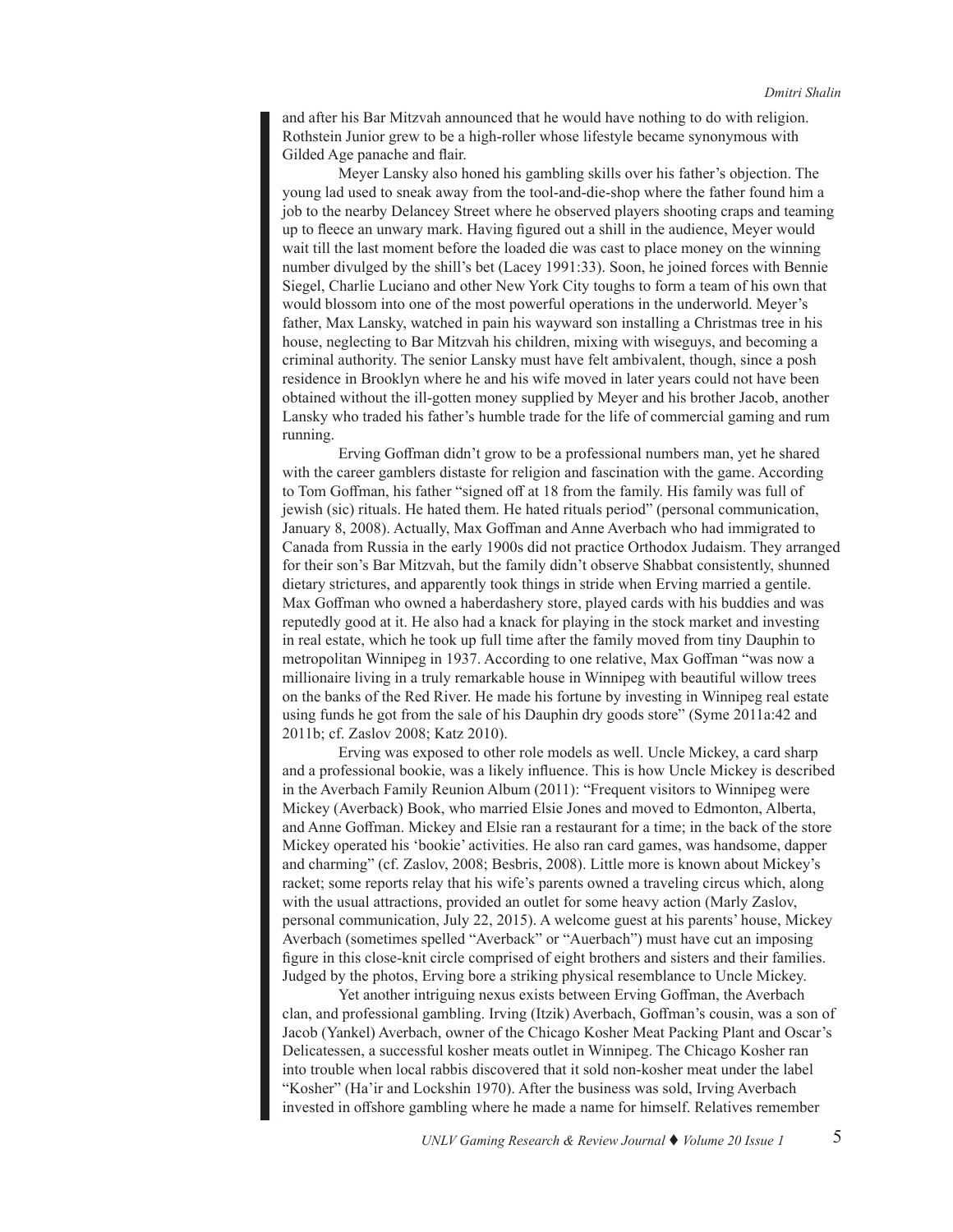and after his Bar Mitzvah announced that he would have nothing to do with religion. Rothstein Junior grew to be a high-roller whose lifestyle became synonymous with Gilded Age panache and flair.

Meyer Lansky also honed his gambling skills over his father's objection. The young lad used to sneak away from the tool-and-die-shop where the father found him a job to the nearby Delancey Street where he observed players shooting craps and teaming up to fleece an unwary mark. Having figured out a shill in the audience, Meyer would wait till the last moment before the loaded die was cast to place money on the winning number divulged by the shill's bet (Lacey 1991:33). Soon, he joined forces with Bennie Siegel, Charlie Luciano and other New York City toughs to form a team of his own that would blossom into one of the most powerful operations in the underworld. Meyer's father, Max Lansky, watched in pain his wayward son installing a Christmas tree in his house, neglecting to Bar Mitzvah his children, mixing with wiseguys, and becoming a criminal authority. The senior Lansky must have felt ambivalent, though, since a posh residence in Brooklyn where he and his wife moved in later years could not have been obtained without the ill-gotten money supplied by Meyer and his brother Jacob, another Lansky who traded his father's humble trade for the life of commercial gaming and rum running.

Erving Goffman didn't grow to be a professional numbers man, yet he shared with the career gamblers distaste for religion and fascination with the game. According to Tom Goffman, his father "signed off at 18 from the family. His family was full of jewish (sic) rituals. He hated them. He hated rituals period" (personal communication, January 8, 2008). Actually, Max Goffman and Anne Averbach who had immigrated to Canada from Russia in the early 1900s did not practice Orthodox Judaism. They arranged for their son's Bar Mitzvah, but the family didn't observe Shabbat consistently, shunned dietary strictures, and apparently took things in stride when Erving married a gentile. Max Goffman who owned a haberdashery store, played cards with his buddies and was reputedly good at it. He also had a knack for playing in the stock market and investing in real estate, which he took up full time after the family moved from tiny Dauphin to metropolitan Winnipeg in 1937. According to one relative, Max Goffman "was now a millionaire living in a truly remarkable house in Winnipeg with beautiful willow trees on the banks of the Red River. He made his fortune by investing in Winnipeg real estate using funds he got from the sale of his Dauphin dry goods store" (Syme 2011a:42 and 2011b; cf. Zaslov 2008; Katz 2010).

Erving was exposed to other role models as well. Uncle Mickey, a card sharp and a professional bookie, was a likely influence. This is how Uncle Mickey is described in the Averbach Family Reunion Album (2011): "Frequent visitors to Winnipeg were Mickey (Averback) Book, who married Elsie Jones and moved to Edmonton, Alberta, and Anne Goffman. Mickey and Elsie ran a restaurant for a time; in the back of the store Mickey operated his 'bookie' activities. He also ran card games, was handsome, dapper and charming" (cf. Zaslov, 2008; Besbris, 2008). Little more is known about Mickey's racket; some reports relay that his wife's parents owned a traveling circus which, along with the usual attractions, provided an outlet for some heavy action (Marly Zaslov, personal communication, July 22, 2015). A welcome guest at his parents' house, Mickey Averbach (sometimes spelled "Averback" or "Auerbach") must have cut an imposing figure in this close-knit circle comprised of eight brothers and sisters and their families. Judged by the photos, Erving bore a striking physical resemblance to Uncle Mickey.

Yet another intriguing nexus exists between Erving Goffman, the Averbach clan, and professional gambling. Irving (Itzik) Averbach, Goffman's cousin, was a son of Jacob (Yankel) Averbach, owner of the Chicago Kosher Meat Packing Plant and Oscar's Delicatessen, a successful kosher meats outlet in Winnipeg. The Chicago Kosher ran into trouble when local rabbis discovered that it sold non-kosher meat under the label "Kosher" (Ha'ir and Lockshin 1970). After the business was sold, Irving Averbach invested in offshore gambling where he made a name for himself. Relatives remember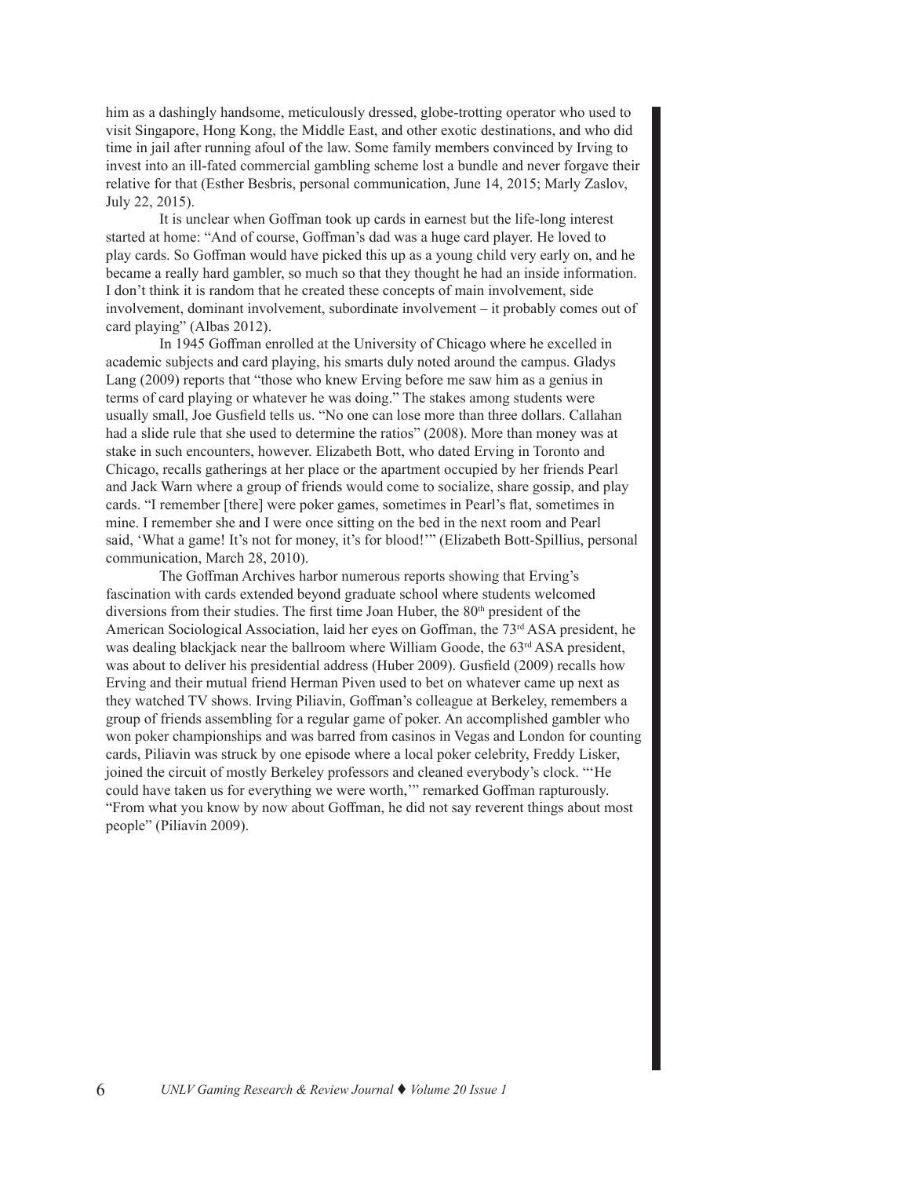him as a dashingly handsome, meticulously dressed, globe-trotting operator who used to visit Singapore, Hong Kong, the Middle East, and other exotic destinations, and who did time in jail after running afoul of the law. Some family members convinced by Irving to invest into an ill-fated commercial gambling scheme lost a bundle and never forgave their relative for that (Esther Besbris, personal communication, June 14, 2015; Marly Zaslov, July 22, 2015).

It is unclear when Goffman took up cards in earnest but the life-long interest started at home: "And of course, Goffman's dad was a huge card player. He loved to play cards. So Goffman would have picked this up as a young child very early on, and he became a really hard gambler, so much so that they thought he had an inside information. I don't think it is random that he created these concepts of main involvement, side involvement, dominant involvement, subordinate involvement – it probably comes out of card playing" (Albas 2012).

In 1945 Goffman enrolled at the University of Chicago where he excelled in academic subjects and card playing, his smarts duly noted around the campus. Gladys Lang (2009) reports that "those who knew Erving before me saw him as a genius in terms of card playing or whatever he was doing." The stakes among students were usually small, Joe Gusfield tells us. "No one can lose more than three dollars. Callahan had a slide rule that she used to determine the ratios" (2008). More than money was at stake in such encounters, however. Elizabeth Bott, who dated Erving in Toronto and Chicago, recalls gatherings at her place or the apartment occupied by her friends Pearl and Jack Warn where a group of friends would come to socialize, share gossip, and play cards. "I remember [there] were poker games, sometimes in Pearl's flat, sometimes in mine. I remember she and I were once sitting on the bed in the next room and Pearl said, 'What a game! It's not for money, it's for blood!'" (Elizabeth Bott-Spillius, personal communication, March 28, 2010).

The Goffman Archives harbor numerous reports showing that Erving's fascination with cards extended beyond graduate school where students welcomed diversions from their studies. The first time Joan Huber, the 80th president of the American Sociological Association, laid her eyes on Goffman, the 73rd ASA president, he was dealing blackjack near the ballroom where William Goode, the 63rd ASA president, was about to deliver his presidential address (Huber 2009). Gusfield (2009) recalls how Erving and their mutual friend Herman Piven used to bet on whatever came up next as they watched TV shows. Irving Piliavin, Goffman's colleague at Berkeley, remembers a group of friends assembling for a regular game of poker. An accomplished gambler who won poker championships and was barred from casinos in Vegas and London for counting cards, Piliavin was struck by one episode where a local poker celebrity, Freddy Lisker, joined the circuit of mostly Berkeley professors and cleaned everybody's clock. "'He could have taken us for everything we were worth,'" remarked Goffman rapturously. "From what you know by now about Goffman, he did not say reverent things about most people" (Piliavin 2009).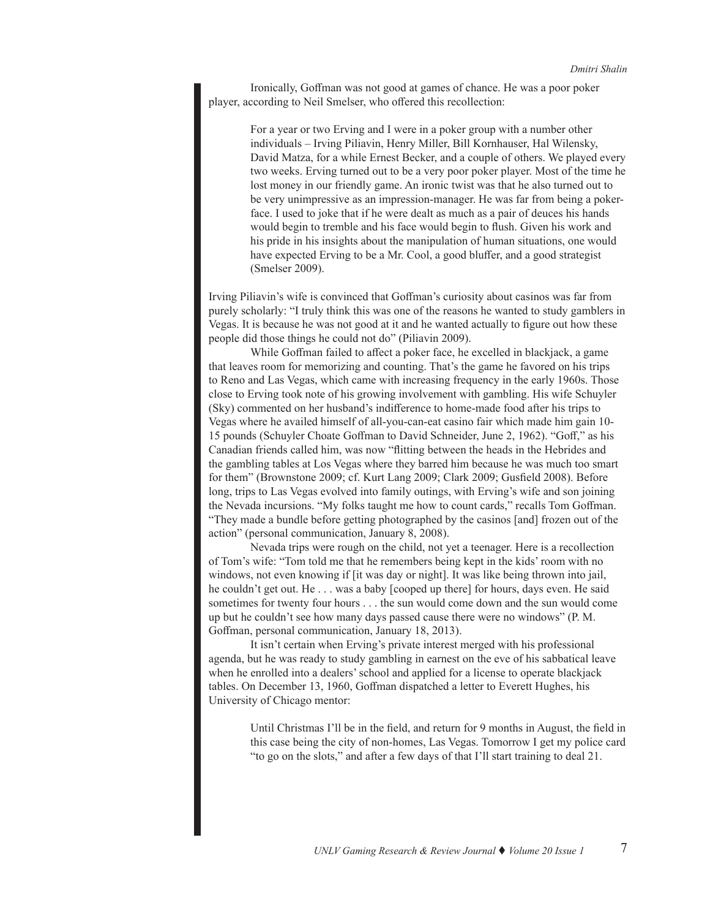Ironically, Goffman was not good at games of chance. He was a poor poker player, according to Neil Smelser, who offered this recollection:

> For a year or two Erving and I were in a poker group with a number other individuals – Irving Piliavin, Henry Miller, Bill Kornhauser, Hal Wilensky, David Matza, for a while Ernest Becker, and a couple of others. We played every two weeks. Erving turned out to be a very poor poker player. Most of the time he lost money in our friendly game. An ironic twist was that he also turned out to be very unimpressive as an impression-manager. He was far from being a poker-face. I used to joke that if he were dealt as much as a pair of deuces his hands would begin to tremble and his face would begin to flush. Given his work and his pride in his insights about the manipulation of human situations, one would have expected Erving to be a Mr. Cool, a good bluffer, and a good strategist (Smelser 2009).

Irving Piliavin's wife is convinced that Goffman's curiosity about casinos was far from purely scholarly: "I truly think this was one of the reasons he wanted to study gamblers in Vegas. It is because he was not good at it and he wanted actually to figure out how these people did those things he could not do" (Piliavin 2009).

While Goffman failed to affect a poker face, he excelled in blackjack, a game that leaves room for memorizing and counting. That's the game he favored on his trips to Reno and Las Vegas, which came with increasing frequency in the early 1960s. Those close to Erving took note of his growing involvement with gambling. His wife Schuyler (Sky) commented on her husband's indifference to home-made food after his trips to Vegas where he availed himself of all-you-can-eat casino fair which made him gain 10-15 pounds (Schuyler Choate Goffman to David Schneider, June 2, 1962). "Goff," as his Canadian friends called him, was now "flitting between the heads in the Hebrides and the gambling tables at Los Vegas where they barred him because he was much too smart for them" (Brownstone 2009; cf. Kurt Lang 2009; Clark 2009; Gusfield 2008). Before long, trips to Las Vegas evolved into family outings, with Erving's wife and son joining the Nevada incursions. "My folks taught me how to count cards," recalls Tom Goffman. "They made a bundle before getting photographed by the casinos [and] frozen out of the action" (personal communication, January 8, 2008).

Nevada trips were rough on the child, not yet a teenager. Here is a recollection of Tom's wife: "Tom told me that he remembers being kept in the kids' room with no windows, not even knowing if [it was day or night]. It was like being thrown into jail, he couldn't get out. He . . . was a baby [cooped up there] for hours, days even. He said sometimes for twenty four hours . . . the sun would come down and the sun would come up but he couldn't see how many days passed cause there were no windows" (P. M. Goffman, personal communication, January 18, 2013).

It isn't certain when Erving's private interest merged with his professional agenda, but he was ready to study gambling in earnest on the eve of his sabbatical leave when he enrolled into a dealers' school and applied for a license to operate blackjack tables. On December 13, 1960, Goffman dispatched a letter to Everett Hughes, his University of Chicago mentor:

> Until Christmas I'll be in the field, and return for 9 months in August, the field in this case being the city of non-homes, Las Vegas. Tomorrow I get my police card "to go on the slots," and after a few days of that I'll start training to deal 21.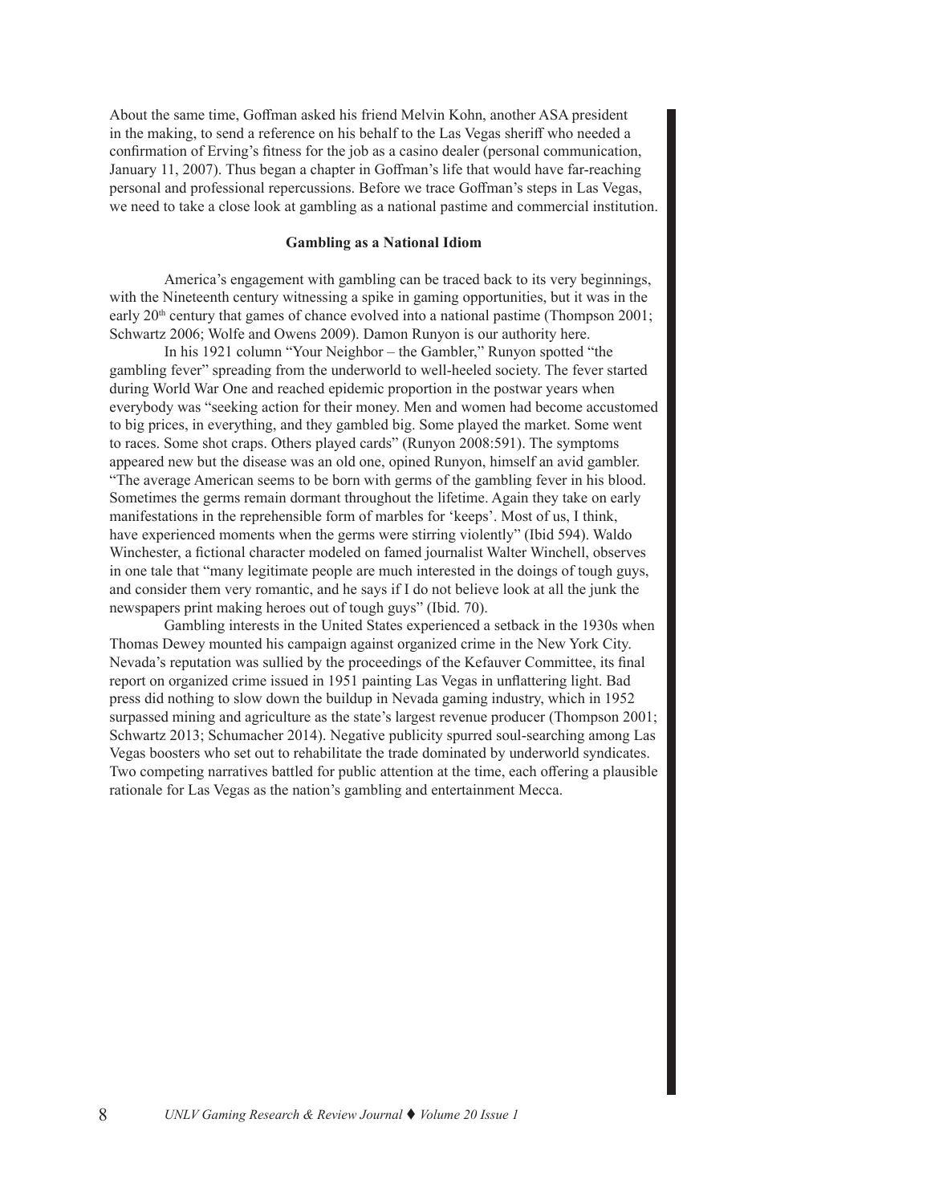About the same time, Goffman asked his friend Melvin Kohn, another ASA president in the making, to send a reference on his behalf to the Las Vegas sheriff who needed a confirmation of Erving's fitness for the job as a casino dealer (personal communication, January 11, 2007). Thus began a chapter in Goffman's life that would have far-reaching personal and professional repercussions. Before we trace Goffman's steps in Las Vegas, we need to take a close look at gambling as a national pastime and commercial institution.

### Gambling as a National Idiom

America's engagement with gambling can be traced back to its very beginnings, with the Nineteenth century witnessing a spike in gaming opportunities, but it was in the early 20th century that games of chance evolved into a national pastime (Thompson 2001; Schwartz 2006; Wolfe and Owens 2009). Damon Runyon is our authority here.

In his 1921 column "Your Neighbor – the Gambler," Runyon spotted "the gambling fever" spreading from the underworld to well-heeled society. The fever started during World War One and reached epidemic proportion in the postwar years when everybody was "seeking action for their money. Men and women had become accustomed to big prices, in everything, and they gambled big. Some played the market. Some went to races. Some shot craps. Others played cards" (Runyon 2008:591). The symptoms appeared new but the disease was an old one, opined Runyon, himself an avid gambler. "The average American seems to be born with germs of the gambling fever in his blood. Sometimes the germs remain dormant throughout the lifetime. Again they take on early manifestations in the reprehensible form of marbles for 'keeps'. Most of us, I think, have experienced moments when the germs were stirring violently" (Ibid 594). Waldo Winchester, a fictional character modeled on famed journalist Walter Winchell, observes in one tale that "many legitimate people are much interested in the doings of tough guys, and consider them very romantic, and he says if I do not believe look at all the junk the newspapers print making heroes out of tough guys" (Ibid. 70).

Gambling interests in the United States experienced a setback in the 1930s when Thomas Dewey mounted his campaign against organized crime in the New York City. Nevada's reputation was sullied by the proceedings of the Kefauver Committee, its final report on organized crime issued in 1951 painting Las Vegas in unflattering light. Bad press did nothing to slow down the buildup in Nevada gaming industry, which in 1952 surpassed mining and agriculture as the state's largest revenue producer (Thompson 2001; Schwartz 2013; Schumacher 2014). Negative publicity spurred soul-searching among Las Vegas boosters who set out to rehabilitate the trade dominated by underworld syndicates. Two competing narratives battled for public attention at the time, each offering a plausible rationale for Las Vegas as the nation's gambling and entertainment Mecca.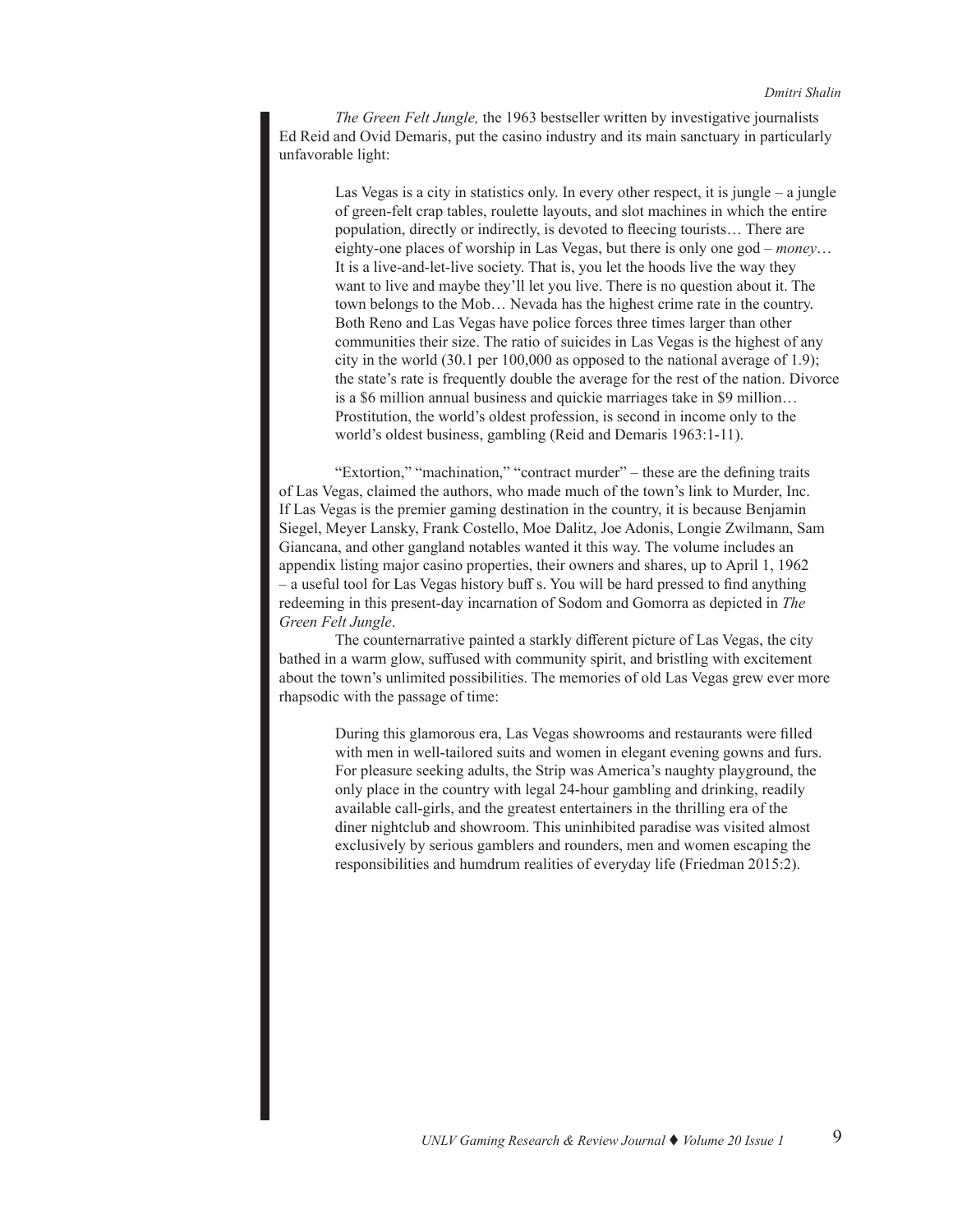*The Green Felt Jungle,* the 1963 bestseller written by investigative journalists Ed Reid and Ovid Demaris, put the casino industry and its main sanctuary in particularly unfavorable light:

> Las Vegas is a city in statistics only. In every other respect, it is jungle – a jungle of green-felt crap tables, roulette layouts, and slot machines in which the entire population, directly or indirectly, is devoted to fleecing tourists… There are eighty-one places of worship in Las Vegas, but there is only one god – *money*… It is a live-and-let-live society. That is, you let the hoods live the way they want to live and maybe they'll let you live. There is no question about it. The town belongs to the Mob… Nevada has the highest crime rate in the country. Both Reno and Las Vegas have police forces three times larger than other communities their size. The ratio of suicides in Las Vegas is the highest of any city in the world (30.1 per 100,000 as opposed to the national average of 1.9); the state's rate is frequently double the average for the rest of the nation. Divorce is a $6 million annual business and quickie marriages take in $9 million… Prostitution, the world's oldest profession, is second in income only to the world's oldest business, gambling (Reid and Demaris 1963:1-11).

"Extortion," "machination," "contract murder" – these are the defining traits of Las Vegas, claimed the authors, who made much of the town's link to Murder, Inc. If Las Vegas is the premier gaming destination in the country, it is because Benjamin Siegel, Meyer Lansky, Frank Costello, Moe Dalitz, Joe Adonis, Longie Zwilmann, Sam Giancana, and other gangland notables wanted it this way. The volume includes an appendix listing major casino properties, their owners and shares, up to April 1, 1962 – a useful tool for Las Vegas history buff s. You will be hard pressed to find anything redeeming in this present-day incarnation of Sodom and Gomorra as depicted in *The Green Felt Jungle*.

The counternarrative painted a starkly different picture of Las Vegas, the city bathed in a warm glow, suffused with community spirit, and bristling with excitement about the town's unlimited possibilities. The memories of old Las Vegas grew ever more rhapsodic with the passage of time:

> During this glamorous era, Las Vegas showrooms and restaurants were filled with men in well-tailored suits and women in elegant evening gowns and furs. For pleasure seeking adults, the Strip was America's naughty playground, the only place in the country with legal 24-hour gambling and drinking, readily available call-girls, and the greatest entertainers in the thrilling era of the diner nightclub and showroom. This uninhibited paradise was visited almost exclusively by serious gamblers and rounders, men and women escaping the responsibilities and humdrum realities of everyday life (Friedman 2015:2).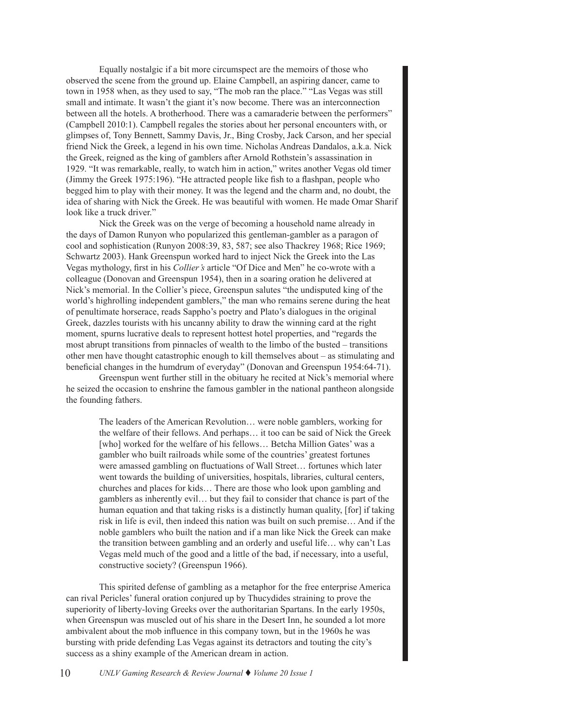Equally nostalgic if a bit more circumspect are the memoirs of those who observed the scene from the ground up. Elaine Campbell, an aspiring dancer, came to town in 1958 when, as they used to say, "The mob ran the place." "Las Vegas was still small and intimate. It wasn't the giant it's now become. There was an interconnection between all the hotels. A brotherhood. There was a camaraderie between the performers" (Campbell 2010:1). Campbell regales the stories about her personal encounters with, or glimpses of, Tony Bennett, Sammy Davis, Jr., Bing Crosby, Jack Carson, and her special friend Nick the Greek, a legend in his own time. Nicholas Andreas Dandalos, a.k.a. Nick the Greek, reigned as the king of gamblers after Arnold Rothstein's assassination in 1929. "It was remarkable, really, to watch him in action," writes another Vegas old timer (Jimmy the Greek 1975:196). "He attracted people like fish to a flashpan, people who begged him to play with their money. It was the legend and the charm and, no doubt, the idea of sharing with Nick the Greek. He was beautiful with women. He made Omar Sharif look like a truck driver."

Nick the Greek was on the verge of becoming a household name already in the days of Damon Runyon who popularized this gentleman-gambler as a paragon of cool and sophistication (Runyon 2008:39, 83, 587; see also Thackrey 1968; Rice 1969; Schwartz 2003). Hank Greenspun worked hard to inject Nick the Greek into the Las Vegas mythology, first in his *Collier's* article "Of Dice and Men" he co-wrote with a colleague (Donovan and Greenspun 1954), then in a soaring oration he delivered at Nick's memorial. In the Collier's piece, Greenspun salutes "the undisputed king of the world's highrolling independent gamblers," the man who remains serene during the heat of penultimate horserace, reads Sappho's poetry and Plato's dialogues in the original Greek, dazzles tourists with his uncanny ability to draw the winning card at the right moment, spurns lucrative deals to represent hottest hotel properties, and "regards the most abrupt transitions from pinnacles of wealth to the limbo of the busted – transitions other men have thought catastrophic enough to kill themselves about – as stimulating and beneficial changes in the humdrum of everyday" (Donovan and Greenspun 1954:64-71).

Greenspun went further still in the obituary he recited at Nick's memorial where he seized the occasion to enshrine the famous gambler in the national pantheon alongside the founding fathers.

> The leaders of the American Revolution… were noble gamblers, working for the welfare of their fellows. And perhaps… it too can be said of Nick the Greek [who] worked for the welfare of his fellows… Betcha Million Gates' was a gambler who built railroads while some of the countries' greatest fortunes were amassed gambling on fluctuations of Wall Street… fortunes which later went towards the building of universities, hospitals, libraries, cultural centers, churches and places for kids… There are those who look upon gambling and gamblers as inherently evil… but they fail to consider that chance is part of the human equation and that taking risks is a distinctly human quality, [for] if taking risk in life is evil, then indeed this nation was built on such premise… And if the noble gamblers who built the nation and if a man like Nick the Greek can make the transition between gambling and an orderly and useful life… why can't Las Vegas meld much of the good and a little of the bad, if necessary, into a useful, constructive society? (Greenspun 1966).

This spirited defense of gambling as a metaphor for the free enterprise America can rival Pericles' funeral oration conjured up by Thucydides straining to prove the superiority of liberty-loving Greeks over the authoritarian Spartans. In the early 1950s, when Greenspun was muscled out of his share in the Desert Inn, he sounded a lot more ambivalent about the mob influence in this company town, but in the 1960s he was bursting with pride defending Las Vegas against its detractors and touting the city's success as a shiny example of the American dream in action.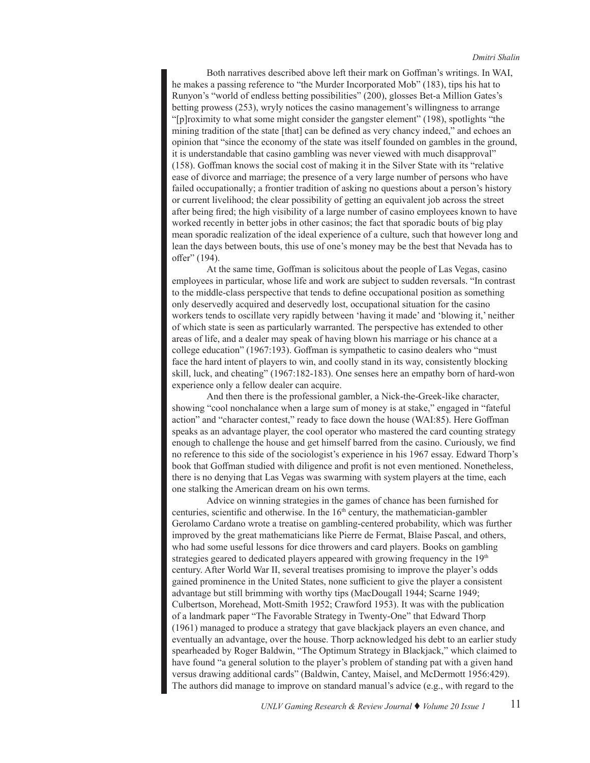Both narratives described above left their mark on Goffman's writings. In WAI, he makes a passing reference to "the Murder Incorporated Mob" (183), tips his hat to Runyon's "world of endless betting possibilities" (200), glosses Bet-a Million Gates's betting prowess (253), wryly notices the casino management's willingness to arrange "[p]roximity to what some might consider the gangster element" (198), spotlights "the mining tradition of the state [that] can be defined as very chancy indeed," and echoes an opinion that "since the economy of the state was itself founded on gambles in the ground, it is understandable that casino gambling was never viewed with much disapproval" (158). Goffman knows the social cost of making it in the Silver State with its "relative ease of divorce and marriage; the presence of a very large number of persons who have failed occupationally; a frontier tradition of asking no questions about a person's history or current livelihood; the clear possibility of getting an equivalent job across the street after being fired; the high visibility of a large number of casino employees known to have worked recently in better jobs in other casinos; the fact that sporadic bouts of big play mean sporadic realization of the ideal experience of a culture, such that however long and lean the days between bouts, this use of one's money may be the best that Nevada has to offer" (194).

At the same time, Goffman is solicitous about the people of Las Vegas, casino employees in particular, whose life and work are subject to sudden reversals. "In contrast to the middle-class perspective that tends to define occupational position as something only deservedly acquired and deservedly lost, occupational situation for the casino workers tends to oscillate very rapidly between 'having it made' and 'blowing it,' neither of which state is seen as particularly warranted. The perspective has extended to other areas of life, and a dealer may speak of having blown his marriage or his chance at a college education" (1967:193). Goffman is sympathetic to casino dealers who "must face the hard intent of players to win, and coolly stand in its way, consistently blocking skill, luck, and cheating" (1967:182-183). One senses here an empathy born of hard-won experience only a fellow dealer can acquire.

And then there is the professional gambler, a Nick-the-Greek-like character, showing "cool nonchalance when a large sum of money is at stake," engaged in "fateful action" and "character contest," ready to face down the house (WAI:85). Here Goffman speaks as an advantage player, the cool operator who mastered the card counting strategy enough to challenge the house and get himself barred from the casino. Curiously, we find no reference to this side of the sociologist's experience in his 1967 essay. Edward Thorp's book that Goffman studied with diligence and profit is not even mentioned. Nonetheless, there is no denying that Las Vegas was swarming with system players at the time, each one stalking the American dream on his own terms.

Advice on winning strategies in the games of chance has been furnished for centuries, scientific and otherwise. In the 16th century, the mathematician-gambler Gerolamo Cardano wrote a treatise on gambling-centered probability, which was further improved by the great mathematicians like Pierre de Fermat, Blaise Pascal, and others, who had some useful lessons for dice throwers and card players. Books on gambling strategies geared to dedicated players appeared with growing frequency in the 19th century. After World War II, several treatises promising to improve the player's odds gained prominence in the United States, none sufficient to give the player a consistent advantage but still brimming with worthy tips (MacDougall 1944; Scarne 1949; Culbertson, Morehead, Mott-Smith 1952; Crawford 1953). It was with the publication of a landmark paper "The Favorable Strategy in Twenty-One" that Edward Thorp (1961) managed to produce a strategy that gave blackjack players an even chance, and eventually an advantage, over the house. Thorp acknowledged his debt to an earlier study spearheaded by Roger Baldwin, "The Optimum Strategy in Blackjack," which claimed to have found "a general solution to the player's problem of standing pat with a given hand versus drawing additional cards" (Baldwin, Cantey, Maisel, and McDermott 1956:429). The authors did manage to improve on standard manual's advice (e.g., with regard to the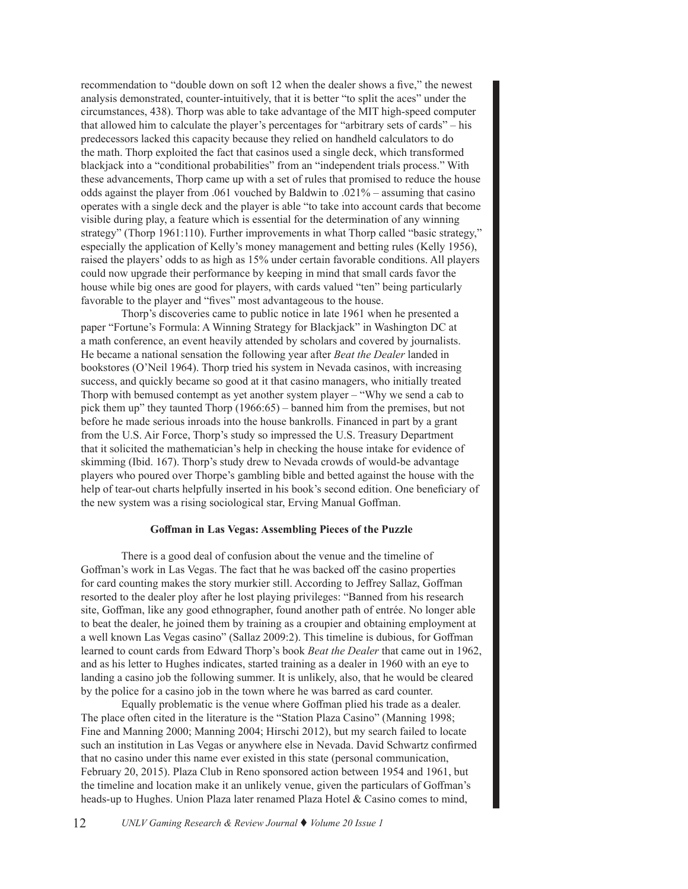recommendation to "double down on soft 12 when the dealer shows a five," the newest analysis demonstrated, counter-intuitively, that it is better "to split the aces" under the circumstances, 438). Thorp was able to take advantage of the MIT high-speed computer that allowed him to calculate the player's percentages for "arbitrary sets of cards" – his predecessors lacked this capacity because they relied on handheld calculators to do the math. Thorp exploited the fact that casinos used a single deck, which transformed blackjack into a "conditional probabilities" from an "independent trials process." With these advancements, Thorp came up with a set of rules that promised to reduce the house odds against the player from .061 vouched by Baldwin to .021% – assuming that casino operates with a single deck and the player is able "to take into account cards that become visible during play, a feature which is essential for the determination of any winning strategy" (Thorp 1961:110). Further improvements in what Thorp called "basic strategy," especially the application of Kelly's money management and betting rules (Kelly 1956), raised the players' odds to as high as 15% under certain favorable conditions. All players could now upgrade their performance by keeping in mind that small cards favor the house while big ones are good for players, with cards valued "ten" being particularly favorable to the player and "fives" most advantageous to the house.

Thorp's discoveries came to public notice in late 1961 when he presented a paper "Fortune's Formula: A Winning Strategy for Blackjack" in Washington DC at a math conference, an event heavily attended by scholars and covered by journalists. He became a national sensation the following year after *Beat the Dealer* landed in bookstores (O'Neil 1964). Thorp tried his system in Nevada casinos, with increasing success, and quickly became so good at it that casino managers, who initially treated Thorp with bemused contempt as yet another system player – "Why we send a cab to pick them up" they taunted Thorp (1966:65) – banned him from the premises, but not before he made serious inroads into the house bankrolls. Financed in part by a grant from the U.S. Air Force, Thorp's study so impressed the U.S. Treasury Department that it solicited the mathematician's help in checking the house intake for evidence of skimming (Ibid. 167). Thorp's study drew to Nevada crowds of would-be advantage players who poured over Thorpe's gambling bible and betted against the house with the help of tear-out charts helpfully inserted in his book's second edition. One beneficiary of the new system was a rising sociological star, Erving Manual Goffman.

**Goffman in Las Vegas: Assembling Pieces of the Puzzle**

There is a good deal of confusion about the venue and the timeline of Goffman's work in Las Vegas. The fact that he was backed off the casino properties for card counting makes the story murkier still. According to Jeffrey Sallaz, Goffman resorted to the dealer ploy after he lost playing privileges: "Banned from his research site, Goffman, like any good ethnographer, found another path of entrée. No longer able to beat the dealer, he joined them by training as a croupier and obtaining employment at a well known Las Vegas casino" (Sallaz 2009:2). This timeline is dubious, for Goffman learned to count cards from Edward Thorp's book *Beat the Dealer* that came out in 1962, and as his letter to Hughes indicates, started training as a dealer in 1960 with an eye to landing a casino job the following summer. It is unlikely, also, that he would be cleared by the police for a casino job in the town where he was barred as card counter.

Equally problematic is the venue where Goffman plied his trade as a dealer. The place often cited in the literature is the "Station Plaza Casino" (Manning 1998; Fine and Manning 2000; Manning 2004; Hirschi 2012), but my search failed to locate such an institution in Las Vegas or anywhere else in Nevada. David Schwartz confirmed that no casino under this name ever existed in this state (personal communication, February 20, 2015). Plaza Club in Reno sponsored action between 1954 and 1961, but the timeline and location make it an unlikely venue, given the particulars of Goffman's heads-up to Hughes. Union Plaza later renamed Plaza Hotel & Casino comes to mind,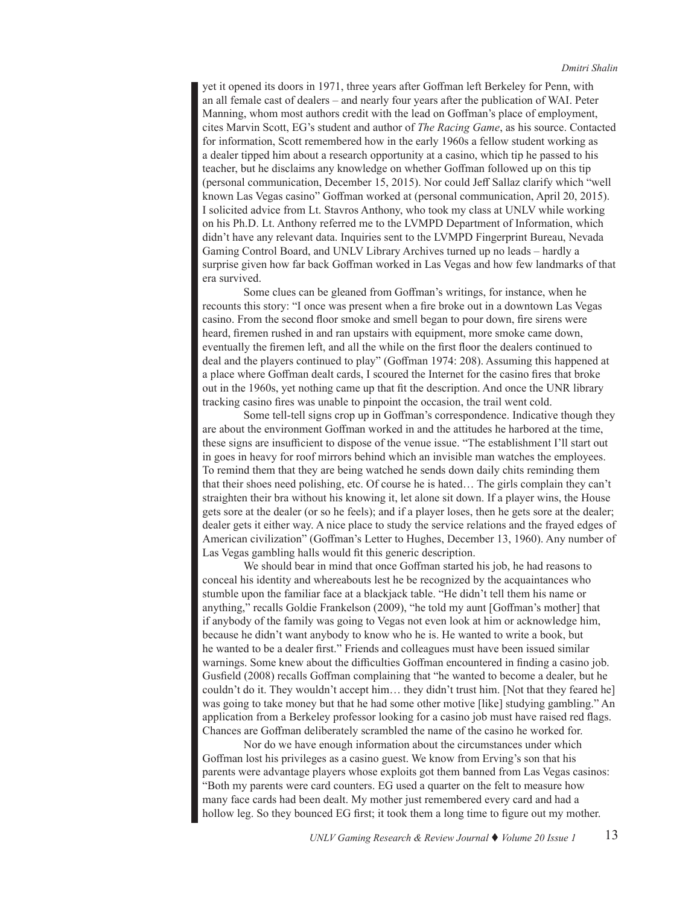yet it opened its doors in 1971, three years after Goffman left Berkeley for Penn, with an all female cast of dealers – and nearly four years after the publication of WAI. Peter Manning, whom most authors credit with the lead on Goffman's place of employment, cites Marvin Scott, EG's student and author of *The Racing Game*, as his source. Contacted for information, Scott remembered how in the early 1960s a fellow student working as a dealer tipped him about a research opportunity at a casino, which tip he passed to his teacher, but he disclaims any knowledge on whether Goffman followed up on this tip (personal communication, December 15, 2015). Nor could Jeff Sallaz clarify which "well known Las Vegas casino" Goffman worked at (personal communication, April 20, 2015). I solicited advice from Lt. Stavros Anthony, who took my class at UNLV while working on his Ph.D. Lt. Anthony referred me to the LVMPD Department of Information, which didn't have any relevant data. Inquiries sent to the LVMPD Fingerprint Bureau, Nevada Gaming Control Board, and UNLV Library Archives turned up no leads – hardly a surprise given how far back Goffman worked in Las Vegas and how few landmarks of that era survived.

Some clues can be gleaned from Goffman's writings, for instance, when he recounts this story: "I once was present when a fire broke out in a downtown Las Vegas casino. From the second floor smoke and smell began to pour down, fire sirens were heard, firemen rushed in and ran upstairs with equipment, more smoke came down, eventually the firemen left, and all the while on the first floor the dealers continued to deal and the players continued to play" (Goffman 1974: 208). Assuming this happened at a place where Goffman dealt cards, I scoured the Internet for the casino fires that broke out in the 1960s, yet nothing came up that fit the description. And once the UNR library tracking casino fires was unable to pinpoint the occasion, the trail went cold.

Some tell-tell signs crop up in Goffman's correspondence. Indicative though they are about the environment Goffman worked in and the attitudes he harbored at the time, these signs are insufficient to dispose of the venue issue. "The establishment I'll start out in goes in heavy for roof mirrors behind which an invisible man watches the employees. To remind them that they are being watched he sends down daily chits reminding them that their shoes need polishing, etc. Of course he is hated… The girls complain they can't straighten their bra without his knowing it, let alone sit down. If a player wins, the House gets sore at the dealer (or so he feels); and if a player loses, then he gets sore at the dealer; dealer gets it either way. A nice place to study the service relations and the frayed edges of American civilization" (Goffman's Letter to Hughes, December 13, 1960). Any number of Las Vegas gambling halls would fit this generic description.

We should bear in mind that once Goffman started his job, he had reasons to conceal his identity and whereabouts lest he be recognized by the acquaintances who stumble upon the familiar face at a blackjack table. "He didn't tell them his name or anything," recalls Goldie Frankelson (2009), "he told my aunt [Goffman's mother] that if anybody of the family was going to Vegas not even look at him or acknowledge him, because he didn't want anybody to know who he is. He wanted to write a book, but he wanted to be a dealer first." Friends and colleagues must have been issued similar warnings. Some knew about the difficulties Goffman encountered in finding a casino job. Gusfield (2008) recalls Goffman complaining that "he wanted to become a dealer, but he couldn't do it. They wouldn't accept him… they didn't trust him. [Not that they feared he] was going to take money but that he had some other motive [like] studying gambling." An application from a Berkeley professor looking for a casino job must have raised red flags. Chances are Goffman deliberately scrambled the name of the casino he worked for.

Nor do we have enough information about the circumstances under which Goffman lost his privileges as a casino guest. We know from Erving's son that his parents were advantage players whose exploits got them banned from Las Vegas casinos: "Both my parents were card counters. EG used a quarter on the felt to measure how many face cards had been dealt. My mother just remembered every card and had a hollow leg. So they bounced EG first; it took them a long time to figure out my mother.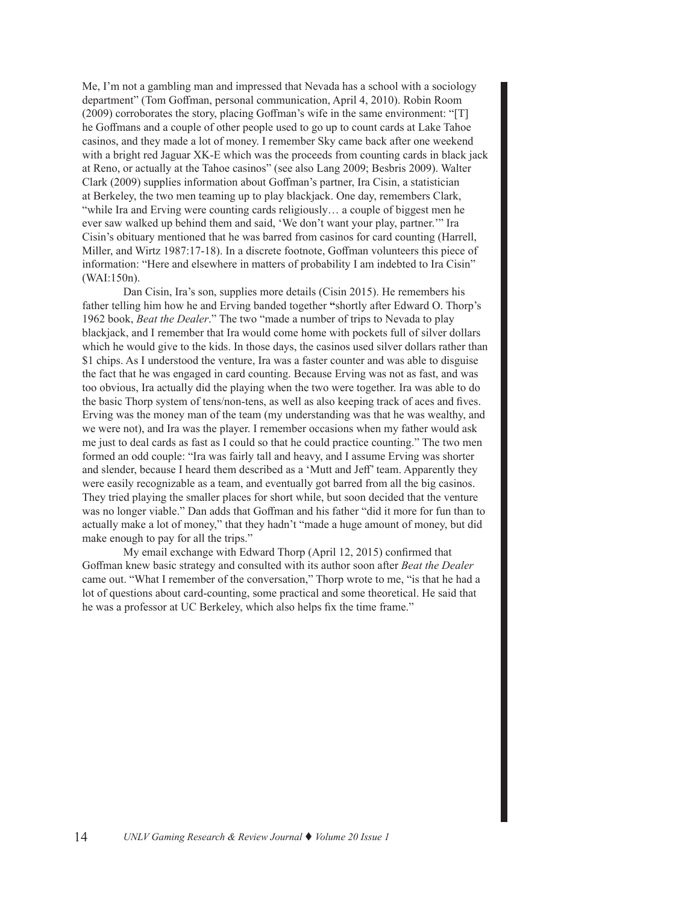Me, I'm not a gambling man and impressed that Nevada has a school with a sociology department" (Tom Goffman, personal communication, April 4, 2010). Robin Room (2009) corroborates the story, placing Goffman's wife in the same environment: "[T]he Goffmans and a couple of other people used to go up to count cards at Lake Tahoe casinos, and they made a lot of money. I remember Sky came back after one weekend with a bright red Jaguar XK-E which was the proceeds from counting cards in black jack at Reno, or actually at the Tahoe casinos" (see also Lang 2009; Besbris 2009). Walter Clark (2009) supplies information about Goffman's partner, Ira Cisin, a statistician at Berkeley, the two men teaming up to play blackjack. One day, remembers Clark, "while Ira and Erving were counting cards religiously… a couple of biggest men he ever saw walked up behind them and said, 'We don't want your play, partner.'" Ira Cisin's obituary mentioned that he was barred from casinos for card counting (Harrell, Miller, and Wirtz 1987:17-18). In a discrete footnote, Goffman volunteers this piece of information: "Here and elsewhere in matters of probability I am indebted to Ira Cisin" (WAI:150n).

Dan Cisin, Ira's son, supplies more details (Cisin 2015). He remembers his father telling him how he and Erving banded together **"**shortly after Edward O. Thorp's 1962 book, *Beat the Dealer*." The two "made a number of trips to Nevada to play blackjack, and I remember that Ira would come home with pockets full of silver dollars which he would give to the kids. In those days, the casinos used silver dollars rather than $1 chips. As I understood the venture, Ira was a faster counter and was able to disguise the fact that he was engaged in card counting. Because Erving was not as fast, and was too obvious, Ira actually did the playing when the two were together. Ira was able to do the basic Thorp system of tens/non-tens, as well as also keeping track of aces and fives. Erving was the money man of the team (my understanding was that he was wealthy, and we were not), and Ira was the player. I remember occasions when my father would ask me just to deal cards as fast as I could so that he could practice counting." The two men formed an odd couple: "Ira was fairly tall and heavy, and I assume Erving was shorter and slender, because I heard them described as a 'Mutt and Jeff' team. Apparently they were easily recognizable as a team, and eventually got barred from all the big casinos. They tried playing the smaller places for short while, but soon decided that the venture was no longer viable." Dan adds that Goffman and his father "did it more for fun than to actually make a lot of money," that they hadn't "made a huge amount of money, but did make enough to pay for all the trips."

My email exchange with Edward Thorp (April 12, 2015) confirmed that Goffman knew basic strategy and consulted with its author soon after *Beat the Dealer* came out. "What I remember of the conversation," Thorp wrote to me, "is that he had a lot of questions about card-counting, some practical and some theoretical. He said that he was a professor at UC Berkeley, which also helps fix the time frame."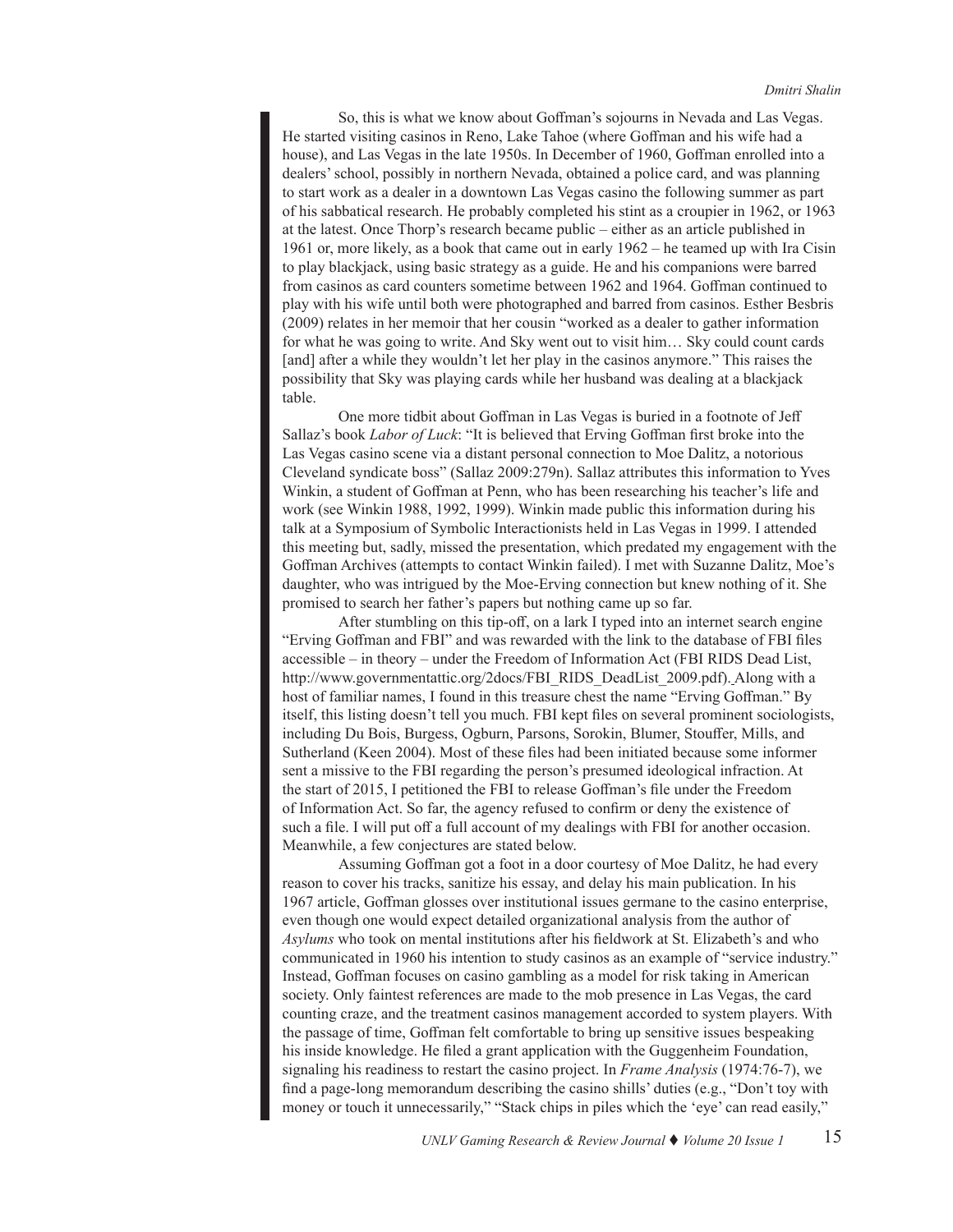So, this is what we know about Goffman's sojourns in Nevada and Las Vegas. He started visiting casinos in Reno, Lake Tahoe (where Goffman and his wife had a house), and Las Vegas in the late 1950s. In December of 1960, Goffman enrolled into a dealers' school, possibly in northern Nevada, obtained a police card, and was planning to start work as a dealer in a downtown Las Vegas casino the following summer as part of his sabbatical research. He probably completed his stint as a croupier in 1962, or 1963 at the latest. Once Thorp's research became public – either as an article published in 1961 or, more likely, as a book that came out in early 1962 – he teamed up with Ira Cisin to play blackjack, using basic strategy as a guide. He and his companions were barred from casinos as card counters sometime between 1962 and 1964. Goffman continued to play with his wife until both were photographed and barred from casinos. Esther Besbris (2009) relates in her memoir that her cousin "worked as a dealer to gather information for what he was going to write. And Sky went out to visit him… Sky could count cards [and] after a while they wouldn't let her play in the casinos anymore." This raises the possibility that Sky was playing cards while her husband was dealing at a blackjack table.

One more tidbit about Goffman in Las Vegas is buried in a footnote of Jeff Sallaz's book *Labor of Luck*: "It is believed that Erving Goffman first broke into the Las Vegas casino scene via a distant personal connection to Moe Dalitz, a notorious Cleveland syndicate boss" (Sallaz 2009:279n). Sallaz attributes this information to Yves Winkin, a student of Goffman at Penn, who has been researching his teacher's life and work (see Winkin 1988, 1992, 1999). Winkin made public this information during his talk at a Symposium of Symbolic Interactionists held in Las Vegas in 1999. I attended this meeting but, sadly, missed the presentation, which predated my engagement with the Goffman Archives (attempts to contact Winkin failed). I met with Suzanne Dalitz, Moe's daughter, who was intrigued by the Moe-Erving connection but knew nothing of it. She promised to search her father's papers but nothing came up so far.

After stumbling on this tip-off, on a lark I typed into an internet search engine "Erving Goffman and FBI" and was rewarded with the link to the database of FBI files accessible – in theory – under the Freedom of Information Act (FBI RIDS Dead List, http://www.governmentattic.org/2docs/FBI_RIDS_DeadList_2009.pdf). Along with a host of familiar names, I found in this treasure chest the name "Erving Goffman." By itself, this listing doesn't tell you much. FBI kept files on several prominent sociologists, including Du Bois, Burgess, Ogburn, Parsons, Sorokin, Blumer, Stouffer, Mills, and Sutherland (Keen 2004). Most of these files had been initiated because some informer sent a missive to the FBI regarding the person's presumed ideological infraction. At the start of 2015, I petitioned the FBI to release Goffman's file under the Freedom of Information Act. So far, the agency refused to confirm or deny the existence of such a file. I will put off a full account of my dealings with FBI for another occasion. Meanwhile, a few conjectures are stated below.

Assuming Goffman got a foot in a door courtesy of Moe Dalitz, he had every reason to cover his tracks, sanitize his essay, and delay his main publication. In his 1967 article, Goffman glosses over institutional issues germane to the casino enterprise, even though one would expect detailed organizational analysis from the author of *Asylums* who took on mental institutions after his fieldwork at St. Elizabeth's and who communicated in 1960 his intention to study casinos as an example of "service industry." Instead, Goffman focuses on casino gambling as a model for risk taking in American society. Only faintest references are made to the mob presence in Las Vegas, the card counting craze, and the treatment casinos management accorded to system players. With the passage of time, Goffman felt comfortable to bring up sensitive issues bespeaking his inside knowledge. He filed a grant application with the Guggenheim Foundation, signaling his readiness to restart the casino project. In *Frame Analysis* (1974:76-7), we find a page-long memorandum describing the casino shills' duties (e.g., "Don't toy with money or touch it unnecessarily," "Stack chips in piles which the 'eye' can read easily,"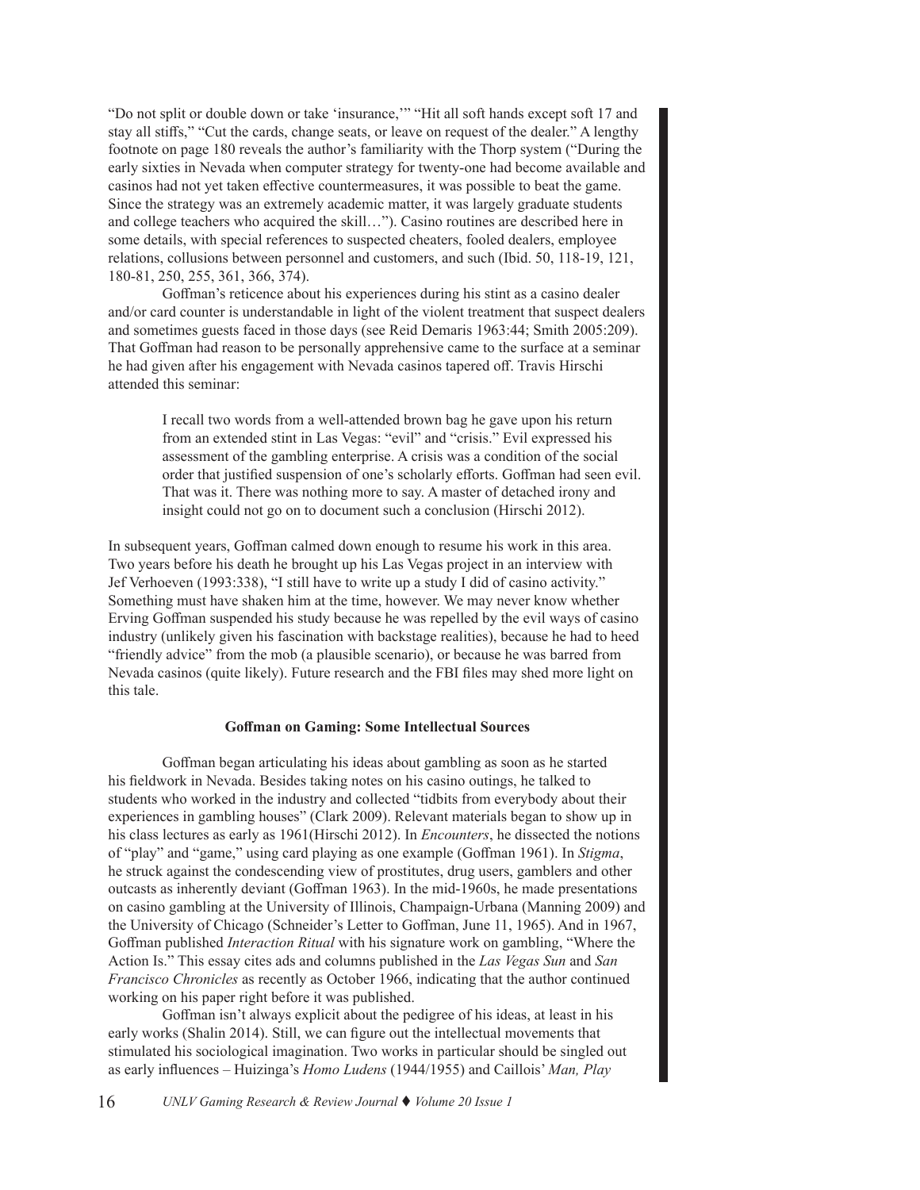"Do not split or double down or take 'insurance,'" "Hit all soft hands except soft 17 and stay all stiffs," "Cut the cards, change seats, or leave on request of the dealer." A lengthy footnote on page 180 reveals the author's familiarity with the Thorp system ("During the early sixties in Nevada when computer strategy for twenty-one had become available and casinos had not yet taken effective countermeasures, it was possible to beat the game. Since the strategy was an extremely academic matter, it was largely graduate students and college teachers who acquired the skill…"). Casino routines are described here in some details, with special references to suspected cheaters, fooled dealers, employee relations, collusions between personnel and customers, and such (Ibid. 50, 118-19, 121, 180-81, 250, 255, 361, 366, 374).

Goffman's reticence about his experiences during his stint as a casino dealer and/or card counter is understandable in light of the violent treatment that suspect dealers and sometimes guests faced in those days (see Reid Demaris 1963:44; Smith 2005:209). That Goffman had reason to be personally apprehensive came to the surface at a seminar he had given after his engagement with Nevada casinos tapered off. Travis Hirschi attended this seminar:

> I recall two words from a well-attended brown bag he gave upon his return from an extended stint in Las Vegas: "evil" and "crisis." Evil expressed his assessment of the gambling enterprise. A crisis was a condition of the social order that justified suspension of one's scholarly efforts. Goffman had seen evil. That was it. There was nothing more to say. A master of detached irony and insight could not go on to document such a conclusion (Hirschi 2012).

In subsequent years, Goffman calmed down enough to resume his work in this area. Two years before his death he brought up his Las Vegas project in an interview with Jef Verhoeven (1993:338), "I still have to write up a study I did of casino activity." Something must have shaken him at the time, however. We may never know whether Erving Goffman suspended his study because he was repelled by the evil ways of casino industry (unlikely given his fascination with backstage realities), because he had to heed "friendly advice" from the mob (a plausible scenario), or because he was barred from Nevada casinos (quite likely). Future research and the FBI files may shed more light on this tale.

### Goffman on Gaming: Some Intellectual Sources

Goffman began articulating his ideas about gambling as soon as he started his fieldwork in Nevada. Besides taking notes on his casino outings, he talked to students who worked in the industry and collected "tidbits from everybody about their experiences in gambling houses" (Clark 2009). Relevant materials began to show up in his class lectures as early as 1961(Hirschi 2012). In *Encounters*, he dissected the notions of "play" and "game," using card playing as one example (Goffman 1961). In *Stigma*, he struck against the condescending view of prostitutes, drug users, gamblers and other outcasts as inherently deviant (Goffman 1963). In the mid-1960s, he made presentations on casino gambling at the University of Illinois, Champaign-Urbana (Manning 2009) and the University of Chicago (Schneider's Letter to Goffman, June 11, 1965). And in 1967, Goffman published *Interaction Ritual* with his signature work on gambling, "Where the Action Is." This essay cites ads and columns published in the *Las Vegas Sun* and *San Francisco Chronicles* as recently as October 1966, indicating that the author continued working on his paper right before it was published.

Goffman isn't always explicit about the pedigree of his ideas, at least in his early works (Shalin 2014). Still, we can figure out the intellectual movements that stimulated his sociological imagination. Two works in particular should be singled out as early influences – Huizinga's *Homo Ludens* (1944/1955) and Caillois' *Man, Play*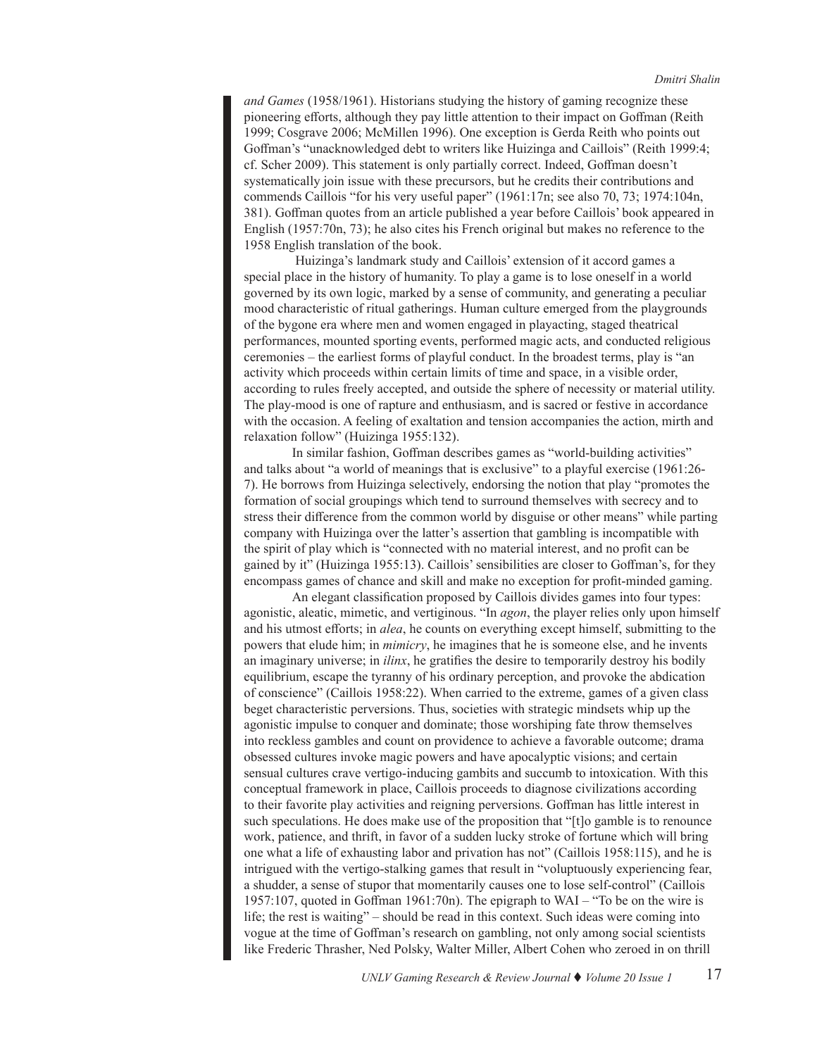*and Games* (1958/1961). Historians studying the history of gaming recognize these pioneering efforts, although they pay little attention to their impact on Goffman (Reith 1999; Cosgrave 2006; McMillen 1996). One exception is Gerda Reith who points out Goffman's "unacknowledged debt to writers like Huizinga and Caillois" (Reith 1999:4; cf. Scher 2009). This statement is only partially correct. Indeed, Goffman doesn't systematically join issue with these precursors, but he credits their contributions and commends Caillois "for his very useful paper" (1961:17n; see also 70, 73; 1974:104n, 381). Goffman quotes from an article published a year before Caillois' book appeared in English (1957:70n, 73); he also cites his French original but makes no reference to the 1958 English translation of the book.

Huizinga's landmark study and Caillois' extension of it accord games a special place in the history of humanity. To play a game is to lose oneself in a world governed by its own logic, marked by a sense of community, and generating a peculiar mood characteristic of ritual gatherings. Human culture emerged from the playgrounds of the bygone era where men and women engaged in playacting, staged theatrical performances, mounted sporting events, performed magic acts, and conducted religious ceremonies – the earliest forms of playful conduct. In the broadest terms, play is "an activity which proceeds within certain limits of time and space, in a visible order, according to rules freely accepted, and outside the sphere of necessity or material utility. The play-mood is one of rapture and enthusiasm, and is sacred or festive in accordance with the occasion. A feeling of exaltation and tension accompanies the action, mirth and relaxation follow" (Huizinga 1955:132).

In similar fashion, Goffman describes games as "world-building activities" and talks about "a world of meanings that is exclusive" to a playful exercise (1961:26-7). He borrows from Huizinga selectively, endorsing the notion that play "promotes the formation of social groupings which tend to surround themselves with secrecy and to stress their difference from the common world by disguise or other means" while parting company with Huizinga over the latter's assertion that gambling is incompatible with the spirit of play which is "connected with no material interest, and no profit can be gained by it" (Huizinga 1955:13). Caillois' sensibilities are closer to Goffman's, for they encompass games of chance and skill and make no exception for profit-minded gaming.

An elegant classification proposed by Caillois divides games into four types: agonistic, aleatic, mimetic, and vertiginous. "In *agon*, the player relies only upon himself and his utmost efforts; in *alea*, he counts on everything except himself, submitting to the powers that elude him; in *mimicry*, he imagines that he is someone else, and he invents an imaginary universe; in *ilinx*, he gratifies the desire to temporarily destroy his bodily equilibrium, escape the tyranny of his ordinary perception, and provoke the abdication of conscience" (Caillois 1958:22). When carried to the extreme, games of a given class beget characteristic perversions. Thus, societies with strategic mindsets whip up the agonistic impulse to conquer and dominate; those worshiping fate throw themselves into reckless gambles and count on providence to achieve a favorable outcome; drama obsessed cultures invoke magic powers and have apocalyptic visions; and certain sensual cultures crave vertigo-inducing gambits and succumb to intoxication. With this conceptual framework in place, Caillois proceeds to diagnose civilizations according to their favorite play activities and reigning perversions. Goffman has little interest in such speculations. He does make use of the proposition that "[t]o gamble is to renounce work, patience, and thrift, in favor of a sudden lucky stroke of fortune which will bring one what a life of exhausting labor and privation has not" (Caillois 1958:115), and he is intrigued with the vertigo-stalking games that result in "voluptuously experiencing fear, a shudder, a sense of stupor that momentarily causes one to lose self-control" (Caillois 1957:107, quoted in Goffman 1961:70n). The epigraph to WAI – "To be on the wire is life; the rest is waiting" – should be read in this context. Such ideas were coming into vogue at the time of Goffman's research on gambling, not only among social scientists like Frederic Thrasher, Ned Polsky, Walter Miller, Albert Cohen who zeroed in on thrill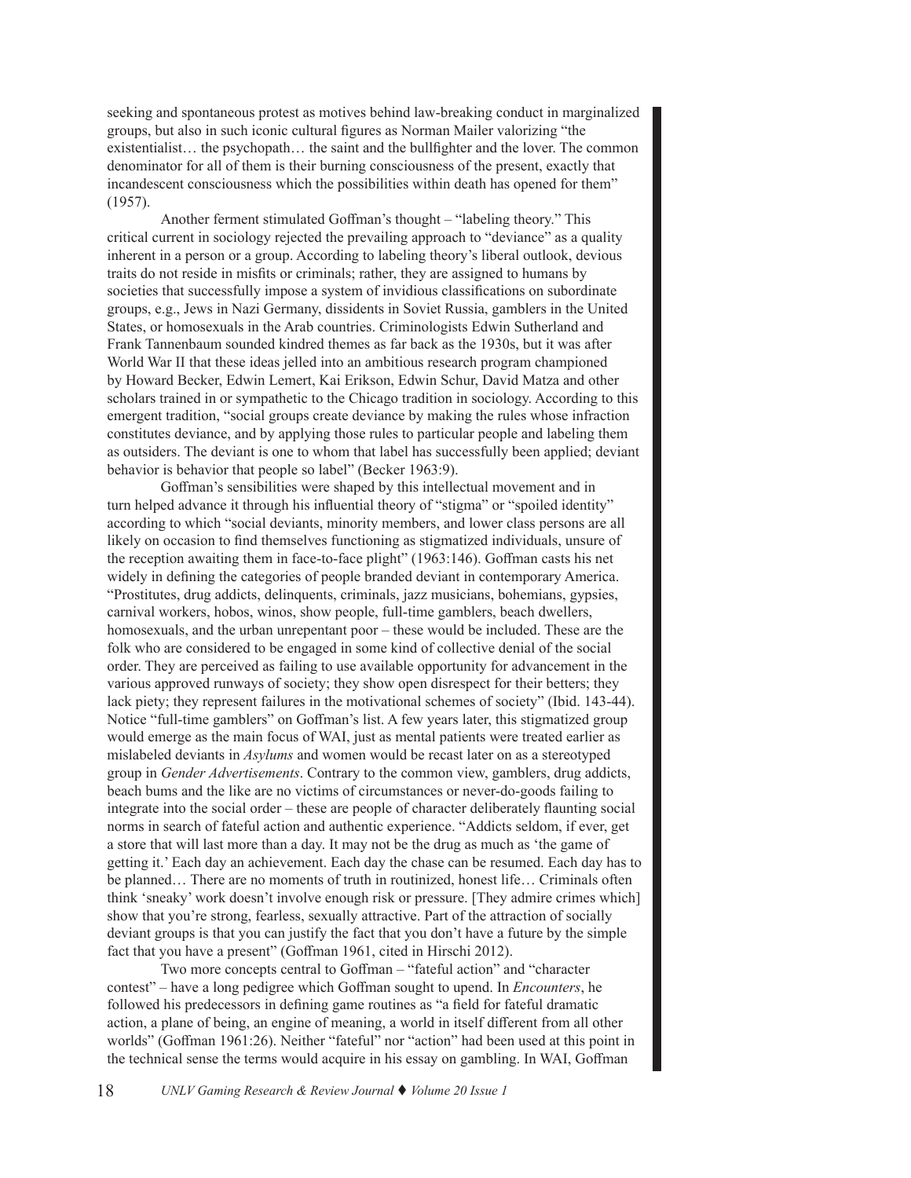seeking and spontaneous protest as motives behind law-breaking conduct in marginalized groups, but also in such iconic cultural figures as Norman Mailer valorizing "the existentialist… the psychopath… the saint and the bullfighter and the lover. The common denominator for all of them is their burning consciousness of the present, exactly that incandescent consciousness which the possibilities within death has opened for them" (1957).

Another ferment stimulated Goffman's thought – "labeling theory." This critical current in sociology rejected the prevailing approach to "deviance" as a quality inherent in a person or a group. According to labeling theory's liberal outlook, devious traits do not reside in misfits or criminals; rather, they are assigned to humans by societies that successfully impose a system of invidious classifications on subordinate groups, e.g., Jews in Nazi Germany, dissidents in Soviet Russia, gamblers in the United States, or homosexuals in the Arab countries. Criminologists Edwin Sutherland and Frank Tannenbaum sounded kindred themes as far back as the 1930s, but it was after World War II that these ideas jelled into an ambitious research program championed by Howard Becker, Edwin Lemert, Kai Erikson, Edwin Schur, David Matza and other scholars trained in or sympathetic to the Chicago tradition in sociology. According to this emergent tradition, "social groups create deviance by making the rules whose infraction constitutes deviance, and by applying those rules to particular people and labeling them as outsiders. The deviant is one to whom that label has successfully been applied; deviant behavior is behavior that people so label" (Becker 1963:9).

Goffman's sensibilities were shaped by this intellectual movement and in turn helped advance it through his influential theory of "stigma" or "spoiled identity" according to which "social deviants, minority members, and lower class persons are all likely on occasion to find themselves functioning as stigmatized individuals, unsure of the reception awaiting them in face-to-face plight" (1963:146). Goffman casts his net widely in defining the categories of people branded deviant in contemporary America. "Prostitutes, drug addicts, delinquents, criminals, jazz musicians, bohemians, gypsies, carnival workers, hobos, winos, show people, full-time gamblers, beach dwellers, homosexuals, and the urban unrepentant poor – these would be included. These are the folk who are considered to be engaged in some kind of collective denial of the social order. They are perceived as failing to use available opportunity for advancement in the various approved runways of society; they show open disrespect for their betters; they lack piety; they represent failures in the motivational schemes of society" (Ibid. 143-44). Notice "full-time gamblers" on Goffman's list. A few years later, this stigmatized group would emerge as the main focus of WAI, just as mental patients were treated earlier as mislabeled deviants in *Asylums* and women would be recast later on as a stereotyped group in *Gender Advertisements*. Contrary to the common view, gamblers, drug addicts, beach bums and the like are no victims of circumstances or never-do-goods failing to integrate into the social order – these are people of character deliberately flaunting social norms in search of fateful action and authentic experience. "Addicts seldom, if ever, get a store that will last more than a day. It may not be the drug as much as 'the game of getting it.' Each day an achievement. Each day the chase can be resumed. Each day has to be planned… There are no moments of truth in routinized, honest life… Criminals often think 'sneaky' work doesn't involve enough risk or pressure. [They admire crimes which] show that you're strong, fearless, sexually attractive. Part of the attraction of socially deviant groups is that you can justify the fact that you don't have a future by the simple fact that you have a present" (Goffman 1961, cited in Hirschi 2012).

Two more concepts central to Goffman – "fateful action" and "character contest" – have a long pedigree which Goffman sought to upend. In *Encounters*, he followed his predecessors in defining game routines as "a field for fateful dramatic action, a plane of being, an engine of meaning, a world in itself different from all other worlds" (Goffman 1961:26). Neither "fateful" nor "action" had been used at this point in the technical sense the terms would acquire in his essay on gambling. In WAI, Goffman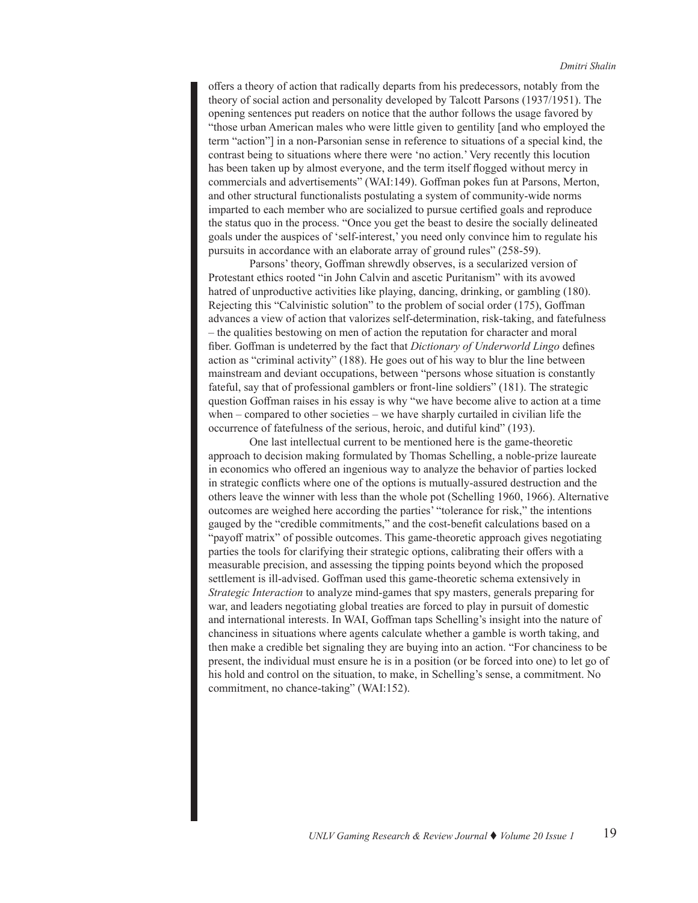offers a theory of action that radically departs from his predecessors, notably from the theory of social action and personality developed by Talcott Parsons (1937/1951). The opening sentences put readers on notice that the author follows the usage favored by "those urban American males who were little given to gentility [and who employed the term "action"] in a non-Parsonian sense in reference to situations of a special kind, the contrast being to situations where there were 'no action.' Very recently this locution has been taken up by almost everyone, and the term itself flogged without mercy in commercials and advertisements" (WAI:149). Goffman pokes fun at Parsons, Merton, and other structural functionalists postulating a system of community-wide norms imparted to each member who are socialized to pursue certified goals and reproduce the status quo in the process. "Once you get the beast to desire the socially delineated goals under the auspices of 'self-interest,' you need only convince him to regulate his pursuits in accordance with an elaborate array of ground rules" (258-59).

Parsons' theory, Goffman shrewdly observes, is a secularized version of Protestant ethics rooted "in John Calvin and ascetic Puritanism" with its avowed hatred of unproductive activities like playing, dancing, drinking, or gambling (180). Rejecting this "Calvinistic solution" to the problem of social order (175), Goffman advances a view of action that valorizes self-determination, risk-taking, and fatefulness – the qualities bestowing on men of action the reputation for character and moral fiber. Goffman is undeterred by the fact that *Dictionary of Underworld Lingo* defines action as "criminal activity" (188). He goes out of his way to blur the line between mainstream and deviant occupations, between "persons whose situation is constantly fateful, say that of professional gamblers or front-line soldiers" (181). The strategic question Goffman raises in his essay is why "we have become alive to action at a time when – compared to other societies – we have sharply curtailed in civilian life the occurrence of fatefulness of the serious, heroic, and dutiful kind" (193).

One last intellectual current to be mentioned here is the game-theoretic approach to decision making formulated by Thomas Schelling, a noble-prize laureate in economics who offered an ingenious way to analyze the behavior of parties locked in strategic conflicts where one of the options is mutually-assured destruction and the others leave the winner with less than the whole pot (Schelling 1960, 1966). Alternative outcomes are weighed here according the parties' "tolerance for risk," the intentions gauged by the "credible commitments," and the cost-benefit calculations based on a "payoff matrix" of possible outcomes. This game-theoretic approach gives negotiating parties the tools for clarifying their strategic options, calibrating their offers with a measurable precision, and assessing the tipping points beyond which the proposed settlement is ill-advised. Goffman used this game-theoretic schema extensively in *Strategic Interaction* to analyze mind-games that spy masters, generals preparing for war, and leaders negotiating global treaties are forced to play in pursuit of domestic and international interests. In WAI, Goffman taps Schelling's insight into the nature of chanciness in situations where agents calculate whether a gamble is worth taking, and then make a credible bet signaling they are buying into an action. "For chanciness to be present, the individual must ensure he is in a position (or be forced into one) to let go of his hold and control on the situation, to make, in Schelling's sense, a commitment. No commitment, no chance-taking" (WAI:152).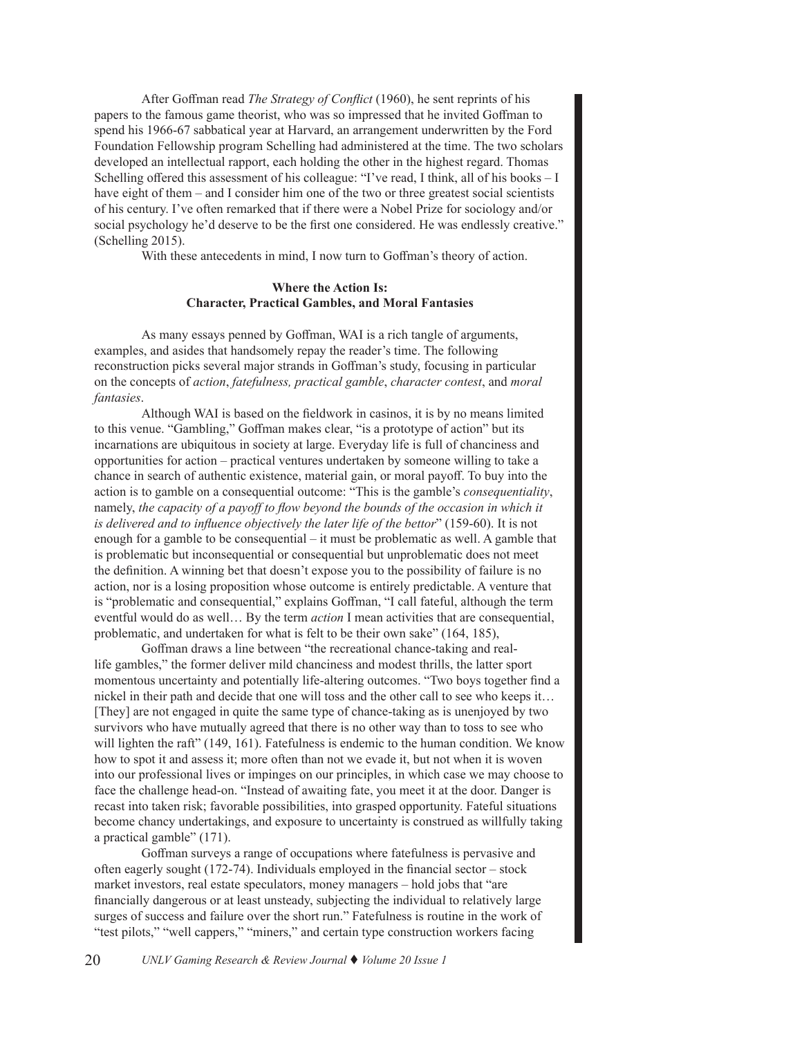After Goffman read *The Strategy of Conflict* (1960), he sent reprints of his papers to the famous game theorist, who was so impressed that he invited Goffman to spend his 1966-67 sabbatical year at Harvard, an arrangement underwritten by the Ford Foundation Fellowship program Schelling had administered at the time. The two scholars developed an intellectual rapport, each holding the other in the highest regard. Thomas Schelling offered this assessment of his colleague: "I've read, I think, all of his books – I have eight of them – and I consider him one of the two or three greatest social scientists of his century. I've often remarked that if there were a Nobel Prize for sociology and/or social psychology he'd deserve to be the first one considered. He was endlessly creative." (Schelling 2015).

With these antecedents in mind, I now turn to Goffman's theory of action.

## Where the Action Is: Character, Practical Gambles, and Moral Fantasies

As many essays penned by Goffman, WAI is a rich tangle of arguments, examples, and asides that handsomely repay the reader's time. The following reconstruction picks several major strands in Goffman's study, focusing in particular on the concepts of *action*, *fatefulness, practical gamble*, *character contest*, and *moral fantasies*.

Although WAI is based on the fieldwork in casinos, it is by no means limited to this venue. "Gambling," Goffman makes clear, "is a prototype of action" but its incarnations are ubiquitous in society at large. Everyday life is full of chanciness and opportunities for action – practical ventures undertaken by someone willing to take a chance in search of authentic existence, material gain, or moral payoff. To buy into the action is to gamble on a consequential outcome: "This is the gamble's *consequentiality*, namely, *the capacity of a payoff to flow beyond the bounds of the occasion in which it is delivered and to influence objectively the later life of the bettor*" (159-60). It is not enough for a gamble to be consequential – it must be problematic as well. A gamble that is problematic but inconsequential or consequential but unproblematic does not meet the definition. A winning bet that doesn't expose you to the possibility of failure is no action, nor is a losing proposition whose outcome is entirely predictable. A venture that is "problematic and consequential," explains Goffman, "I call fateful, although the term eventful would do as well… By the term *action* I mean activities that are consequential, problematic, and undertaken for what is felt to be their own sake" (164, 185),

Goffman draws a line between "the recreational chance-taking and real-life gambles," the former deliver mild chanciness and modest thrills, the latter sport momentous uncertainty and potentially life-altering outcomes. "Two boys together find a nickel in their path and decide that one will toss and the other call to see who keeps it… [They] are not engaged in quite the same type of chance-taking as is unenjoyed by two survivors who have mutually agreed that there is no other way than to toss to see who will lighten the raft" (149, 161). Fatefulness is endemic to the human condition. We know how to spot it and assess it; more often than not we evade it, but not when it is woven into our professional lives or impinges on our principles, in which case we may choose to face the challenge head-on. "Instead of awaiting fate, you meet it at the door. Danger is recast into taken risk; favorable possibilities, into grasped opportunity. Fateful situations become chancy undertakings, and exposure to uncertainty is construed as willfully taking a practical gamble" (171).

Goffman surveys a range of occupations where fatefulness is pervasive and often eagerly sought (172-74). Individuals employed in the financial sector – stock market investors, real estate speculators, money managers – hold jobs that "are financially dangerous or at least unsteady, subjecting the individual to relatively large surges of success and failure over the short run." Fatefulness is routine in the work of "test pilots," "well cappers," "miners," and certain type construction workers facing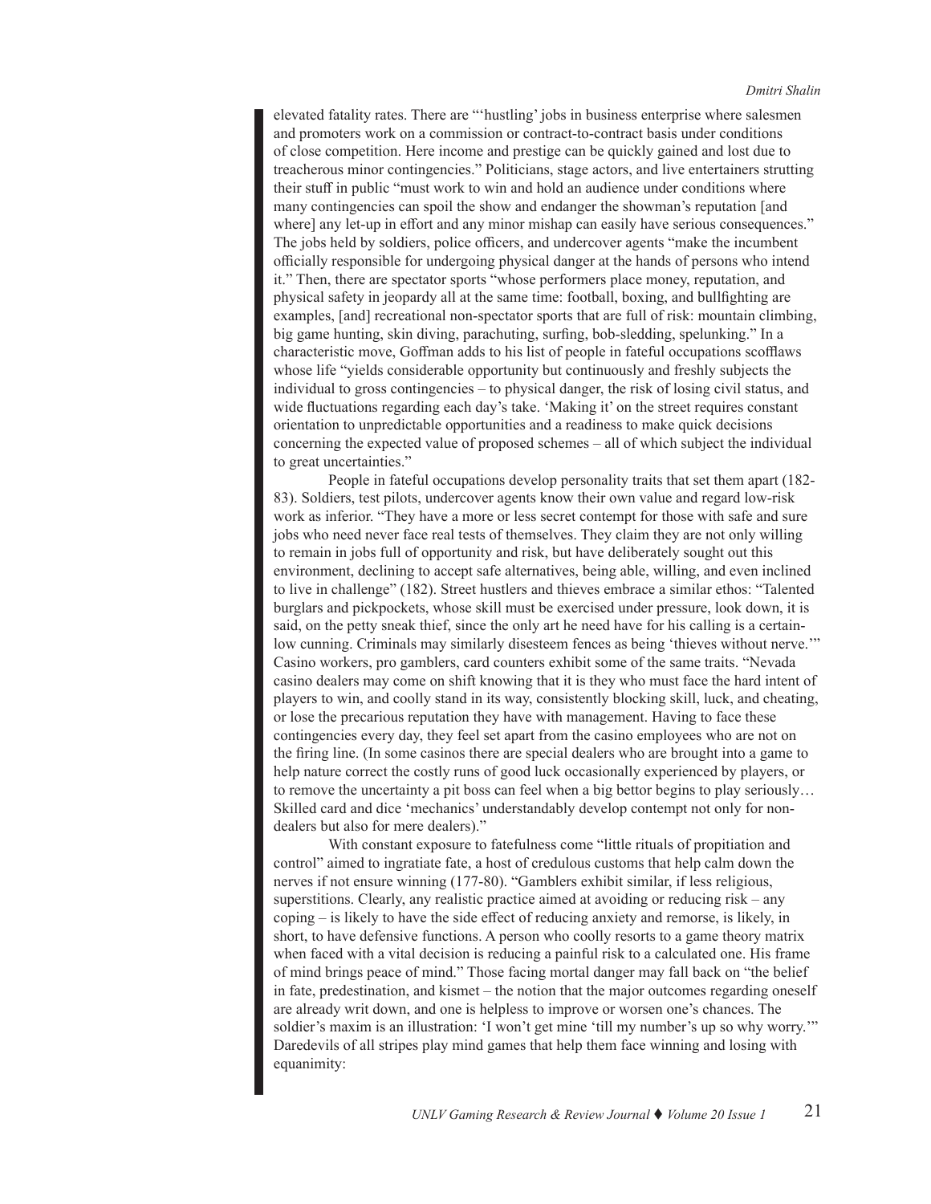elevated fatality rates. There are "'hustling' jobs in business enterprise where salesmen and promoters work on a commission or contract-to-contract basis under conditions of close competition. Here income and prestige can be quickly gained and lost due to treacherous minor contingencies." Politicians, stage actors, and live entertainers strutting their stuff in public "must work to win and hold an audience under conditions where many contingencies can spoil the show and endanger the showman's reputation [and where] any let-up in effort and any minor mishap can easily have serious consequences." The jobs held by soldiers, police officers, and undercover agents "make the incumbent officially responsible for undergoing physical danger at the hands of persons who intend it." Then, there are spectator sports "whose performers place money, reputation, and physical safety in jeopardy all at the same time: football, boxing, and bullfighting are examples, [and] recreational non-spectator sports that are full of risk: mountain climbing, big game hunting, skin diving, parachuting, surfing, bob-sledding, spelunking." In a characteristic move, Goffman adds to his list of people in fateful occupations scofflaws whose life "yields considerable opportunity but continuously and freshly subjects the individual to gross contingencies – to physical danger, the risk of losing civil status, and wide fluctuations regarding each day's take. 'Making it' on the street requires constant orientation to unpredictable opportunities and a readiness to make quick decisions concerning the expected value of proposed schemes – all of which subject the individual to great uncertainties."

People in fateful occupations develop personality traits that set them apart (182-83). Soldiers, test pilots, undercover agents know their own value and regard low-risk work as inferior. "They have a more or less secret contempt for those with safe and sure jobs who need never face real tests of themselves. They claim they are not only willing to remain in jobs full of opportunity and risk, but have deliberately sought out this environment, declining to accept safe alternatives, being able, willing, and even inclined to live in challenge" (182). Street hustlers and thieves embrace a similar ethos: "Talented burglars and pickpockets, whose skill must be exercised under pressure, look down, it is said, on the petty sneak thief, since the only art he need have for his calling is a certain-low cunning. Criminals may similarly disesteem fences as being 'thieves without nerve.'" Casino workers, pro gamblers, card counters exhibit some of the same traits. "Nevada casino dealers may come on shift knowing that it is they who must face the hard intent of players to win, and coolly stand in its way, consistently blocking skill, luck, and cheating, or lose the precarious reputation they have with management. Having to face these contingencies every day, they feel set apart from the casino employees who are not on the firing line. (In some casinos there are special dealers who are brought into a game to help nature correct the costly runs of good luck occasionally experienced by players, or to remove the uncertainty a pit boss can feel when a big bettor begins to play seriously… Skilled card and dice 'mechanics' understandably develop contempt not only for non-dealers but also for mere dealers)."

With constant exposure to fatefulness come "little rituals of propitiation and control" aimed to ingratiate fate, a host of credulous customs that help calm down the nerves if not ensure winning (177-80). "Gamblers exhibit similar, if less religious, superstitions. Clearly, any realistic practice aimed at avoiding or reducing risk – any coping – is likely to have the side effect of reducing anxiety and remorse, is likely, in short, to have defensive functions. A person who coolly resorts to a game theory matrix when faced with a vital decision is reducing a painful risk to a calculated one. His frame of mind brings peace of mind." Those facing mortal danger may fall back on "the belief in fate, predestination, and kismet – the notion that the major outcomes regarding oneself are already writ down, and one is helpless to improve or worsen one's chances. The soldier's maxim is an illustration: 'I won't get mine 'till my number's up so why worry.'" Daredevils of all stripes play mind games that help them face winning and losing with equanimity: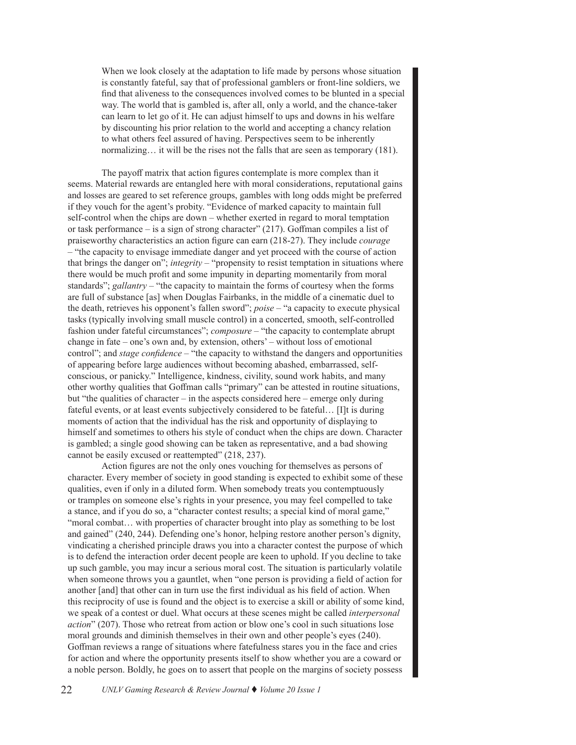> When we look closely at the adaptation to life made by persons whose situation is constantly fateful, say that of professional gamblers or front-line soldiers, we find that aliveness to the consequences involved comes to be blunted in a special way. The world that is gambled is, after all, only a world, and the chance-taker can learn to let go of it. He can adjust himself to ups and downs in his welfare by discounting his prior relation to the world and accepting a chancy relation to what others feel assured of having. Perspectives seem to be inherently normalizing… it will be the rises not the falls that are seen as temporary (181).

The payoff matrix that action figures contemplate is more complex than it seems. Material rewards are entangled here with moral considerations, reputational gains and losses are geared to set reference groups, gambles with long odds might be preferred if they vouch for the agent's probity. "Evidence of marked capacity to maintain full self-control when the chips are down – whether exerted in regard to moral temptation or task performance – is a sign of strong character" (217). Goffman compiles a list of praiseworthy characteristics an action figure can earn (218-27). They include *courage* – "the capacity to envisage immediate danger and yet proceed with the course of action that brings the danger on"; *integrity* – "propensity to resist temptation in situations where there would be much profit and some impunity in departing momentarily from moral standards"; *gallantry* – "the capacity to maintain the forms of courtesy when the forms are full of substance [as] when Douglas Fairbanks, in the middle of a cinematic duel to the death, retrieves his opponent's fallen sword"; *poise* – "a capacity to execute physical tasks (typically involving small muscle control) in a concerted, smooth, self-controlled fashion under fateful circumstances"; *composure* – "the capacity to contemplate abrupt change in fate – one's own and, by extension, others' – without loss of emotional control"; and *stage confidence* – "the capacity to withstand the dangers and opportunities of appearing before large audiences without becoming abashed, embarrassed, self-conscious, or panicky." Intelligence, kindness, civility, sound work habits, and many other worthy qualities that Goffman calls "primary" can be attested in routine situations, but "the qualities of character – in the aspects considered here – emerge only during fateful events, or at least events subjectively considered to be fateful… [I]t is during moments of action that the individual has the risk and opportunity of displaying to himself and sometimes to others his style of conduct when the chips are down. Character is gambled; a single good showing can be taken as representative, and a bad showing cannot be easily excused or reattempted" (218, 237).

Action figures are not the only ones vouching for themselves as persons of character. Every member of society in good standing is expected to exhibit some of these qualities, even if only in a diluted form. When somebody treats you contemptuously or tramples on someone else's rights in your presence, you may feel compelled to take a stance, and if you do so, a "character contest results; a special kind of moral game," "moral combat… with properties of character brought into play as something to be lost and gained" (240, 244). Defending one's honor, helping restore another person's dignity, vindicating a cherished principle draws you into a character contest the purpose of which is to defend the interaction order decent people are keen to uphold. If you decline to take up such gamble, you may incur a serious moral cost. The situation is particularly volatile when someone throws you a gauntlet, when "one person is providing a field of action for another [and] that other can in turn use the first individual as his field of action. When this reciprocity of use is found and the object is to exercise a skill or ability of some kind, we speak of a contest or duel. What occurs at these scenes might be called *interpersonal action*" (207). Those who retreat from action or blow one's cool in such situations lose moral grounds and diminish themselves in their own and other people's eyes (240). Goffman reviews a range of situations where fatefulness stares you in the face and cries for action and where the opportunity presents itself to show whether you are a coward or a noble person. Boldly, he goes on to assert that people on the margins of society possess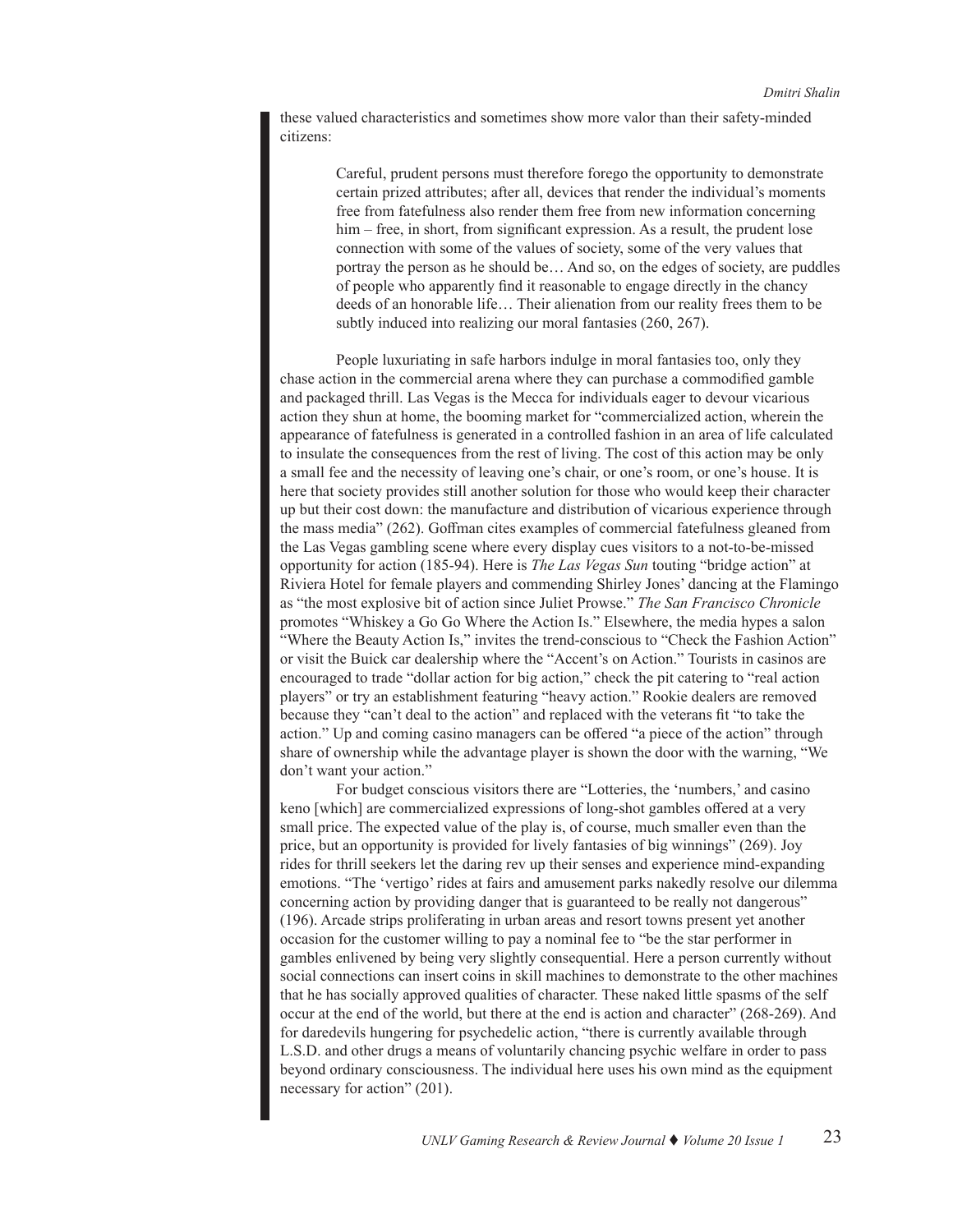these valued characteristics and sometimes show more valor than their safety-minded citizens:

> Careful, prudent persons must therefore forego the opportunity to demonstrate certain prized attributes; after all, devices that render the individual's moments free from fatefulness also render them free from new information concerning him – free, in short, from significant expression. As a result, the prudent lose connection with some of the values of society, some of the very values that portray the person as he should be… And so, on the edges of society, are puddles of people who apparently find it reasonable to engage directly in the chancy deeds of an honorable life… Their alienation from our reality frees them to be subtly induced into realizing our moral fantasies (260, 267).

People luxuriating in safe harbors indulge in moral fantasies too, only they chase action in the commercial arena where they can purchase a commodified gamble and packaged thrill. Las Vegas is the Mecca for individuals eager to devour vicarious action they shun at home, the booming market for "commercialized action, wherein the appearance of fatefulness is generated in a controlled fashion in an area of life calculated to insulate the consequences from the rest of living. The cost of this action may be only a small fee and the necessity of leaving one's chair, or one's room, or one's house. It is here that society provides still another solution for those who would keep their character up but their cost down: the manufacture and distribution of vicarious experience through the mass media" (262). Goffman cites examples of commercial fatefulness gleaned from the Las Vegas gambling scene where every display cues visitors to a not-to-be-missed opportunity for action (185-94). Here is *The Las Vegas Sun* touting "bridge action" at Riviera Hotel for female players and commending Shirley Jones' dancing at the Flamingo as "the most explosive bit of action since Juliet Prowse." *The San Francisco Chronicle* promotes "Whiskey a Go Go Where the Action Is." Elsewhere, the media hypes a salon "Where the Beauty Action Is," invites the trend-conscious to "Check the Fashion Action" or visit the Buick car dealership where the "Accent's on Action." Tourists in casinos are encouraged to trade "dollar action for big action," check the pit catering to "real action players" or try an establishment featuring "heavy action." Rookie dealers are removed because they "can't deal to the action" and replaced with the veterans fit "to take the action." Up and coming casino managers can be offered "a piece of the action" through share of ownership while the advantage player is shown the door with the warning, "We don't want your action."

For budget conscious visitors there are "Lotteries, the 'numbers,' and casino keno [which] are commercialized expressions of long-shot gambles offered at a very small price. The expected value of the play is, of course, much smaller even than the price, but an opportunity is provided for lively fantasies of big winnings" (269). Joy rides for thrill seekers let the daring rev up their senses and experience mind-expanding emotions. "The 'vertigo' rides at fairs and amusement parks nakedly resolve our dilemma concerning action by providing danger that is guaranteed to be really not dangerous" (196). Arcade strips proliferating in urban areas and resort towns present yet another occasion for the customer willing to pay a nominal fee to "be the star performer in gambles enlivened by being very slightly consequential. Here a person currently without social connections can insert coins in skill machines to demonstrate to the other machines that he has socially approved qualities of character. These naked little spasms of the self occur at the end of the world, but there at the end is action and character" (268-269). And for daredevils hungering for psychedelic action, "there is currently available through L.S.D. and other drugs a means of voluntarily chancing psychic welfare in order to pass beyond ordinary consciousness. The individual here uses his own mind as the equipment necessary for action" (201).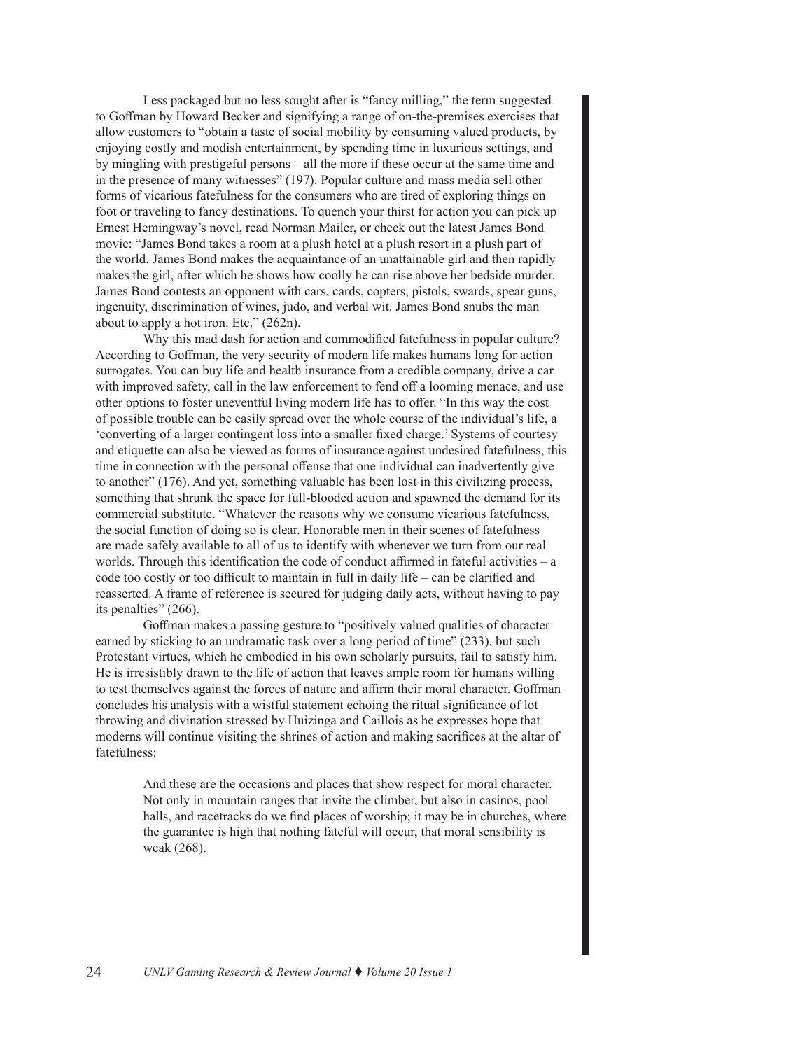Less packaged but no less sought after is "fancy milling," the term suggested to Goffman by Howard Becker and signifying a range of on-the-premises exercises that allow customers to "obtain a taste of social mobility by consuming valued products, by enjoying costly and modish entertainment, by spending time in luxurious settings, and by mingling with prestigeful persons – all the more if these occur at the same time and in the presence of many witnesses" (197). Popular culture and mass media sell other forms of vicarious fatefulness for the consumers who are tired of exploring things on foot or traveling to fancy destinations. To quench your thirst for action you can pick up Ernest Hemingway's novel, read Norman Mailer, or check out the latest James Bond movie: "James Bond takes a room at a plush hotel at a plush resort in a plush part of the world. James Bond makes the acquaintance of an unattainable girl and then rapidly makes the girl, after which he shows how coolly he can rise above her bedside murder. James Bond contests an opponent with cars, cards, copters, pistols, swards, spear guns, ingenuity, discrimination of wines, judo, and verbal wit. James Bond snubs the man about to apply a hot iron. Etc." (262n).

Why this mad dash for action and commodified fatefulness in popular culture? According to Goffman, the very security of modern life makes humans long for action surrogates. You can buy life and health insurance from a credible company, drive a car with improved safety, call in the law enforcement to fend off a looming menace, and use other options to foster uneventful living modern life has to offer. "In this way the cost of possible trouble can be easily spread over the whole course of the individual's life, a 'converting of a larger contingent loss into a smaller fixed charge.' Systems of courtesy and etiquette can also be viewed as forms of insurance against undesired fatefulness, this time in connection with the personal offense that one individual can inadvertently give to another" (176). And yet, something valuable has been lost in this civilizing process, something that shrunk the space for full-blooded action and spawned the demand for its commercial substitute. "Whatever the reasons why we consume vicarious fatefulness, the social function of doing so is clear. Honorable men in their scenes of fatefulness are made safely available to all of us to identify with whenever we turn from our real worlds. Through this identification the code of conduct affirmed in fateful activities – a code too costly or too difficult to maintain in full in daily life – can be clarified and reasserted. A frame of reference is secured for judging daily acts, without having to pay its penalties" (266).

Goffman makes a passing gesture to "positively valued qualities of character earned by sticking to an undramatic task over a long period of time" (233), but such Protestant virtues, which he embodied in his own scholarly pursuits, fail to satisfy him. He is irresistibly drawn to the life of action that leaves ample room for humans willing to test themselves against the forces of nature and affirm their moral character. Goffman concludes his analysis with a wistful statement echoing the ritual significance of lot throwing and divination stressed by Huizinga and Caillois as he expresses hope that moderns will continue visiting the shrines of action and making sacrifices at the altar of fatefulness:

> And these are the occasions and places that show respect for moral character. Not only in mountain ranges that invite the climber, but also in casinos, pool halls, and racetracks do we find places of worship; it may be in churches, where the guarantee is high that nothing fateful will occur, that moral sensibility is weak (268).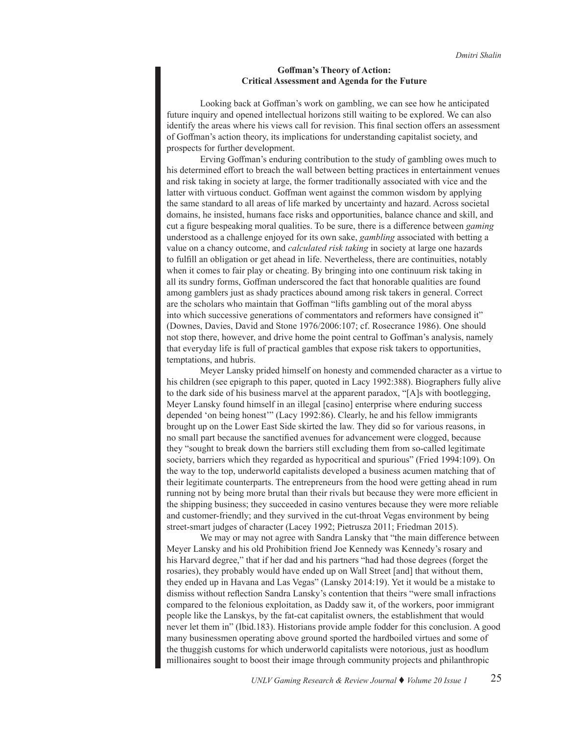### Goffman's Theory of Action: Critical Assessment and Agenda for the Future

Looking back at Goffman's work on gambling, we can see how he anticipated future inquiry and opened intellectual horizons still waiting to be explored. We can also identify the areas where his views call for revision. This final section offers an assessment of Goffman's action theory, its implications for understanding capitalist society, and prospects for further development.

Erving Goffman's enduring contribution to the study of gambling owes much to his determined effort to breach the wall between betting practices in entertainment venues and risk taking in society at large, the former traditionally associated with vice and the latter with virtuous conduct. Goffman went against the common wisdom by applying the same standard to all areas of life marked by uncertainty and hazard. Across societal domains, he insisted, humans face risks and opportunities, balance chance and skill, and cut a figure bespeaking moral qualities. To be sure, there is a difference between *gaming* understood as a challenge enjoyed for its own sake, *gambling* associated with betting a value on a chancy outcome, and *calculated risk taking* in society at large one hazards to fulfill an obligation or get ahead in life. Nevertheless, there are continuities, notably when it comes to fair play or cheating. By bringing into one continuum risk taking in all its sundry forms, Goffman underscored the fact that honorable qualities are found among gamblers just as shady practices abound among risk takers in general. Correct are the scholars who maintain that Goffman "lifts gambling out of the moral abyss into which successive generations of commentators and reformers have consigned it" (Downes, Davies, David and Stone 1976/2006:107; cf. Rosecrance 1986). One should not stop there, however, and drive home the point central to Goffman's analysis, namely that everyday life is full of practical gambles that expose risk takers to opportunities, temptations, and hubris.

Meyer Lansky prided himself on honesty and commended character as a virtue to his children (see epigraph to this paper, quoted in Lacy 1992:388). Biographers fully alive to the dark side of his business marvel at the apparent paradox, "[A]s with bootlegging, Meyer Lansky found himself in an illegal [casino] enterprise where enduring success depended 'on being honest'" (Lacy 1992:86). Clearly, he and his fellow immigrants brought up on the Lower East Side skirted the law. They did so for various reasons, in no small part because the sanctified avenues for advancement were clogged, because they "sought to break down the barriers still excluding them from so-called legitimate society, barriers which they regarded as hypocritical and spurious" (Fried 1994:109). On the way to the top, underworld capitalists developed a business acumen matching that of their legitimate counterparts. The entrepreneurs from the hood were getting ahead in rum running not by being more brutal than their rivals but because they were more efficient in the shipping business; they succeeded in casino ventures because they were more reliable and customer-friendly; and they survived in the cut-throat Vegas environment by being street-smart judges of character (Lacey 1992; Pietrusza 2011; Friedman 2015).

We may or may not agree with Sandra Lansky that "the main difference between Meyer Lansky and his old Prohibition friend Joe Kennedy was Kennedy's rosary and his Harvard degree," that if her dad and his partners "had had those degrees (forget the rosaries), they probably would have ended up on Wall Street [and] that without them, they ended up in Havana and Las Vegas" (Lansky 2014:19). Yet it would be a mistake to dismiss without reflection Sandra Lansky's contention that theirs "were small infractions compared to the felonious exploitation, as Daddy saw it, of the workers, poor immigrant people like the Lanskys, by the fat-cat capitalist owners, the establishment that would never let them in" (Ibid.183). Historians provide ample fodder for this conclusion. A good many businessmen operating above ground sported the hardboiled virtues and some of the thuggish customs for which underworld capitalists were notorious, just as hoodlum millionaires sought to boost their image through community projects and philanthropic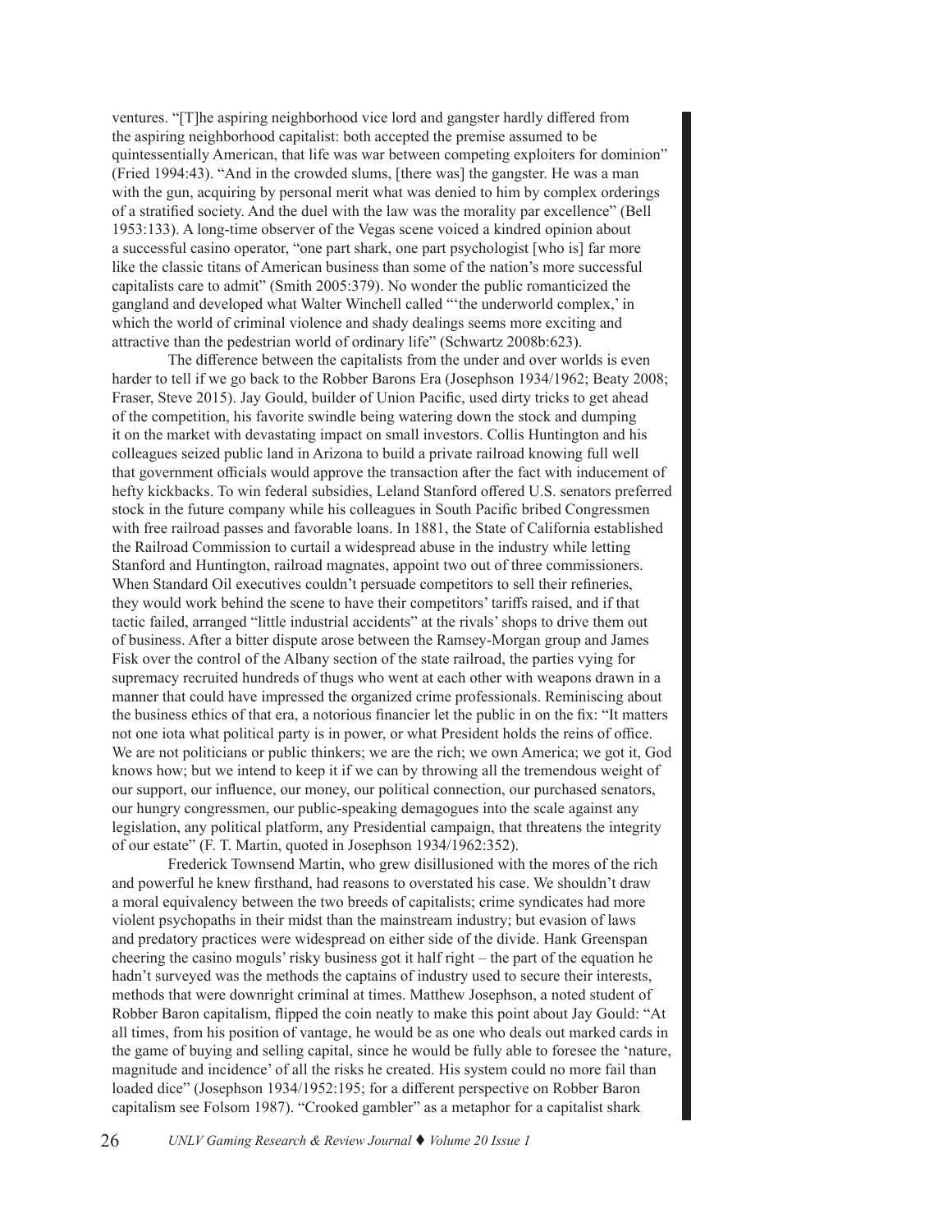ventures. "[T]he aspiring neighborhood vice lord and gangster hardly differed from the aspiring neighborhood capitalist: both accepted the premise assumed to be quintessentially American, that life was war between competing exploiters for dominion" (Fried 1994:43). "And in the crowded slums, [there was] the gangster. He was a man with the gun, acquiring by personal merit what was denied to him by complex orderings of a stratified society. And the duel with the law was the morality par excellence" (Bell 1953:133). A long-time observer of the Vegas scene voiced a kindred opinion about a successful casino operator, "one part shark, one part psychologist [who is] far more like the classic titans of American business than some of the nation's more successful capitalists care to admit" (Smith 2005:379). No wonder the public romanticized the gangland and developed what Walter Winchell called "'the underworld complex,' in which the world of criminal violence and shady dealings seems more exciting and attractive than the pedestrian world of ordinary life" (Schwartz 2008b:623).

The difference between the capitalists from the under and over worlds is even harder to tell if we go back to the Robber Barons Era (Josephson 1934/1962; Beaty 2008; Fraser, Steve 2015). Jay Gould, builder of Union Pacific, used dirty tricks to get ahead of the competition, his favorite swindle being watering down the stock and dumping it on the market with devastating impact on small investors. Collis Huntington and his colleagues seized public land in Arizona to build a private railroad knowing full well that government officials would approve the transaction after the fact with inducement of hefty kickbacks. To win federal subsidies, Leland Stanford offered U.S. senators preferred stock in the future company while his colleagues in South Pacific bribed Congressmen with free railroad passes and favorable loans. In 1881, the State of California established the Railroad Commission to curtail a widespread abuse in the industry while letting Stanford and Huntington, railroad magnates, appoint two out of three commissioners. When Standard Oil executives couldn't persuade competitors to sell their refineries, they would work behind the scene to have their competitors' tariffs raised, and if that tactic failed, arranged "little industrial accidents" at the rivals' shops to drive them out of business. After a bitter dispute arose between the Ramsey-Morgan group and James Fisk over the control of the Albany section of the state railroad, the parties vying for supremacy recruited hundreds of thugs who went at each other with weapons drawn in a manner that could have impressed the organized crime professionals. Reminiscing about the business ethics of that era, a notorious financier let the public in on the fix: "It matters not one iota what political party is in power, or what President holds the reins of office. We are not politicians or public thinkers; we are the rich; we own America; we got it, God knows how; but we intend to keep it if we can by throwing all the tremendous weight of our support, our influence, our money, our political connection, our purchased senators, our hungry congressmen, our public-speaking demagogues into the scale against any legislation, any political platform, any Presidential campaign, that threatens the integrity of our estate" (F. T. Martin, quoted in Josephson 1934/1962:352).

Frederick Townsend Martin, who grew disillusioned with the mores of the rich and powerful he knew firsthand, had reasons to overstated his case. We shouldn't draw a moral equivalency between the two breeds of capitalists; crime syndicates had more violent psychopaths in their midst than the mainstream industry; but evasion of laws and predatory practices were widespread on either side of the divide. Hank Greenspan cheering the casino moguls' risky business got it half right – the part of the equation he hadn't surveyed was the methods the captains of industry used to secure their interests, methods that were downright criminal at times. Matthew Josephson, a noted student of Robber Baron capitalism, flipped the coin neatly to make this point about Jay Gould: "At all times, from his position of vantage, he would be as one who deals out marked cards in the game of buying and selling capital, since he would be fully able to foresee the 'nature, magnitude and incidence' of all the risks he created. His system could no more fail than loaded dice" (Josephson 1934/1952:195; for a different perspective on Robber Baron capitalism see Folsom 1987). "Crooked gambler" as a metaphor for a capitalist shark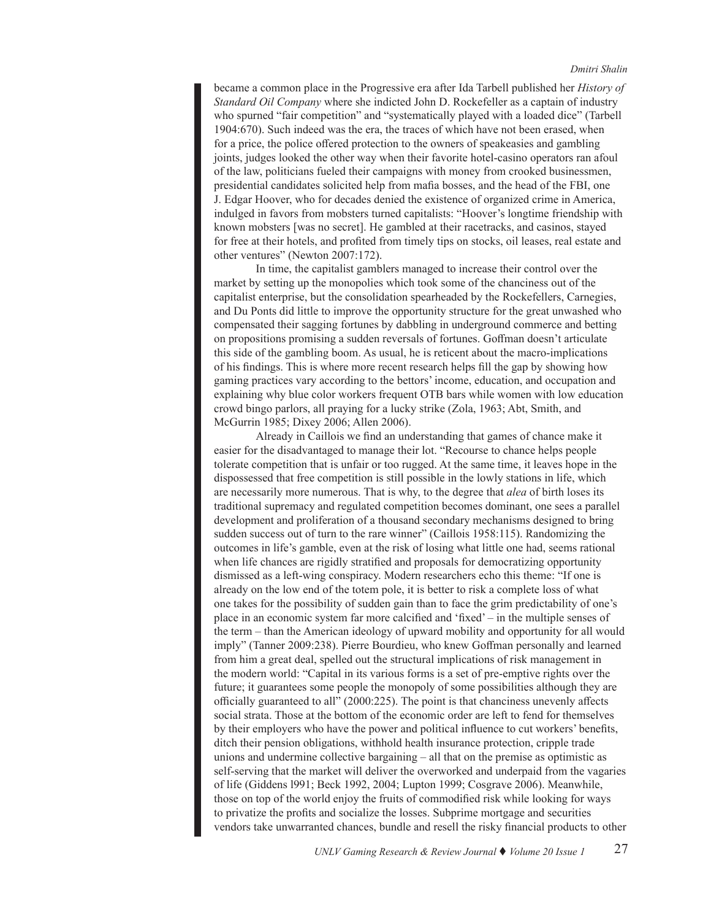became a common place in the Progressive era after Ida Tarbell published her *History of Standard Oil Company* where she indicted John D. Rockefeller as a captain of industry who spurned "fair competition" and "systematically played with a loaded dice" (Tarbell 1904:670). Such indeed was the era, the traces of which have not been erased, when for a price, the police offered protection to the owners of speakeasies and gambling joints, judges looked the other way when their favorite hotel-casino operators ran afoul of the law, politicians fueled their campaigns with money from crooked businessmen, presidential candidates solicited help from mafia bosses, and the head of the FBI, one J. Edgar Hoover, who for decades denied the existence of organized crime in America, indulged in favors from mobsters turned capitalists: "Hoover's longtime friendship with known mobsters [was no secret]. He gambled at their racetracks, and casinos, stayed for free at their hotels, and profited from timely tips on stocks, oil leases, real estate and other ventures" (Newton 2007:172).

In time, the capitalist gamblers managed to increase their control over the market by setting up the monopolies which took some of the chanciness out of the capitalist enterprise, but the consolidation spearheaded by the Rockefellers, Carnegies, and Du Ponts did little to improve the opportunity structure for the great unwashed who compensated their sagging fortunes by dabbling in underground commerce and betting on propositions promising a sudden reversals of fortunes. Goffman doesn't articulate this side of the gambling boom. As usual, he is reticent about the macro-implications of his findings. This is where more recent research helps fill the gap by showing how gaming practices vary according to the bettors' income, education, and occupation and explaining why blue color workers frequent OTB bars while women with low education crowd bingo parlors, all praying for a lucky strike (Zola, 1963; Abt, Smith, and McGurrin 1985; Dixey 2006; Allen 2006).

Already in Caillois we find an understanding that games of chance make it easier for the disadvantaged to manage their lot. "Recourse to chance helps people tolerate competition that is unfair or too rugged. At the same time, it leaves hope in the dispossessed that free competition is still possible in the lowly stations in life, which are necessarily more numerous. That is why, to the degree that *alea* of birth loses its traditional supremacy and regulated competition becomes dominant, one sees a parallel development and proliferation of a thousand secondary mechanisms designed to bring sudden success out of turn to the rare winner" (Caillois 1958:115). Randomizing the outcomes in life's gamble, even at the risk of losing what little one had, seems rational when life chances are rigidly stratified and proposals for democratizing opportunity dismissed as a left-wing conspiracy. Modern researchers echo this theme: "If one is already on the low end of the totem pole, it is better to risk a complete loss of what one takes for the possibility of sudden gain than to face the grim predictability of one's place in an economic system far more calcified and 'fixed' – in the multiple senses of the term – than the American ideology of upward mobility and opportunity for all would imply" (Tanner 2009:238). Pierre Bourdieu, who knew Goffman personally and learned from him a great deal, spelled out the structural implications of risk management in the modern world: "Capital in its various forms is a set of pre-emptive rights over the future; it guarantees some people the monopoly of some possibilities although they are officially guaranteed to all" (2000:225). The point is that chanciness unevenly affects social strata. Those at the bottom of the economic order are left to fend for themselves by their employers who have the power and political influence to cut workers' benefits, ditch their pension obligations, withhold health insurance protection, cripple trade unions and undermine collective bargaining – all that on the premise as optimistic as self-serving that the market will deliver the overworked and underpaid from the vagaries of life (Giddens l991; Beck 1992, 2004; Lupton 1999; Cosgrave 2006). Meanwhile, those on top of the world enjoy the fruits of commodified risk while looking for ways to privatize the profits and socialize the losses. Subprime mortgage and securities vendors take unwarranted chances, bundle and resell the risky financial products to other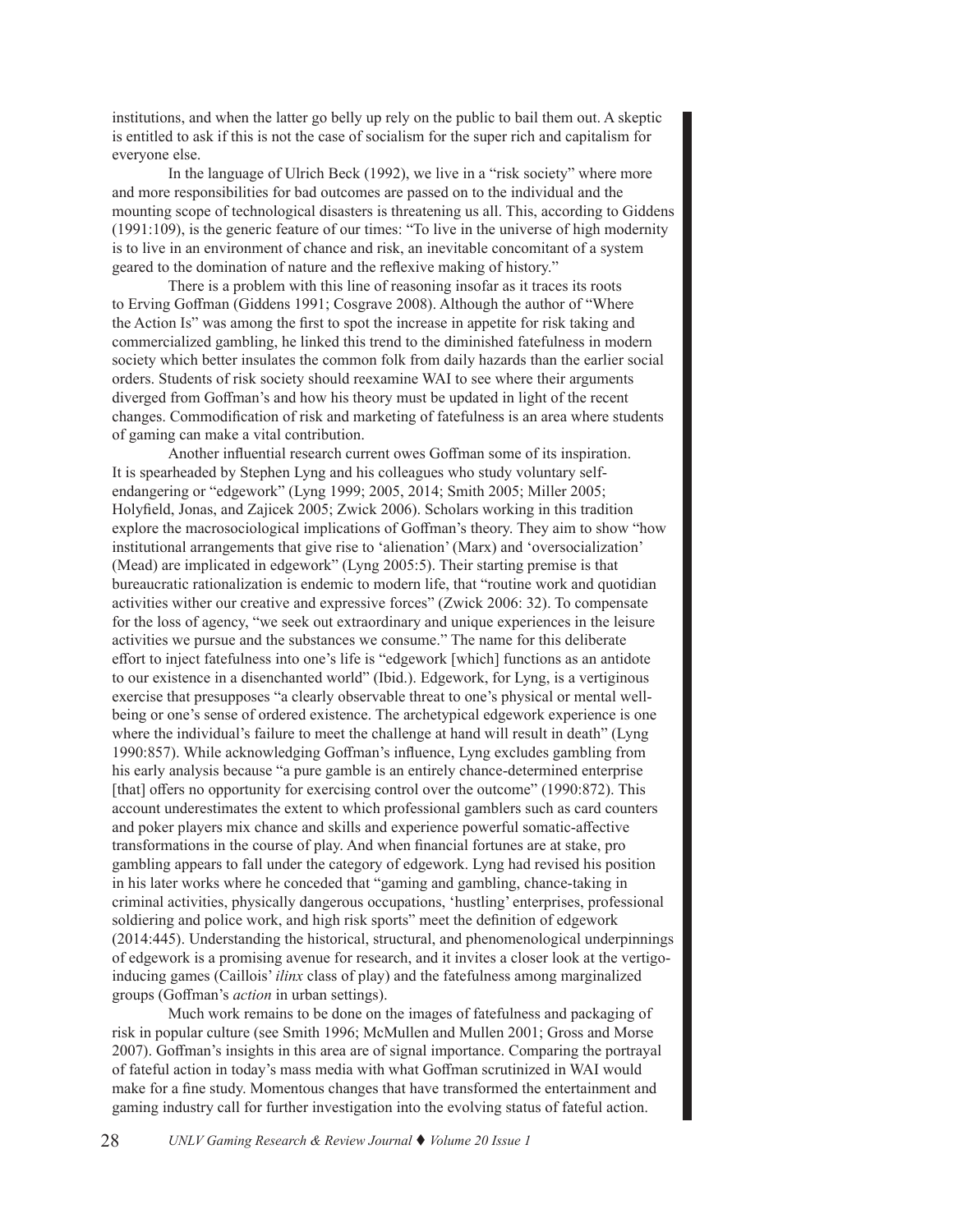institutions, and when the latter go belly up rely on the public to bail them out. A skeptic is entitled to ask if this is not the case of socialism for the super rich and capitalism for everyone else.

In the language of Ulrich Beck (1992), we live in a "risk society" where more and more responsibilities for bad outcomes are passed on to the individual and the mounting scope of technological disasters is threatening us all. This, according to Giddens (1991:109), is the generic feature of our times: "To live in the universe of high modernity is to live in an environment of chance and risk, an inevitable concomitant of a system geared to the domination of nature and the reflexive making of history."

There is a problem with this line of reasoning insofar as it traces its roots to Erving Goffman (Giddens 1991; Cosgrave 2008). Although the author of "Where the Action Is" was among the first to spot the increase in appetite for risk taking and commercialized gambling, he linked this trend to the diminished fatefulness in modern society which better insulates the common folk from daily hazards than the earlier social orders. Students of risk society should reexamine WAI to see where their arguments diverged from Goffman's and how his theory must be updated in light of the recent changes. Commodification of risk and marketing of fatefulness is an area where students of gaming can make a vital contribution.

Another influential research current owes Goffman some of its inspiration. It is spearheaded by Stephen Lyng and his colleagues who study voluntary self-endangering or "edgework" (Lyng 1999; 2005, 2014; Smith 2005; Miller 2005; Holyfield, Jonas, and Zajicek 2005; Zwick 2006). Scholars working in this tradition explore the macrosociological implications of Goffman's theory. They aim to show "how institutional arrangements that give rise to 'alienation' (Marx) and 'oversocialization' (Mead) are implicated in edgework" (Lyng 2005:5). Their starting premise is that bureaucratic rationalization is endemic to modern life, that "routine work and quotidian activities wither our creative and expressive forces" (Zwick 2006: 32). To compensate for the loss of agency, "we seek out extraordinary and unique experiences in the leisure activities we pursue and the substances we consume." The name for this deliberate effort to inject fatefulness into one's life is "edgework [which] functions as an antidote to our existence in a disenchanted world" (Ibid.). Edgework, for Lyng, is a vertiginous exercise that presupposes "a clearly observable threat to one's physical or mental well-being or one's sense of ordered existence. The archetypical edgework experience is one where the individual's failure to meet the challenge at hand will result in death" (Lyng 1990:857). While acknowledging Goffman's influence, Lyng excludes gambling from his early analysis because "a pure gamble is an entirely chance-determined enterprise [that] offers no opportunity for exercising control over the outcome" (1990:872). This account underestimates the extent to which professional gamblers such as card counters and poker players mix chance and skills and experience powerful somatic-affective transformations in the course of play. And when financial fortunes are at stake, pro gambling appears to fall under the category of edgework. Lyng had revised his position in his later works where he conceded that "gaming and gambling, chance-taking in criminal activities, physically dangerous occupations, 'hustling' enterprises, professional soldiering and police work, and high risk sports" meet the definition of edgework (2014:445). Understanding the historical, structural, and phenomenological underpinnings of edgework is a promising avenue for research, and it invites a closer look at the vertigo-inducing games (Caillois' *ilinx* class of play) and the fatefulness among marginalized groups (Goffman's *action* in urban settings).

Much work remains to be done on the images of fatefulness and packaging of risk in popular culture (see Smith 1996; McMullen and Mullen 2001; Gross and Morse 2007). Goffman's insights in this area are of signal importance. Comparing the portrayal of fateful action in today's mass media with what Goffman scrutinized in WAI would make for a fine study. Momentous changes that have transformed the entertainment and gaming industry call for further investigation into the evolving status of fateful action.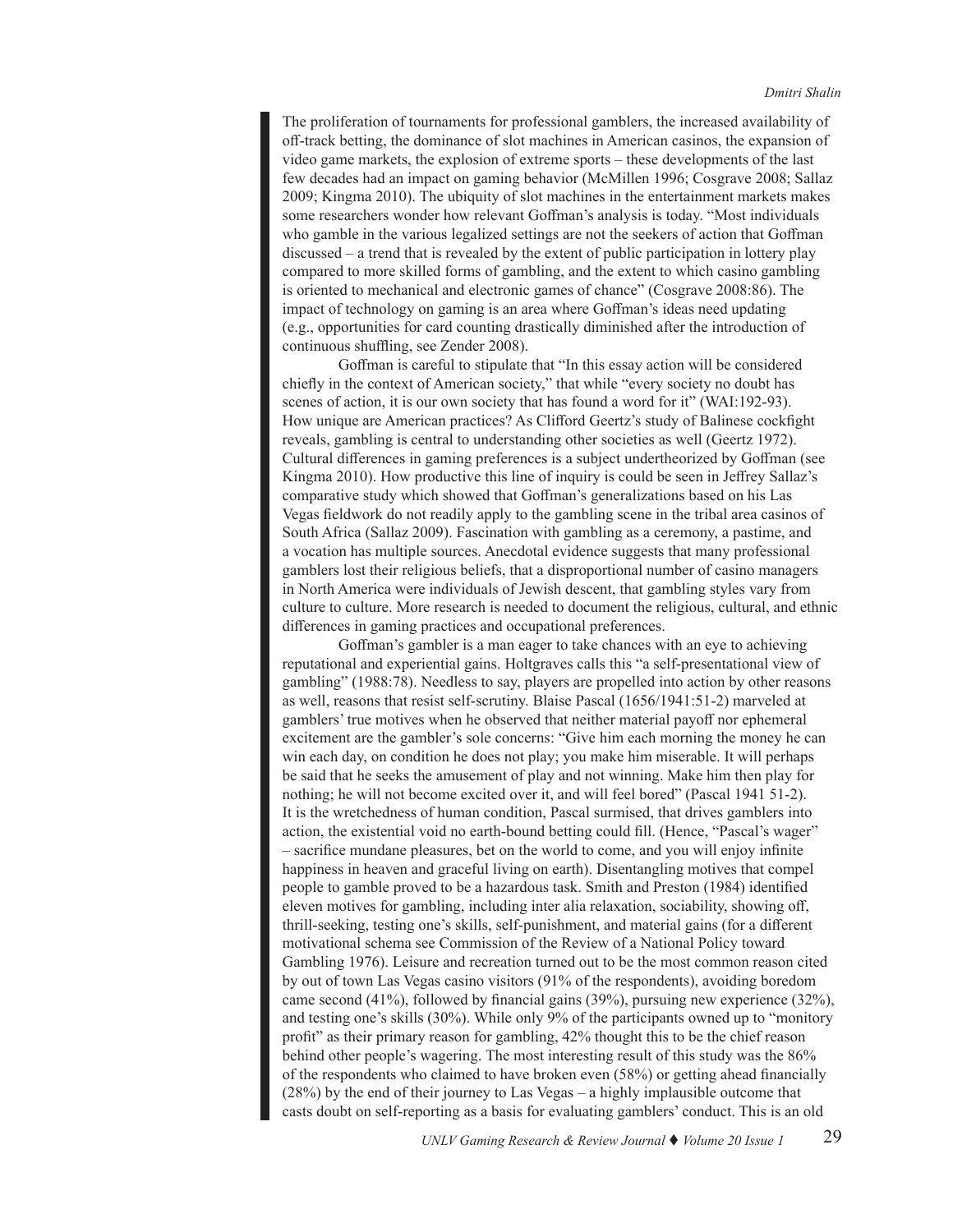The proliferation of tournaments for professional gamblers, the increased availability of off-track betting, the dominance of slot machines in American casinos, the expansion of video game markets, the explosion of extreme sports – these developments of the last few decades had an impact on gaming behavior (McMillen 1996; Cosgrave 2008; Sallaz 2009; Kingma 2010). The ubiquity of slot machines in the entertainment markets makes some researchers wonder how relevant Goffman's analysis is today. "Most individuals who gamble in the various legalized settings are not the seekers of action that Goffman discussed – a trend that is revealed by the extent of public participation in lottery play compared to more skilled forms of gambling, and the extent to which casino gambling is oriented to mechanical and electronic games of chance" (Cosgrave 2008:86). The impact of technology on gaming is an area where Goffman's ideas need updating (e.g., opportunities for card counting drastically diminished after the introduction of continuous shuffling, see Zender 2008).

Goffman is careful to stipulate that "In this essay action will be considered chiefly in the context of American society," that while "every society no doubt has scenes of action, it is our own society that has found a word for it" (WAI:192-93). How unique are American practices? As Clifford Geertz's study of Balinese cockfight reveals, gambling is central to understanding other societies as well (Geertz 1972). Cultural differences in gaming preferences is a subject undertheorized by Goffman (see Kingma 2010). How productive this line of inquiry is could be seen in Jeffrey Sallaz's comparative study which showed that Goffman's generalizations based on his Las Vegas fieldwork do not readily apply to the gambling scene in the tribal area casinos of South Africa (Sallaz 2009). Fascination with gambling as a ceremony, a pastime, and a vocation has multiple sources. Anecdotal evidence suggests that many professional gamblers lost their religious beliefs, that a disproportional number of casino managers in North America were individuals of Jewish descent, that gambling styles vary from culture to culture. More research is needed to document the religious, cultural, and ethnic differences in gaming practices and occupational preferences.

Goffman's gambler is a man eager to take chances with an eye to achieving reputational and experiential gains. Holtgraves calls this "a self-presentational view of gambling" (1988:78). Needless to say, players are propelled into action by other reasons as well, reasons that resist self-scrutiny. Blaise Pascal (1656/1941:51-2) marveled at gamblers' true motives when he observed that neither material payoff nor ephemeral excitement are the gambler's sole concerns: "Give him each morning the money he can win each day, on condition he does not play; you make him miserable. It will perhaps be said that he seeks the amusement of play and not winning. Make him then play for nothing; he will not become excited over it, and will feel bored" (Pascal 1941 51-2). It is the wretchedness of human condition, Pascal surmised, that drives gamblers into action, the existential void no earth-bound betting could fill. (Hence, "Pascal's wager" – sacrifice mundane pleasures, bet on the world to come, and you will enjoy infinite happiness in heaven and graceful living on earth). Disentangling motives that compel people to gamble proved to be a hazardous task. Smith and Preston (1984) identified eleven motives for gambling, including inter alia relaxation, sociability, showing off, thrill-seeking, testing one's skills, self-punishment, and material gains (for a different motivational schema see Commission of the Review of a National Policy toward Gambling 1976). Leisure and recreation turned out to be the most common reason cited by out of town Las Vegas casino visitors (91% of the respondents), avoiding boredom came second (41%), followed by financial gains (39%), pursuing new experience (32%), and testing one's skills (30%). While only 9% of the participants owned up to "monitory profit" as their primary reason for gambling, 42% thought this to be the chief reason behind other people's wagering. The most interesting result of this study was the 86% of the respondents who claimed to have broken even (58%) or getting ahead financially (28%) by the end of their journey to Las Vegas – a highly implausible outcome that casts doubt on self-reporting as a basis for evaluating gamblers' conduct. This is an old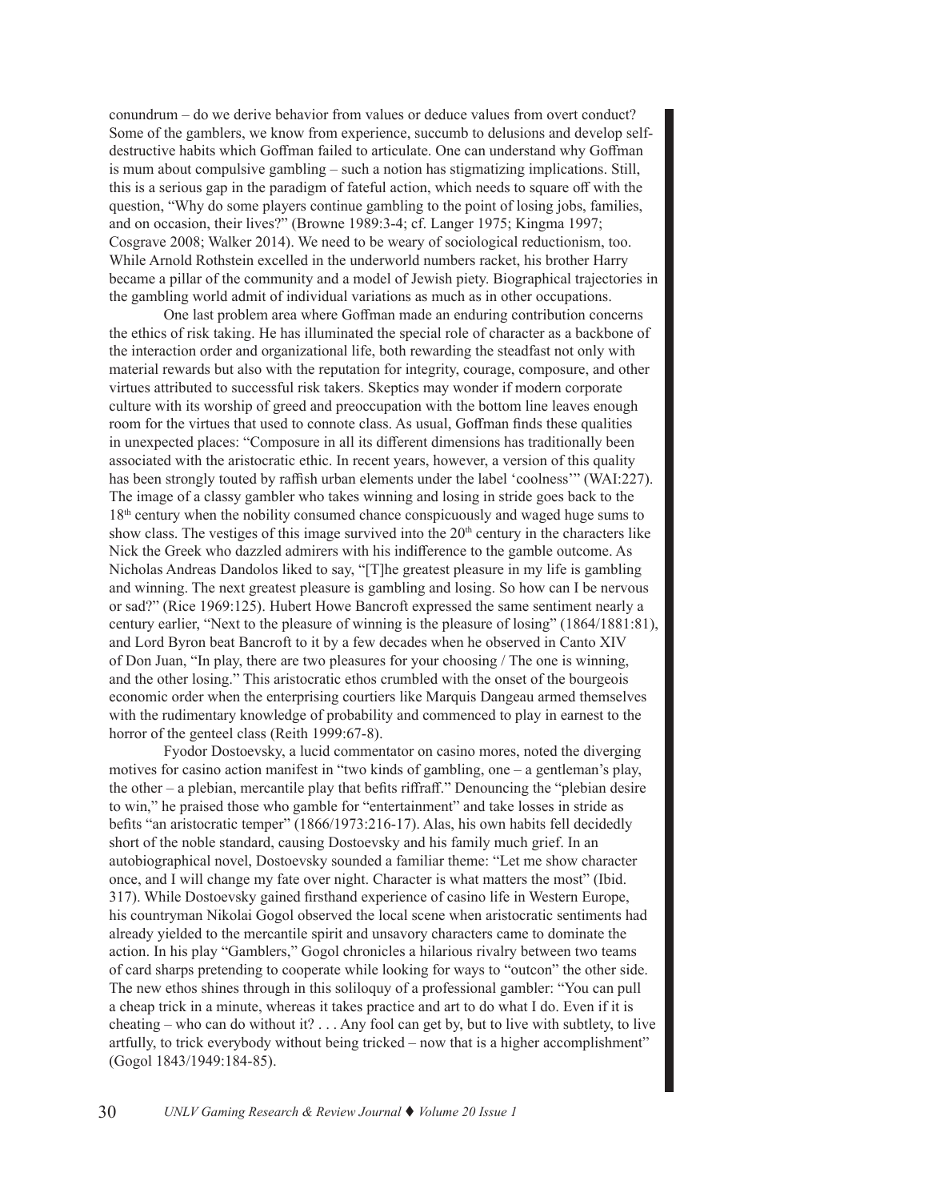conundrum – do we derive behavior from values or deduce values from overt conduct? Some of the gamblers, we know from experience, succumb to delusions and develop self-destructive habits which Goffman failed to articulate. One can understand why Goffman is mum about compulsive gambling – such a notion has stigmatizing implications. Still, this is a serious gap in the paradigm of fateful action, which needs to square off with the question, "Why do some players continue gambling to the point of losing jobs, families, and on occasion, their lives?" (Browne 1989:3-4; cf. Langer 1975; Kingma 1997; Cosgrave 2008; Walker 2014). We need to be weary of sociological reductionism, too. While Arnold Rothstein excelled in the underworld numbers racket, his brother Harry became a pillar of the community and a model of Jewish piety. Biographical trajectories in the gambling world admit of individual variations as much as in other occupations.

One last problem area where Goffman made an enduring contribution concerns the ethics of risk taking. He has illuminated the special role of character as a backbone of the interaction order and organizational life, both rewarding the steadfast not only with material rewards but also with the reputation for integrity, courage, composure, and other virtues attributed to successful risk takers. Skeptics may wonder if modern corporate culture with its worship of greed and preoccupation with the bottom line leaves enough room for the virtues that used to connote class. As usual, Goffman finds these qualities in unexpected places: "Composure in all its different dimensions has traditionally been associated with the aristocratic ethic. In recent years, however, a version of this quality has been strongly touted by raffish urban elements under the label 'coolness'" (WAI:227). The image of a classy gambler who takes winning and losing in stride goes back to the 18th century when the nobility consumed chance conspicuously and waged huge sums to show class. The vestiges of this image survived into the 20th century in the characters like Nick the Greek who dazzled admirers with his indifference to the gamble outcome. As Nicholas Andreas Dandolos liked to say, "[T]he greatest pleasure in my life is gambling and winning. The next greatest pleasure is gambling and losing. So how can I be nervous or sad?" (Rice 1969:125). Hubert Howe Bancroft expressed the same sentiment nearly a century earlier, "Next to the pleasure of winning is the pleasure of losing" (1864/1881:81), and Lord Byron beat Bancroft to it by a few decades when he observed in Canto XIV of Don Juan, "In play, there are two pleasures for your choosing / The one is winning, and the other losing." This aristocratic ethos crumbled with the onset of the bourgeois economic order when the enterprising courtiers like Marquis Dangeau armed themselves with the rudimentary knowledge of probability and commenced to play in earnest to the horror of the genteel class (Reith 1999:67-8).

Fyodor Dostoevsky, a lucid commentator on casino mores, noted the diverging motives for casino action manifest in "two kinds of gambling, one – a gentleman's play, the other – a plebian, mercantile play that befits riffraff." Denouncing the "plebian desire to win," he praised those who gamble for "entertainment" and take losses in stride as befits "an aristocratic temper" (1866/1973:216-17). Alas, his own habits fell decidedly short of the noble standard, causing Dostoevsky and his family much grief. In an autobiographical novel, Dostoevsky sounded a familiar theme: "Let me show character once, and I will change my fate over night. Character is what matters the most" (Ibid. 317). While Dostoevsky gained firsthand experience of casino life in Western Europe, his countryman Nikolai Gogol observed the local scene when aristocratic sentiments had already yielded to the mercantile spirit and unsavory characters came to dominate the action. In his play "Gamblers," Gogol chronicles a hilarious rivalry between two teams of card sharps pretending to cooperate while looking for ways to "outcon" the other side. The new ethos shines through in this soliloquy of a professional gambler: "You can pull a cheap trick in a minute, whereas it takes practice and art to do what I do. Even if it is cheating – who can do without it? . . . Any fool can get by, but to live with subtlety, to live artfully, to trick everybody without being tricked – now that is a higher accomplishment" (Gogol 1843/1949:184-85).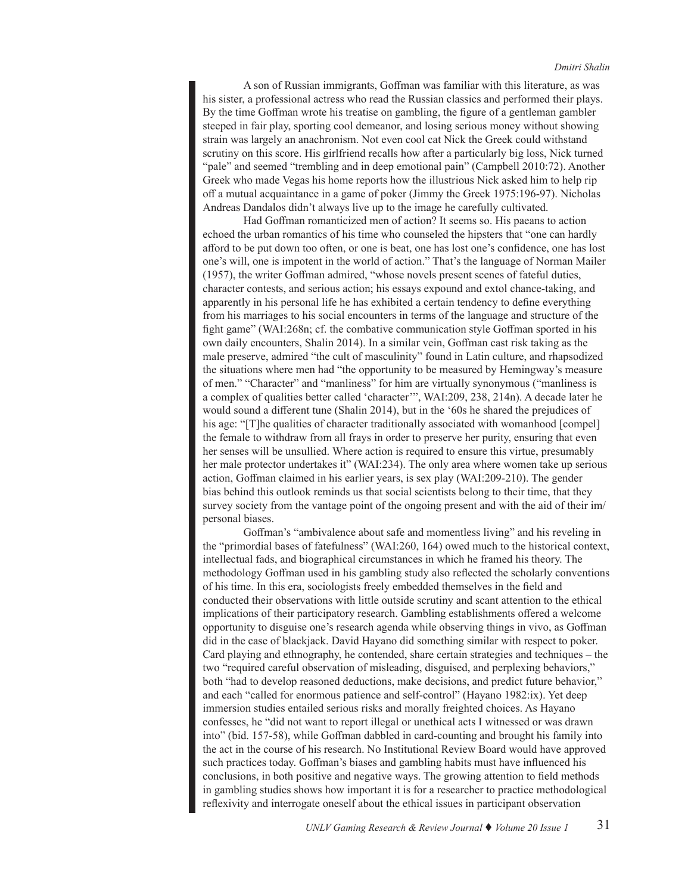A son of Russian immigrants, Goffman was familiar with this literature, as was his sister, a professional actress who read the Russian classics and performed their plays. By the time Goffman wrote his treatise on gambling, the figure of a gentleman gambler steeped in fair play, sporting cool demeanor, and losing serious money without showing strain was largely an anachronism. Not even cool cat Nick the Greek could withstand scrutiny on this score. His girlfriend recalls how after a particularly big loss, Nick turned "pale" and seemed "trembling and in deep emotional pain" (Campbell 2010:72). Another Greek who made Vegas his home reports how the illustrious Nick asked him to help rip off a mutual acquaintance in a game of poker (Jimmy the Greek 1975:196-97). Nicholas Andreas Dandalos didn't always live up to the image he carefully cultivated.

Had Goffman romanticized men of action? It seems so. His paeans to action echoed the urban romantics of his time who counseled the hipsters that "one can hardly afford to be put down too often, or one is beat, one has lost one's confidence, one has lost one's will, one is impotent in the world of action." That's the language of Norman Mailer (1957), the writer Goffman admired, "whose novels present scenes of fateful duties, character contests, and serious action; his essays expound and extol chance-taking, and apparently in his personal life he has exhibited a certain tendency to define everything from his marriages to his social encounters in terms of the language and structure of the fight game" (WAI:268n; cf. the combative communication style Goffman sported in his own daily encounters, Shalin 2014). In a similar vein, Goffman cast risk taking as the male preserve, admired "the cult of masculinity" found in Latin culture, and rhapsodized the situations where men had "the opportunity to be measured by Hemingway's measure of men." "Character" and "manliness" for him are virtually synonymous ("manliness is a complex of qualities better called 'character'", WAI:209, 238, 214n). A decade later he would sound a different tune (Shalin 2014), but in the '60s he shared the prejudices of his age: "[T]he qualities of character traditionally associated with womanhood [compel] the female to withdraw from all frays in order to preserve her purity, ensuring that even her senses will be unsullied. Where action is required to ensure this virtue, presumably her male protector undertakes it" (WAI:234). The only area where women take up serious action, Goffman claimed in his earlier years, is sex play (WAI:209-210). The gender bias behind this outlook reminds us that social scientists belong to their time, that they survey society from the vantage point of the ongoing present and with the aid of their im/personal biases.

Goffman's "ambivalence about safe and momentless living" and his reveling in the "primordial bases of fatefulness" (WAI:260, 164) owed much to the historical context, intellectual fads, and biographical circumstances in which he framed his theory. The methodology Goffman used in his gambling study also reflected the scholarly conventions of his time. In this era, sociologists freely embedded themselves in the field and conducted their observations with little outside scrutiny and scant attention to the ethical implications of their participatory research. Gambling establishments offered a welcome opportunity to disguise one's research agenda while observing things in vivo, as Goffman did in the case of blackjack. David Hayano did something similar with respect to poker. Card playing and ethnography, he contended, share certain strategies and techniques – the two "required careful observation of misleading, disguised, and perplexing behaviors," both "had to develop reasoned deductions, make decisions, and predict future behavior," and each "called for enormous patience and self-control" (Hayano 1982:ix). Yet deep immersion studies entailed serious risks and morally freighted choices. As Hayano confesses, he "did not want to report illegal or unethical acts I witnessed or was drawn into" (bid. 157-58), while Goffman dabbled in card-counting and brought his family into the act in the course of his research. No Institutional Review Board would have approved such practices today. Goffman's biases and gambling habits must have influenced his conclusions, in both positive and negative ways. The growing attention to field methods in gambling studies shows how important it is for a researcher to practice methodological reflexivity and interrogate oneself about the ethical issues in participant observation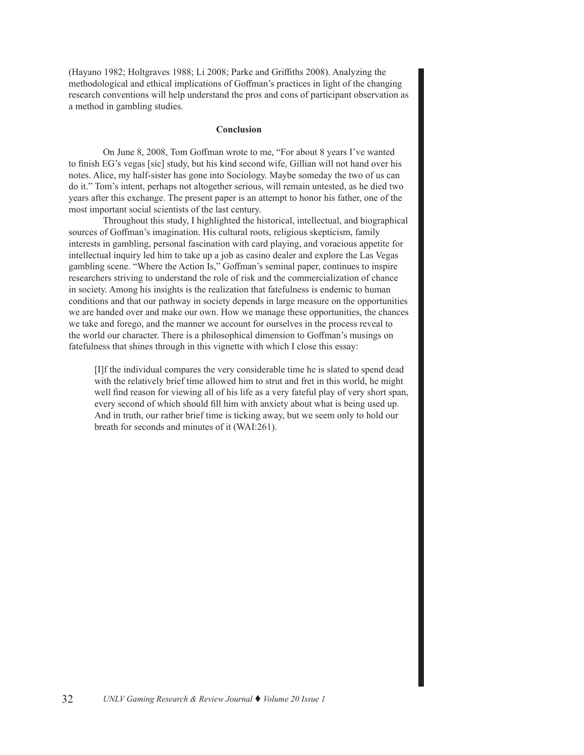(Hayano 1982; Holtgraves 1988; Li 2008; Parke and Griffiths 2008). Analyzing the methodological and ethical implications of Goffman's practices in light of the changing research conventions will help understand the pros and cons of participant observation as a method in gambling studies.

## Conclusion

On June 8, 2008, Tom Goffman wrote to me, "For about 8 years I've wanted to finish EG's vegas [sic] study, but his kind second wife, Gillian will not hand over his notes. Alice, my half-sister has gone into Sociology. Maybe someday the two of us can do it." Tom's intent, perhaps not altogether serious, will remain untested, as he died two years after this exchange. The present paper is an attempt to honor his father, one of the most important social scientists of the last century.

Throughout this study, I highlighted the historical, intellectual, and biographical sources of Goffman's imagination. His cultural roots, religious skepticism, family interests in gambling, personal fascination with card playing, and voracious appetite for intellectual inquiry led him to take up a job as casino dealer and explore the Las Vegas gambling scene. "Where the Action Is," Goffman's seminal paper, continues to inspire researchers striving to understand the role of risk and the commercialization of chance in society. Among his insights is the realization that fatefulness is endemic to human conditions and that our pathway in society depends in large measure on the opportunities we are handed over and make our own. How we manage these opportunities, the chances we take and forego, and the manner we account for ourselves in the process reveal to the world our character. There is a philosophical dimension to Goffman's musings on fatefulness that shines through in this vignette with which I close this essay:

> [I]f the individual compares the very considerable time he is slated to spend dead with the relatively brief time allowed him to strut and fret in this world, he might well find reason for viewing all of his life as a very fateful play of very short span, every second of which should fill him with anxiety about what is being used up. And in truth, our rather brief time is ticking away, but we seem only to hold our breath for seconds and minutes of it (WAI:261).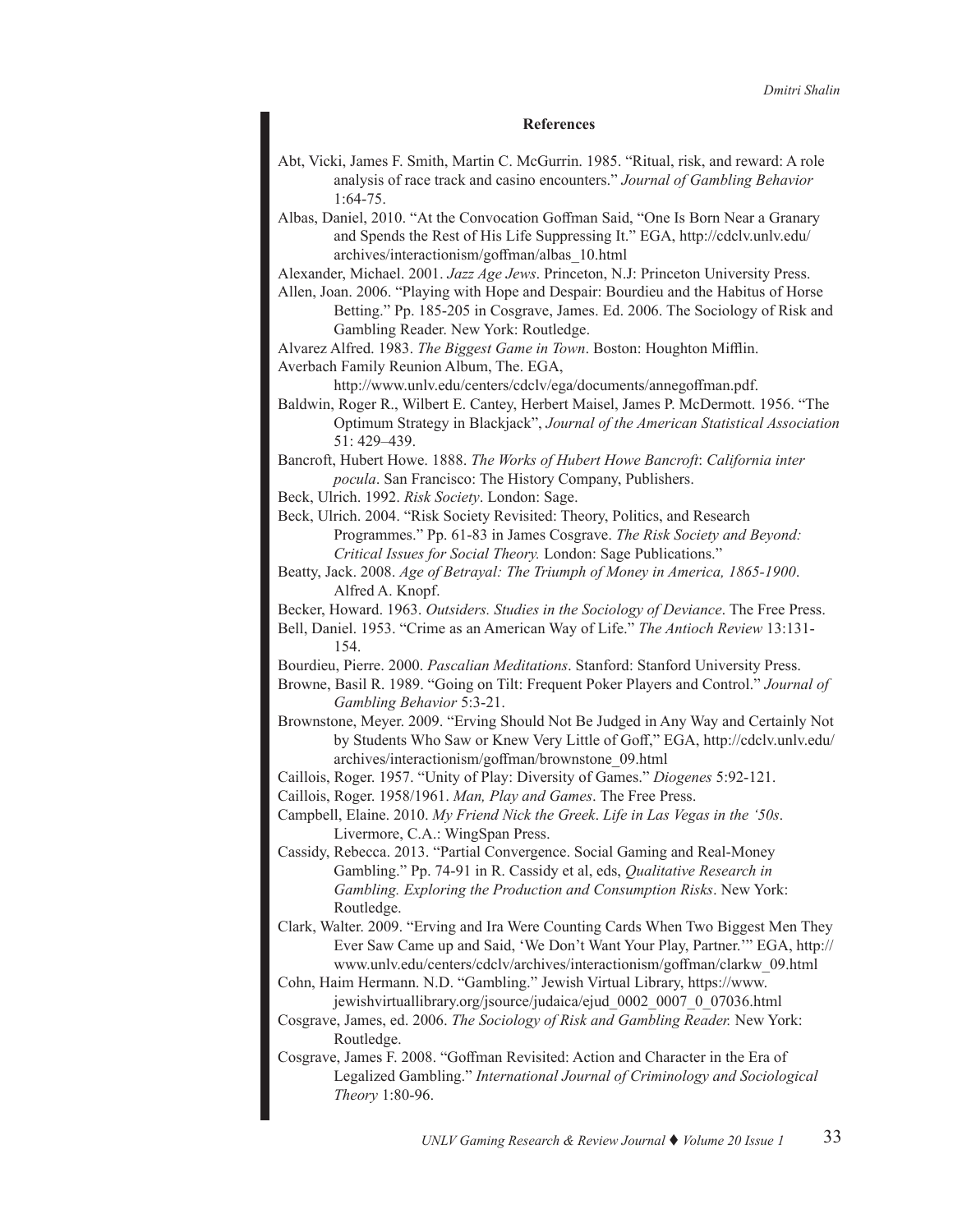## References

Abt, Vicki, James F. Smith, Martin C. McGurrin. 1985. "Ritual, risk, and reward: A role analysis of race track and casino encounters." *Journal of Gambling Behavior* 1:64-75.

Albas, Daniel, 2010. "At the Convocation Goffman Said, "One Is Born Near a Granary and Spends the Rest of His Life Suppressing It." EGA, http://cdclv.unlv.edu/archives/interactionism/goffman/albas_10.html

Alexander, Michael. 2001. *Jazz Age Jews*. Princeton, N.J: Princeton University Press.

Allen, Joan. 2006. "Playing with Hope and Despair: Bourdieu and the Habitus of Horse Betting." Pp. 185-205 in Cosgrave, James. Ed. 2006. The Sociology of Risk and Gambling Reader. New York: Routledge.

Alvarez Alfred. 1983. *The Biggest Game in Town*. Boston: Houghton Mifflin.

Averbach Family Reunion Album, The. EGA, http://www.unlv.edu/centers/cdclv/ega/documents/annegoffman.pdf.

Baldwin, Roger R., Wilbert E. Cantey, Herbert Maisel, James P. McDermott. 1956. "The Optimum Strategy in Blackjack", *Journal of the American Statistical Association* 51: 429–439.

Bancroft, Hubert Howe. 1888. *The Works of Hubert Howe Bancroft*: *California inter pocula*. San Francisco: The History Company, Publishers.

Beck, Ulrich. 1992. *Risk Society*. London: Sage.

Beck, Ulrich. 2004. "Risk Society Revisited: Theory, Politics, and Research Programmes." Pp. 61-83 in James Cosgrave. *The Risk Society and Beyond: Critical Issues for Social Theory.* London: Sage Publications."

Beatty, Jack. 2008. *Age of Betrayal: The Triumph of Money in America, 1865-1900*. Alfred A. Knopf.

Becker, Howard. 1963. *Outsiders. Studies in the Sociology of Deviance*. The Free Press.

Bell, Daniel. 1953. "Crime as an American Way of Life." *The Antioch Review* 13:131-154.

Bourdieu, Pierre. 2000. *Pascalian Meditations*. Stanford: Stanford University Press.

Browne, Basil R. 1989. "Going on Tilt: Frequent Poker Players and Control." *Journal of Gambling Behavior* 5:3-21.

Brownstone, Meyer. 2009. "Erving Should Not Be Judged in Any Way and Certainly Not by Students Who Saw or Knew Very Little of Goff," EGA, http://cdclv.unlv.edu/archives/interactionism/goffman/brownstone_09.html

Caillois, Roger. 1957. "Unity of Play: Diversity of Games." *Diogenes* 5:92-121.

Caillois, Roger. 1958/1961. *Man, Play and Games*. The Free Press.

Campbell, Elaine. 2010. *My Friend Nick the Greek*. *Life in Las Vegas in the '50s*. Livermore, C.A.: WingSpan Press.

Cassidy, Rebecca. 2013. "Partial Convergence. Social Gaming and Real-Money Gambling." Pp. 74-91 in R. Cassidy et al, eds, *Qualitative Research in Gambling. Exploring the Production and Consumption Risks*. New York: Routledge.

Clark, Walter. 2009. "Erving and Ira Were Counting Cards When Two Biggest Men They Ever Saw Came up and Said, 'We Don't Want Your Play, Partner.'" EGA, http://www.unlv.edu/centers/cdclv/archives/interactionism/goffman/clarkw_09.html

Cohn, Haim Hermann. N.D. "Gambling." Jewish Virtual Library, https://www.jewishvirtuallibrary.org/jsource/judaica/ejud_0002_0007_0_07036.html

Cosgrave, James, ed. 2006. *The Sociology of Risk and Gambling Reader.* New York: Routledge.

Cosgrave, James F. 2008. "Goffman Revisited: Action and Character in the Era of Legalized Gambling." *International Journal of Criminology and Sociological Theory* 1:80-96.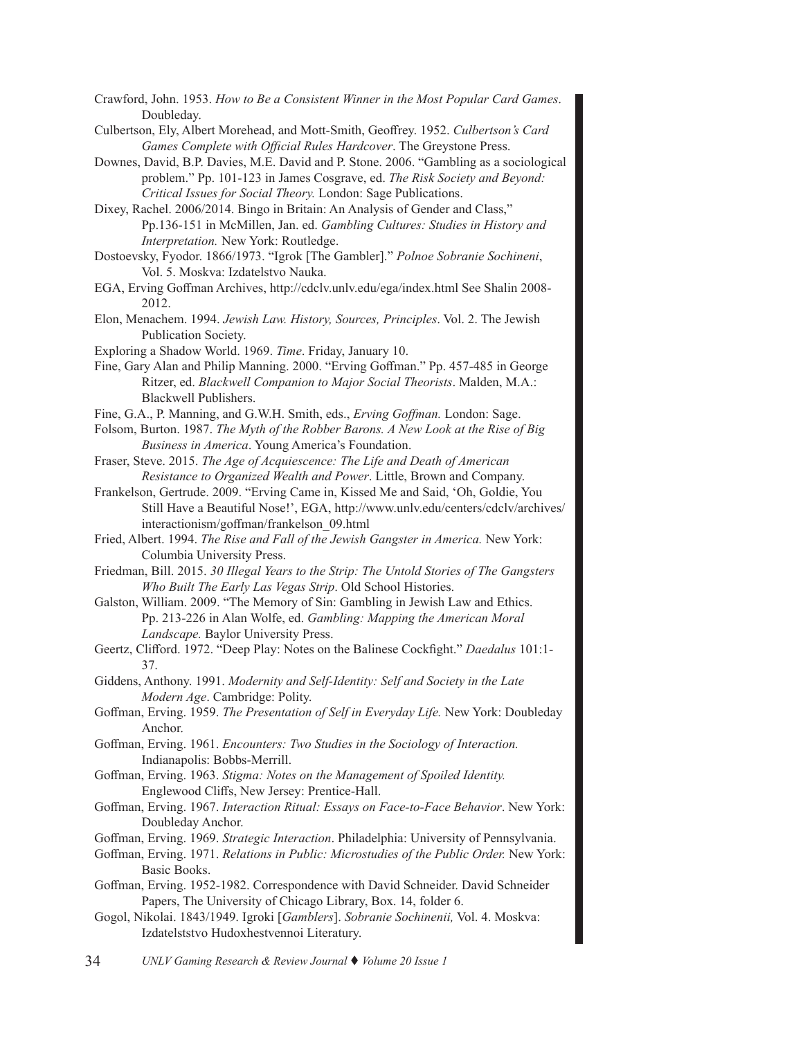Crawford, John. 1953. *How to Be a Consistent Winner in the Most Popular Card Games*. Doubleday.

Culbertson, Ely, Albert Morehead, and Mott-Smith, Geoffrey. 1952. *Culbertson's Card Games Complete with Official Rules Hardcover*. The Greystone Press.

Downes, David, B.P. Davies, M.E. David and P. Stone. 2006. "Gambling as a sociological problem." Pp. 101-123 in James Cosgrave, ed. *The Risk Society and Beyond: Critical Issues for Social Theory.* London: Sage Publications.

Dixey, Rachel. 2006/2014. Bingo in Britain: An Analysis of Gender and Class," Pp.136-151 in McMillen, Jan. ed. *Gambling Cultures: Studies in History and Interpretation.* New York: Routledge.

Dostoevsky, Fyodor. 1866/1973. "Igrok [The Gambler]." *Polnoe Sobranie Sochineni*, Vol. 5. Moskva: Izdatelstvo Nauka.

EGA, Erving Goffman Archives, http://cdclv.unlv.edu/ega/index.html See Shalin 2008-2012.

Elon, Menachem. 1994. *Jewish Law. History, Sources, Principles*. Vol. 2. The Jewish Publication Society.

Exploring a Shadow World. 1969. *Time*. Friday, January 10.

Fine, Gary Alan and Philip Manning. 2000. "Erving Goffman." Pp. 457-485 in George Ritzer, ed. *Blackwell Companion to Major Social Theorists*. Malden, M.A.: Blackwell Publishers.

Fine, G.A., P. Manning, and G.W.H. Smith, eds., *Erving Goffman.* London: Sage.

Folsom, Burton. 1987. *The Myth of the Robber Barons. A New Look at the Rise of Big Business in America*. Young America's Foundation.

Fraser, Steve. 2015. *The Age of Acquiescence: The Life and Death of American Resistance to Organized Wealth and Power*. Little, Brown and Company.

Frankelson, Gertrude. 2009. "Erving Came in, Kissed Me and Said, 'Oh, Goldie, You Still Have a Beautiful Nose!', EGA, http://www.unlv.edu/centers/cdclv/archives/interactionism/goffman/frankelson_09.html

Fried, Albert. 1994. *The Rise and Fall of the Jewish Gangster in America.* New York: Columbia University Press.

Friedman, Bill. 2015. *30 Illegal Years to the Strip: The Untold Stories of The Gangsters Who Built The Early Las Vegas Strip*. Old School Histories.

Galston, William. 2009. "The Memory of Sin: Gambling in Jewish Law and Ethics. Pp. 213-226 in Alan Wolfe, ed. *Gambling: Mapping the American Moral Landscape.* Baylor University Press.

Geertz, Clifford. 1972. "Deep Play: Notes on the Balinese Cockfight." *Daedalus* 101:1-37.

Giddens, Anthony. 1991. *Modernity and Self-Identity: Self and Society in the Late Modern Age*. Cambridge: Polity.

Goffman, Erving. 1959. *The Presentation of Self in Everyday Life.* New York: Doubleday Anchor.

Goffman, Erving. 1961. *Encounters: Two Studies in the Sociology of Interaction.* Indianapolis: Bobbs-Merrill.

Goffman, Erving. 1963. *Stigma: Notes on the Management of Spoiled Identity.* Englewood Cliffs, New Jersey: Prentice-Hall.

Goffman, Erving. 1967. *Interaction Ritual: Essays on Face-to-Face Behavior*. New York: Doubleday Anchor.

Goffman, Erving. 1969. *Strategic Interaction*. Philadelphia: University of Pennsylvania.

Goffman, Erving. 1971. *Relations in Public: Microstudies of the Public Order.* New York: Basic Books.

Goffman, Erving. 1952-1982. Correspondence with David Schneider. David Schneider Papers, The University of Chicago Library, Box. 14, folder 6.

Gogol, Nikolai. 1843/1949. Igroki [*Gamblers*]. *Sobranie Sochinenii,* Vol. 4. Moskva: Izdatelststvo Hudoxhestvennoi Literatury.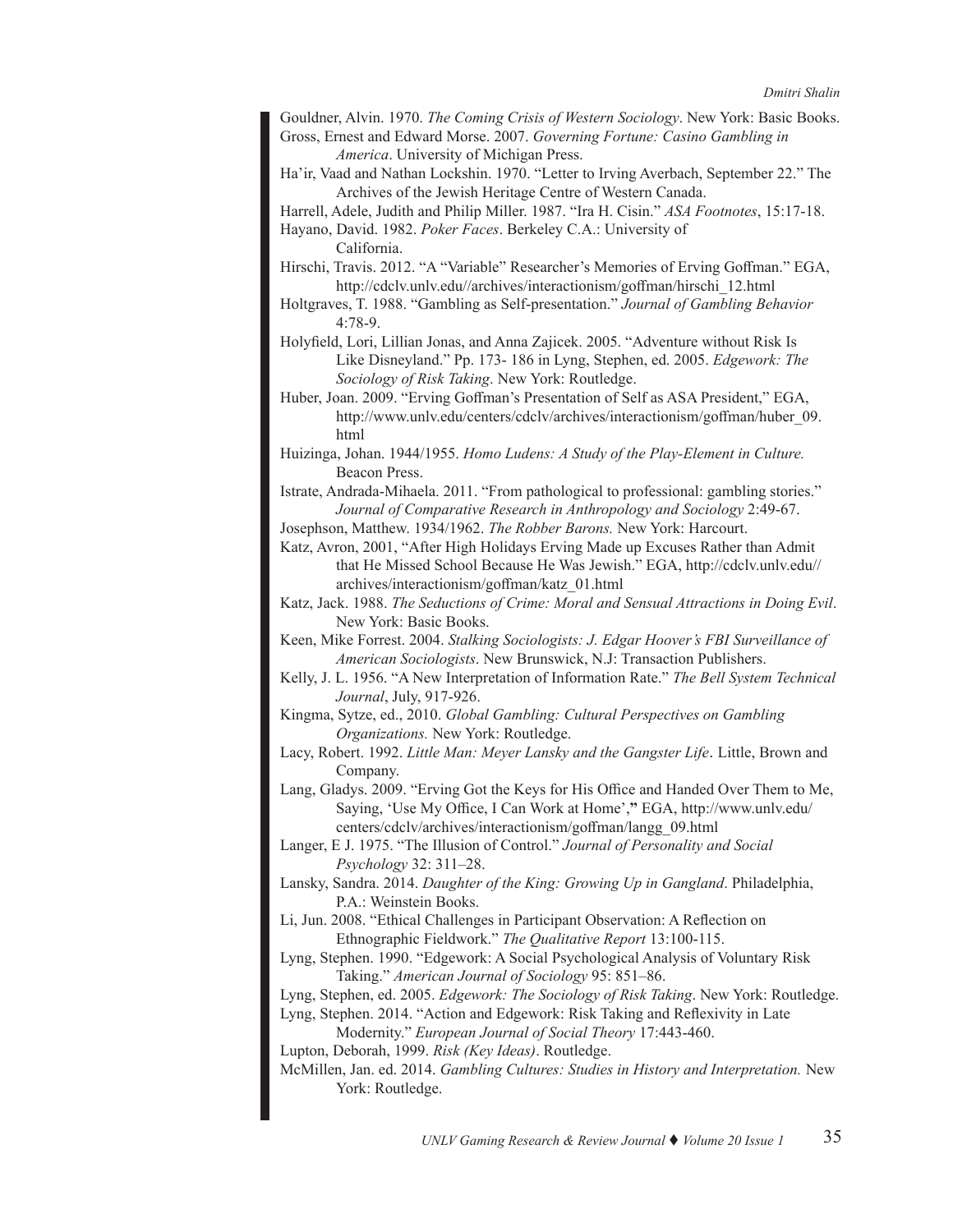Gouldner, Alvin. 1970. *The Coming Crisis of Western Sociology*. New York: Basic Books.

Gross, Ernest and Edward Morse. 2007. *Governing Fortune: Casino Gambling in America*. University of Michigan Press.

Ha'ir, Vaad and Nathan Lockshin. 1970. "Letter to Irving Averbach, September 22." The Archives of the Jewish Heritage Centre of Western Canada.

Harrell, Adele, Judith and Philip Miller. 1987. "Ira H. Cisin." *ASA Footnotes*, 15:17-18.

Hayano, David. 1982. *Poker Faces*. Berkeley C.A.: University of California.

Hirschi, Travis. 2012. "A "Variable" Researcher's Memories of Erving Goffman." EGA, http://cdclv.unlv.edu//archives/interactionism/goffman/hirschi_12.html

Holtgraves, T. 1988. "Gambling as Self-presentation." *Journal of Gambling Behavior* 4:78-9.

Holyfield, Lori, Lillian Jonas, and Anna Zajicek. 2005. "Adventure without Risk Is Like Disneyland." Pp. 173- 186 in Lyng, Stephen, ed. 2005. *Edgework: The Sociology of Risk Taking*. New York: Routledge.

Huber, Joan. 2009. "Erving Goffman's Presentation of Self as ASA President," EGA, http://www.unlv.edu/centers/cdclv/archives/interactionism/goffman/huber_09.html

Huizinga, Johan. 1944/1955. *Homo Ludens: A Study of the Play-Element in Culture.* Beacon Press.

Istrate, Andrada-Mihaela. 2011. "From pathological to professional: gambling stories." *Journal of Comparative Research in Anthropology and Sociology* 2:49-67.

Josephson, Matthew. 1934/1962. *The Robber Barons.* New York: Harcourt.

Katz, Avron, 2001, "After High Holidays Erving Made up Excuses Rather than Admit that He Missed School Because He Was Jewish." EGA, http://cdclv.unlv.edu//archives/interactionism/goffman/katz_01.html

Katz, Jack. 1988. *The Seductions of Crime: Moral and Sensual Attractions in Doing Evil*. New York: Basic Books.

Keen, Mike Forrest. 2004. *Stalking Sociologists: J. Edgar Hoover's FBI Surveillance of American Sociologists*. New Brunswick, N.J: Transaction Publishers.

Kelly, J. L. 1956. "A New Interpretation of Information Rate." *The Bell System Technical Journal*, July, 917-926.

Kingma, Sytze, ed., 2010. *Global Gambling: Cultural Perspectives on Gambling Organizations.* New York: Routledge.

Lacy, Robert. 1992. *Little Man: Meyer Lansky and the Gangster Life*. Little, Brown and Company.

Lang, Gladys. 2009. "Erving Got the Keys for His Office and Handed Over Them to Me, Saying, 'Use My Office, I Can Work at Home'," EGA, http://www.unlv.edu/centers/cdclv/archives/interactionism/goffman/langg_09.html

Langer, E J. 1975. "The Illusion of Control." *Journal of Personality and Social Psychology* 32: 311–28.

Lansky, Sandra. 2014. *Daughter of the King: Growing Up in Gangland*. Philadelphia, P.A.: Weinstein Books.

Li, Jun. 2008. "Ethical Challenges in Participant Observation: A Reflection on Ethnographic Fieldwork." *The Qualitative Report* 13:100-115.

Lyng, Stephen. 1990. "Edgework: A Social Psychological Analysis of Voluntary Risk Taking." *American Journal of Sociology* 95: 851–86.

Lyng, Stephen, ed. 2005. *Edgework: The Sociology of Risk Taking*. New York: Routledge.

Lyng, Stephen. 2014. "Action and Edgework: Risk Taking and Reflexivity in Late Modernity." *European Journal of Social Theory* 17:443-460.

Lupton, Deborah, 1999. *Risk (Key Ideas)*. Routledge.

McMillen, Jan. ed. 2014. *Gambling Cultures: Studies in History and Interpretation.* New York: Routledge.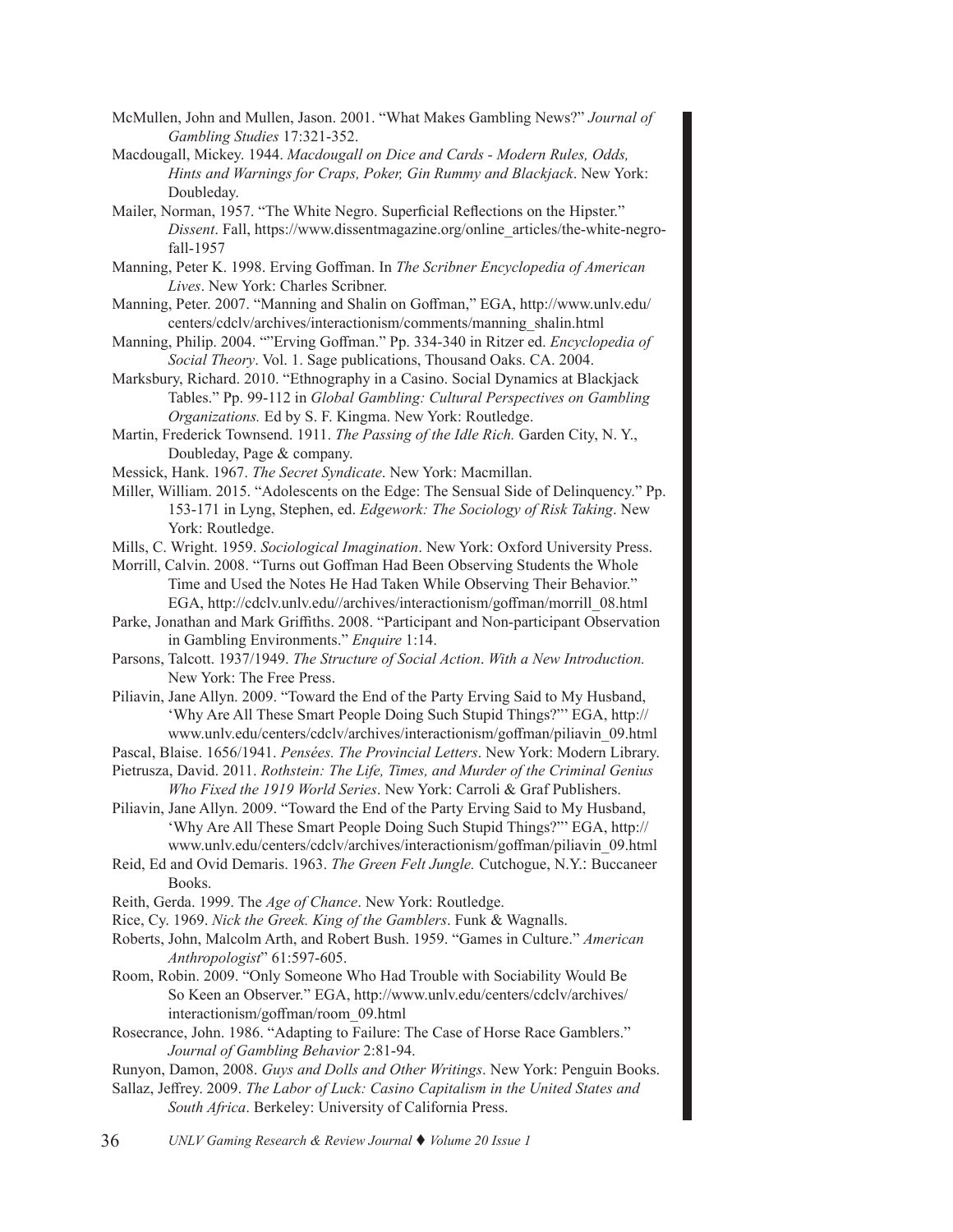McMullen, John and Mullen, Jason. 2001. “What Makes Gambling News?” *Journal of Gambling Studies* 17:321-352.

Macdougall, Mickey. 1944. *Macdougall on Dice and Cards - Modern Rules, Odds, Hints and Warnings for Craps, Poker, Gin Rummy and Blackjack*. New York: Doubleday.

Mailer, Norman, 1957. “The White Negro. Superficial Reflections on the Hipster.” *Dissent*. Fall, https://www.dissentmagazine.org/online_articles/the-white-negro-fall-1957

Manning, Peter K. 1998. Erving Goffman. In *The Scribner Encyclopedia of American Lives*. New York: Charles Scribner.

Manning, Peter. 2007. “Manning and Shalin on Goffman,” EGA, http://www.unlv.edu/centers/cdclv/archives/interactionism/comments/manning_shalin.html

Manning, Philip. 2004. “"Erving Goffman.” Pp. 334-340 in Ritzer ed. *Encyclopedia of Social Theory*. Vol. 1. Sage publications, Thousand Oaks. CA. 2004.

Marksbury, Richard. 2010. “Ethnography in a Casino. Social Dynamics at Blackjack Tables.” Pp. 99-112 in *Global Gambling: Cultural Perspectives on Gambling Organizations.* Ed by S. F. Kingma. New York: Routledge.

Martin, Frederick Townsend. 1911. *The Passing of the Idle Rich.* Garden City, N. Y., Doubleday, Page & company.

Messick, Hank. 1967. *The Secret Syndicate*. New York: Macmillan.

Miller, William. 2015. “Adolescents on the Edge: The Sensual Side of Delinquency.” Pp. 153-171 in Lyng, Stephen, ed. *Edgework: The Sociology of Risk Taking*. New York: Routledge.

Mills, C. Wright. 1959. *Sociological Imagination*. New York: Oxford University Press.

Morrill, Calvin. 2008. “Turns out Goffman Had Been Observing Students the Whole Time and Used the Notes He Had Taken While Observing Their Behavior.” EGA, http://cdclv.unlv.edu//archives/interactionism/goffman/morrill_08.html

Parke, Jonathan and Mark Griffiths. 2008. “Participant and Non-participant Observation in Gambling Environments.” *Enquire* 1:14.

Parsons, Talcott. 1937/1949. *The Structure of Social Action*. *With a New Introduction.* New York: The Free Press.

Piliavin, Jane Allyn. 2009. “Toward the End of the Party Erving Said to My Husband, ‘Why Are All These Smart People Doing Such Stupid Things?”’ EGA, http://www.unlv.edu/centers/cdclv/archives/interactionism/goffman/piliavin_09.html

Pascal, Blaise. 1656/1941. *Pensées. The Provincial Letters*. New York: Modern Library.

Pietrusza, David. 2011. *Rothstein: The Life, Times, and Murder of the Criminal Genius Who Fixed the 1919 World Series*. New York: Carroli & Graf Publishers.

Piliavin, Jane Allyn. 2009. “Toward the End of the Party Erving Said to My Husband, ‘Why Are All These Smart People Doing Such Stupid Things?”’ EGA, http://www.unlv.edu/centers/cdclv/archives/interactionism/goffman/piliavin_09.html

Reid, Ed and Ovid Demaris. 1963. *The Green Felt Jungle.* Cutchogue, N.Y.: Buccaneer Books.

Reith, Gerda. 1999. The *Age of Chance*. New York: Routledge.

Rice, Cy. 1969. *Nick the Greek. King of the Gamblers*. Funk & Wagnalls.

Roberts, John, Malcolm Arth, and Robert Bush. 1959. “Games in Culture.” *American Anthropologist*” 61:597-605.

Room, Robin. 2009. “Only Someone Who Had Trouble with Sociability Would Be So Keen an Observer.” EGA, http://www.unlv.edu/centers/cdclv/archives/interactionism/goffman/room_09.html

Rosecrance, John. 1986. “Adapting to Failure: The Case of Horse Race Gamblers.” *Journal of Gambling Behavior* 2:81-94.

Runyon, Damon, 2008. *Guys and Dolls and Other Writings*. New York: Penguin Books.

Sallaz, Jeffrey. 2009. *The Labor of Luck: Casino Capitalism in the United States and South Africa*. Berkeley: University of California Press.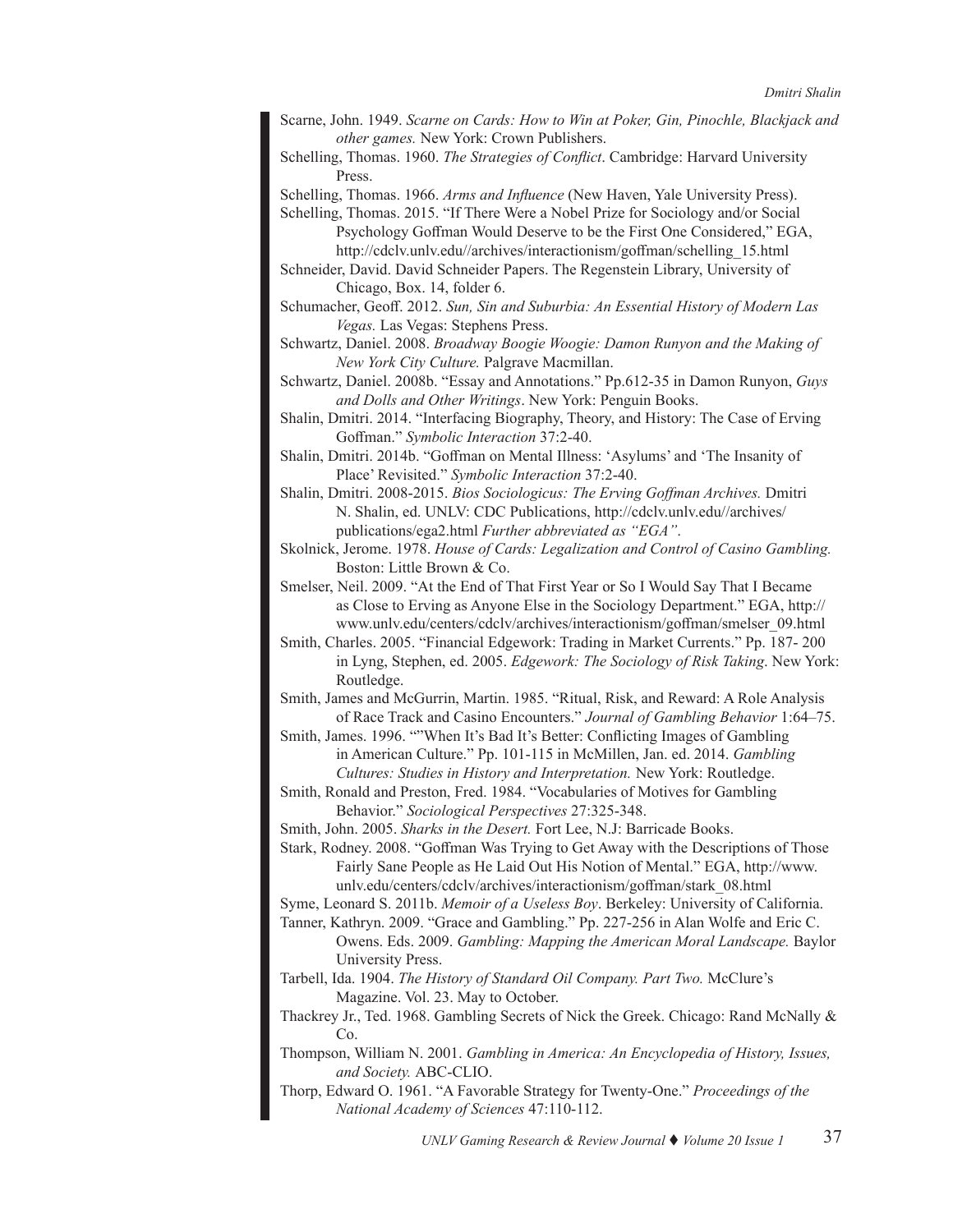Scarne, John. 1949. *Scarne on Cards: How to Win at Poker, Gin, Pinochle, Blackjack and other games.* New York: Crown Publishers.

Schelling, Thomas. 1960. *The Strategies of Conflict*. Cambridge: Harvard University Press.

Schelling, Thomas. 1966. *Arms and Influence* (New Haven, Yale University Press).

Schelling, Thomas. 2015. "If There Were a Nobel Prize for Sociology and/or Social Psychology Goffman Would Deserve to be the First One Considered," EGA, http://cdclv.unlv.edu//archives/interactionism/goffman/schelling_15.html

Schneider, David. David Schneider Papers. The Regenstein Library, University of Chicago, Box. 14, folder 6.

Schumacher, Geoff. 2012. *Sun, Sin and Suburbia: An Essential History of Modern Las Vegas.* Las Vegas: Stephens Press.

Schwartz, Daniel. 2008. *Broadway Boogie Woogie: Damon Runyon and the Making of New York City Culture.* Palgrave Macmillan.

Schwartz, Daniel. 2008b. "Essay and Annotations." Pp.612-35 in Damon Runyon, *Guys and Dolls and Other Writings*. New York: Penguin Books.

Shalin, Dmitri. 2014. "Interfacing Biography, Theory, and History: The Case of Erving Goffman." *Symbolic Interaction* 37:2-40.

Shalin, Dmitri. 2014b. "Goffman on Mental Illness: 'Asylums' and 'The Insanity of Place' Revisited." *Symbolic Interaction* 37:2-40.

Shalin, Dmitri. 2008-2015. *Bios Sociologicus: The Erving Goffman Archives.* Dmitri N. Shalin, ed. UNLV: CDC Publications, http://cdclv.unlv.edu//archives/publications/ega2.html *Further abbreviated as "EGA"*.

Skolnick, Jerome. 1978. *House of Cards: Legalization and Control of Casino Gambling.* Boston: Little Brown & Co.

Smelser, Neil. 2009. "At the End of That First Year or So I Would Say That I Became as Close to Erving as Anyone Else in the Sociology Department." EGA, http://www.unlv.edu/centers/cdclv/archives/interactionism/goffman/smelser_09.html

Smith, Charles. 2005. "Financial Edgework: Trading in Market Currents." Pp. 187- 200 in Lyng, Stephen, ed. 2005. *Edgework: The Sociology of Risk Taking*. New York: Routledge.

Smith, James and McGurrin, Martin. 1985. "Ritual, Risk, and Reward: A Role Analysis of Race Track and Casino Encounters." *Journal of Gambling Behavior* 1:64–75.

Smith, James. 1996. ""When It's Bad It's Better: Conflicting Images of Gambling in American Culture." Pp. 101-115 in McMillen, Jan. ed. 2014. *Gambling Cultures: Studies in History and Interpretation.* New York: Routledge.

Smith, Ronald and Preston, Fred. 1984. "Vocabularies of Motives for Gambling Behavior." *Sociological Perspectives* 27:325-348.

Smith, John. 2005. *Sharks in the Desert.* Fort Lee, N.J: Barricade Books.

Stark, Rodney. 2008. "Goffman Was Trying to Get Away with the Descriptions of Those Fairly Sane People as He Laid Out His Notion of Mental." EGA, http://www.unlv.edu/centers/cdclv/archives/interactionism/goffman/stark_08.html

Syme, Leonard S. 2011b. *Memoir of a Useless Boy*. Berkeley: University of California.

Tanner, Kathryn. 2009. "Grace and Gambling." Pp. 227-256 in Alan Wolfe and Eric C. Owens. Eds. 2009. *Gambling: Mapping the American Moral Landscape.* Baylor University Press.

Tarbell, Ida. 1904. *The History of Standard Oil Company. Part Two.* McClure's Magazine. Vol. 23. May to October.

Thackrey Jr., Ted. 1968. Gambling Secrets of Nick the Greek. Chicago: Rand McNally & Co.

Thompson, William N. 2001. *Gambling in America: An Encyclopedia of History, Issues, and Society.* ABC-CLIO.

Thorp, Edward O. 1961. "A Favorable Strategy for Twenty-One." *Proceedings of the National Academy of Sciences* 47:110-112.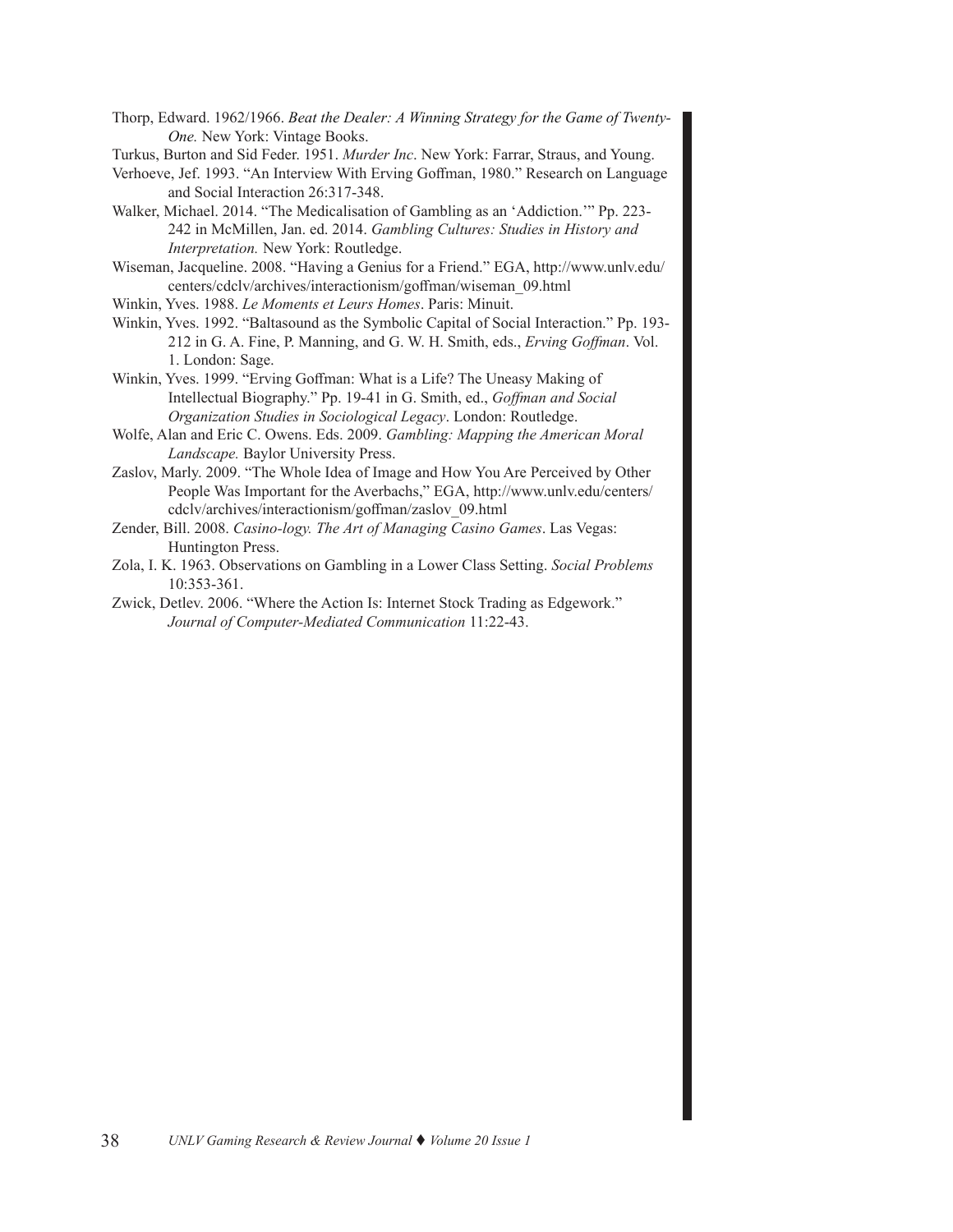Thorp, Edward. 1962/1966. *Beat the Dealer: A Winning Strategy for the Game of Twenty-One.* New York: Vintage Books.

Turkus, Burton and Sid Feder. 1951. *Murder Inc*. New York: Farrar, Straus, and Young.

Verhoeve, Jef. 1993. "An Interview With Erving Goffman, 1980." Research on Language and Social Interaction 26:317-348.

Walker, Michael. 2014. "The Medicalisation of Gambling as an 'Addiction.'" Pp. 223-242 in McMillen, Jan. ed. 2014. *Gambling Cultures: Studies in History and Interpretation.* New York: Routledge.

Wiseman, Jacqueline. 2008. "Having a Genius for a Friend." EGA, http://www.unlv.edu/centers/cdclv/archives/interactionism/goffman/wiseman_09.html

Winkin, Yves. 1988. *Le Moments et Leurs Homes*. Paris: Minuit.

Winkin, Yves. 1992. "Baltasound as the Symbolic Capital of Social Interaction." Pp. 193-212 in G. A. Fine, P. Manning, and G. W. H. Smith, eds., *Erving Goffman*. Vol. 1. London: Sage.

Winkin, Yves. 1999. "Erving Goffman: What is a Life? The Uneasy Making of Intellectual Biography." Pp. 19-41 in G. Smith, ed., *Goffman and Social Organization Studies in Sociological Legacy*. London: Routledge.

Wolfe, Alan and Eric C. Owens. Eds. 2009. *Gambling: Mapping the American Moral Landscape.* Baylor University Press.

Zaslov, Marly. 2009. "The Whole Idea of Image and How You Are Perceived by Other People Was Important for the Averbachs," EGA, http://www.unlv.edu/centers/cdclv/archives/interactionism/goffman/zaslov_09.html

Zender, Bill. 2008. *Casino-logy. The Art of Managing Casino Games*. Las Vegas: Huntington Press.

Zola, I. K. 1963. Observations on Gambling in a Lower Class Setting. *Social Problems* 10:353-361.

Zwick, Detlev. 2006. "Where the Action Is: Internet Stock Trading as Edgework." *Journal of Computer-Mediated Communication* 11:22-43.